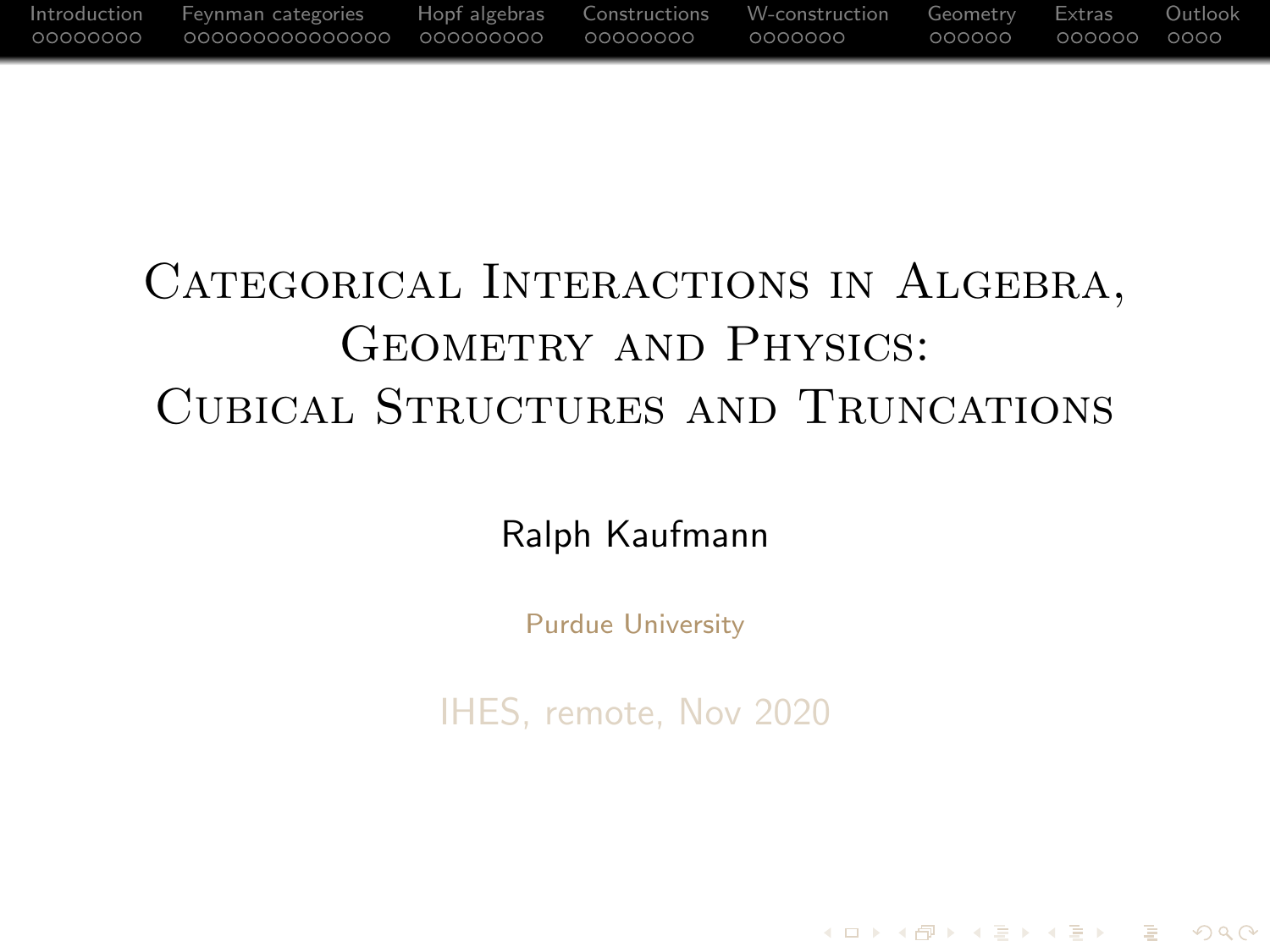# Categorical Interactions in Algebra, Geometry and Physics: Cubical Structures and Truncations

Ralph Kaufmann

Purdue University

IHES, remote, Nov 2020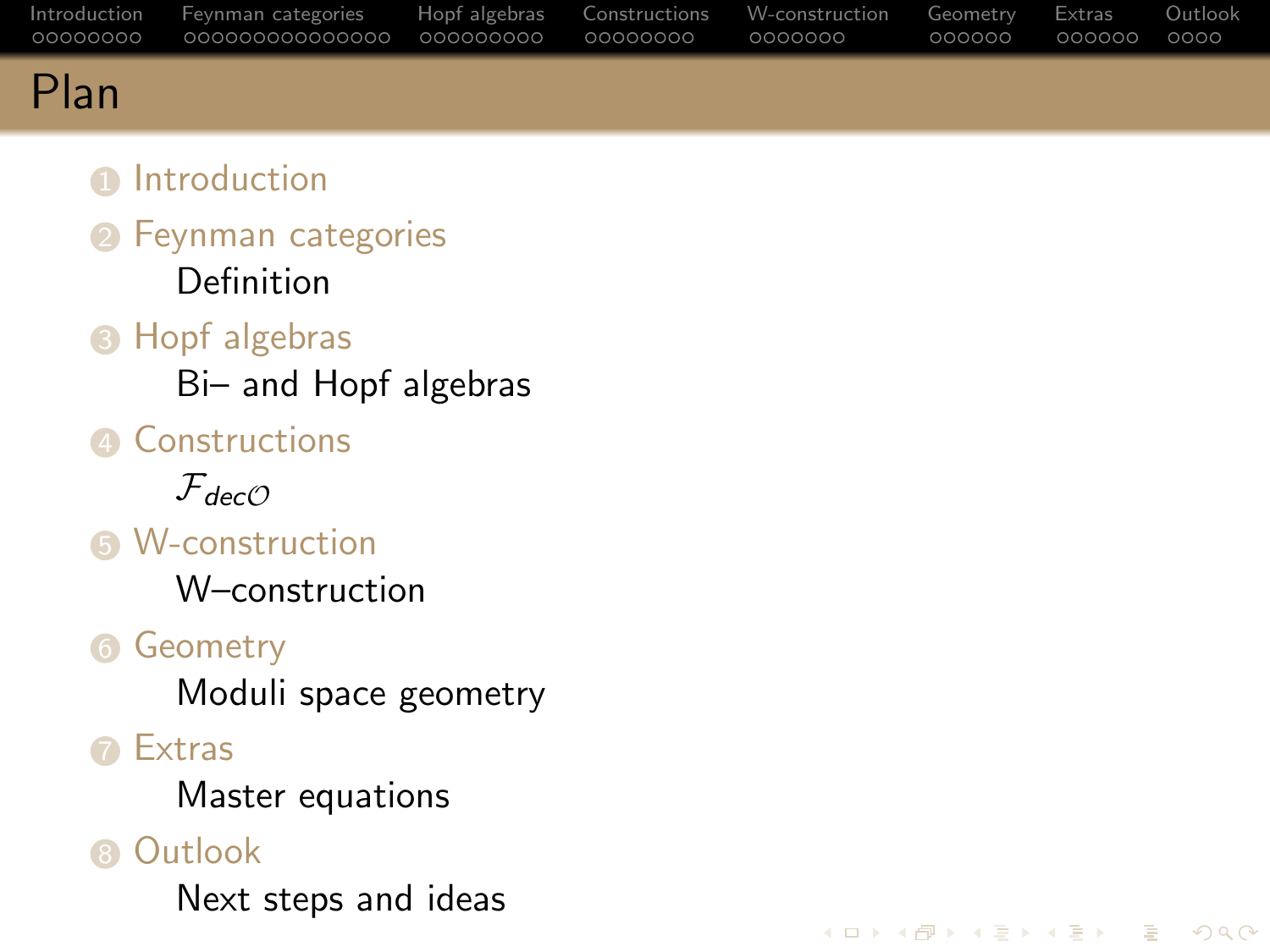# Plan

1. Introduction
2. Feynman categories
   - Definition
3. Hopf algebras
   - Bi– and Hopf algebras
4. Constructions
   - $\mathcal{F}_{dec\mathcal{O}}$
5. W-construction
   - W–construction
6. Geometry
   - Moduli space geometry
7. Extras
   - Master equations
8. Outlook
   - Next steps and ideas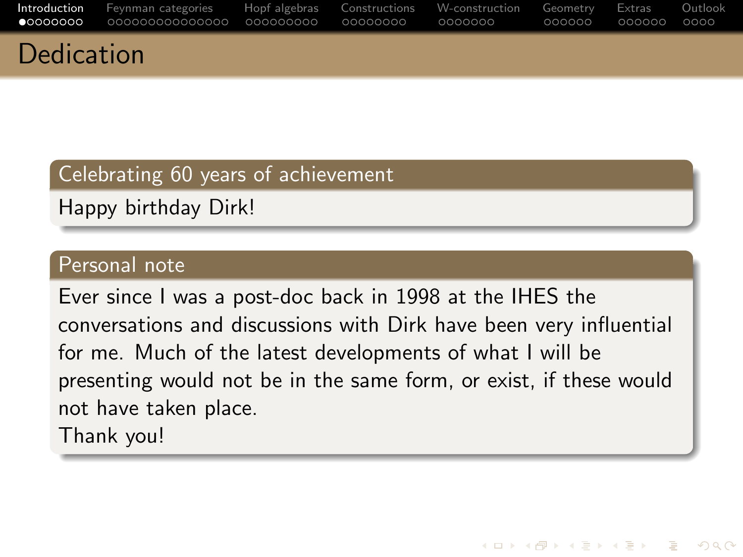# Dedication

### Celebrating 60 years of achievement

Happy birthday Dirk!

### Personal note

Ever since I was a post-doc back in 1998 at the IHES the conversations and discussions with Dirk have been very influential for me. Much of the latest developments of what I will be presenting would not be in the same form, or exist, if these would not have taken place.

Thank you!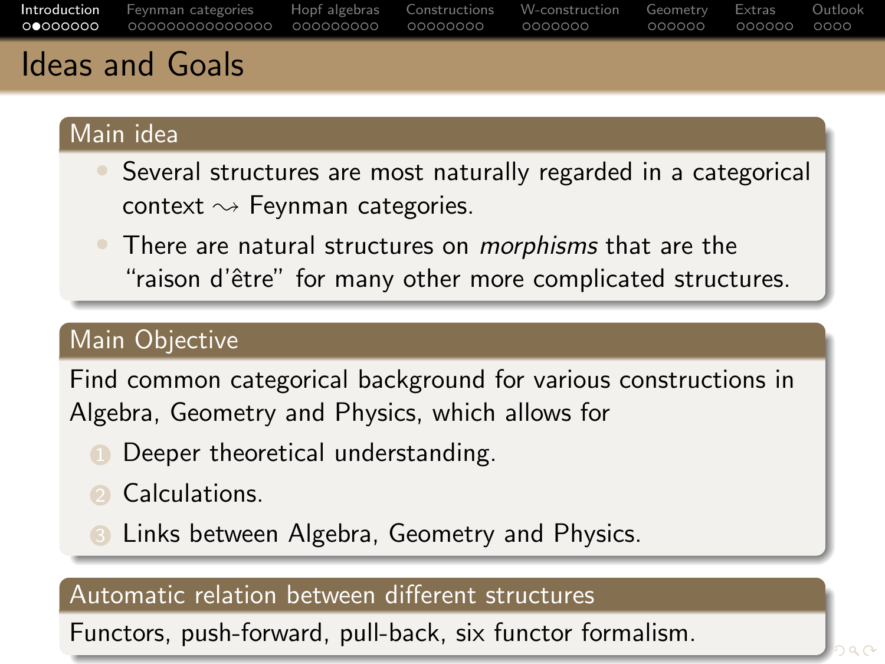# Ideas and Goals

## Main idea

- Several structures are most naturally regarded in a categorical context $\rightsquigarrow$ Feynman categories.
- There are natural structures on *morphisms* that are the "raison d'être" for many other more complicated structures.

## Main Objective

Find common categorical background for various constructions in Algebra, Geometry and Physics, which allows for

1. Deeper theoretical understanding.
2. Calculations.
3. Links between Algebra, Geometry and Physics.

## Automatic relation between different structures

Functors, push-forward, pull-back, six functor formalism.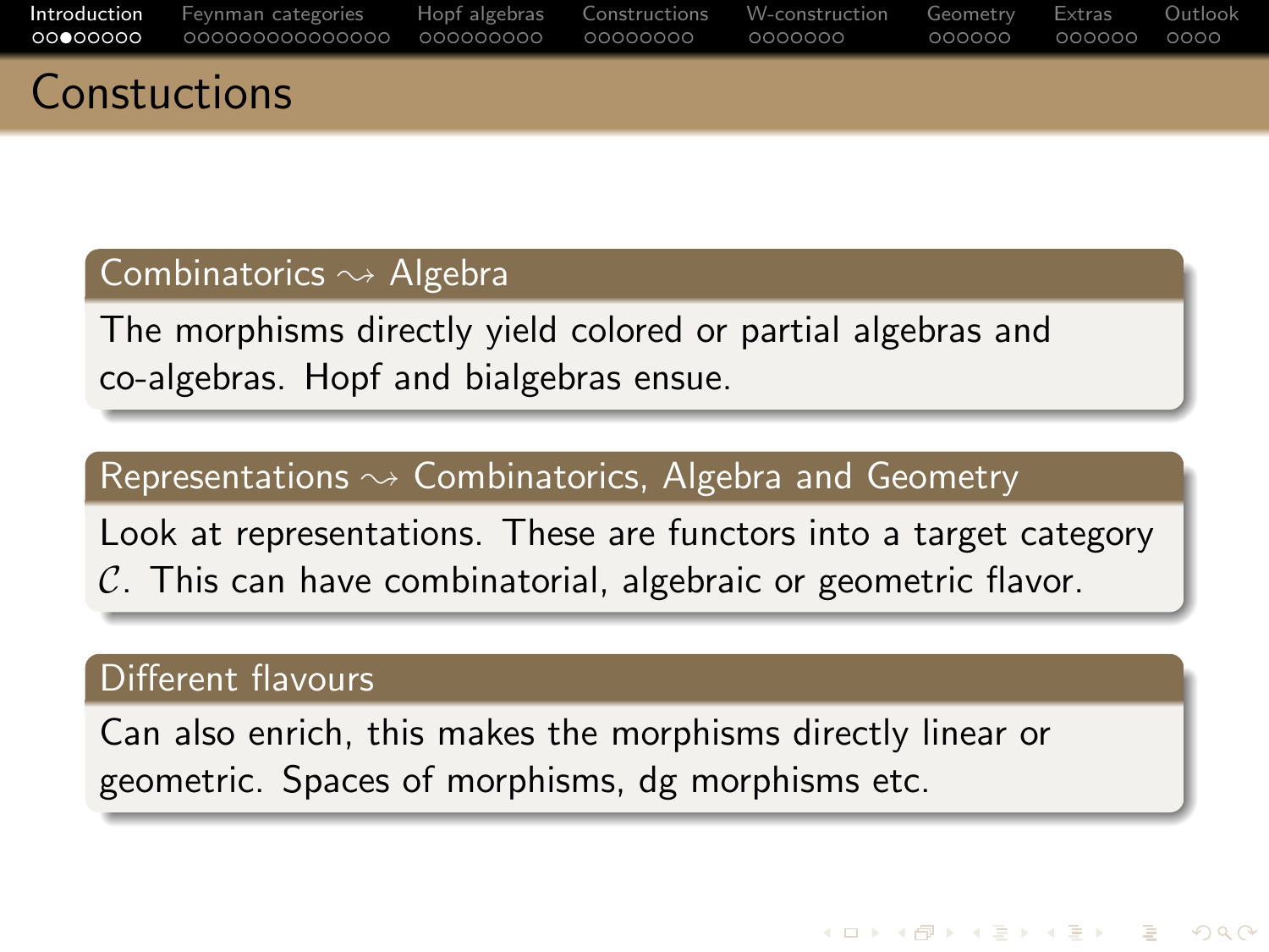# Constuctions

## Combinatorics $\rightsquigarrow$ Algebra

The morphisms directly yield colored or partial algebras and co-algebras. Hopf and bialgebras ensue.

## Representations $\rightsquigarrow$ Combinatorics, Algebra and Geometry

Look at representations. These are functors into a target category $\mathcal{C}$. This can have combinatorial, algebraic or geometric flavor.

## Different flavours

Can also enrich, this makes the morphisms directly linear or geometric. Spaces of morphisms, dg morphisms etc.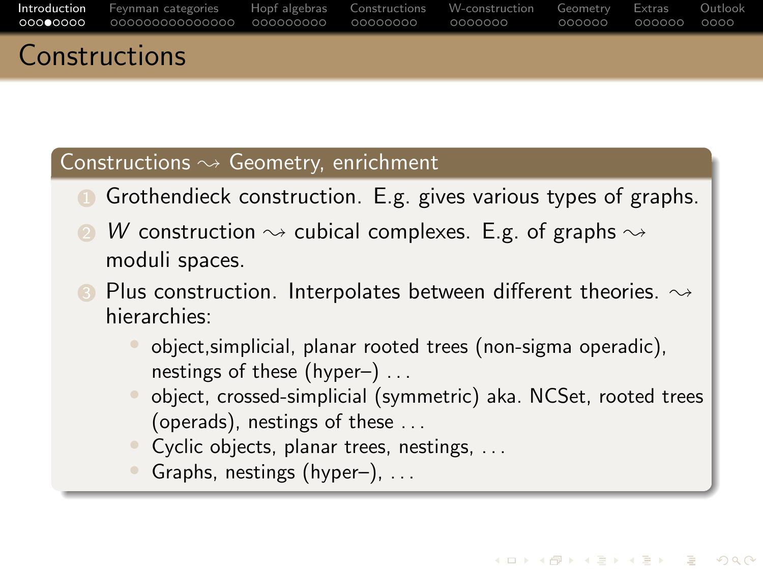# Constructions

## Constructions $\rightsquigarrow$ Geometry, enrichment

1. Grothendieck construction. E.g. gives various types of graphs.
2. $W$ construction $\rightsquigarrow$ cubical complexes. E.g. of graphs $\rightsquigarrow$ moduli spaces.
3. Plus construction. Interpolates between different theories. $\rightsquigarrow$ hierarchies:
   - object,simplicial, planar rooted trees (non-sigma operadic), nestings of these (hyper–) ...
   - object, crossed-simplicial (symmetric) aka. NCSet, rooted trees (operads), nestings of these ...
   - Cyclic objects, planar trees, nestings, ...
   - Graphs, nestings (hyper–), ...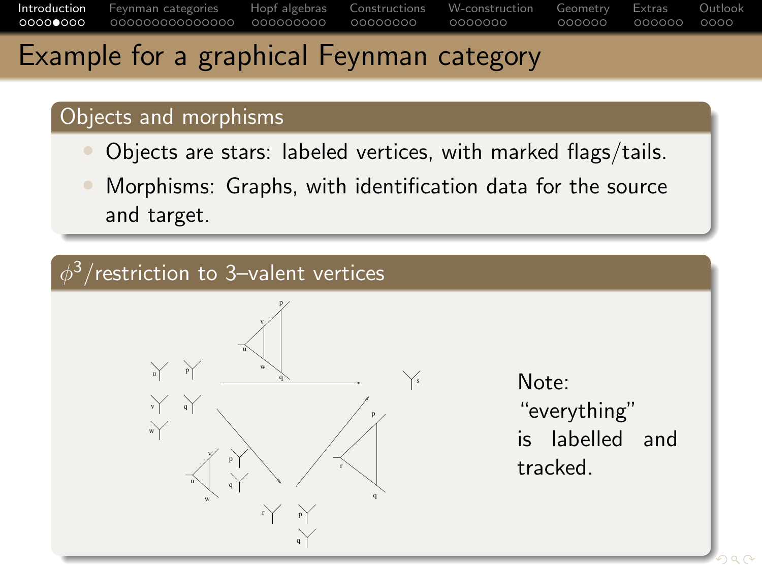# Example for a graphical Feynman category

## Objects and morphisms

- Objects are stars: labeled vertices, with marked flags/tails.
- Morphisms: Graphs, with identification data for the source and target.

## $\phi^3$/restriction to 3–valent vertices

Note: "everything" is labelled and tracked.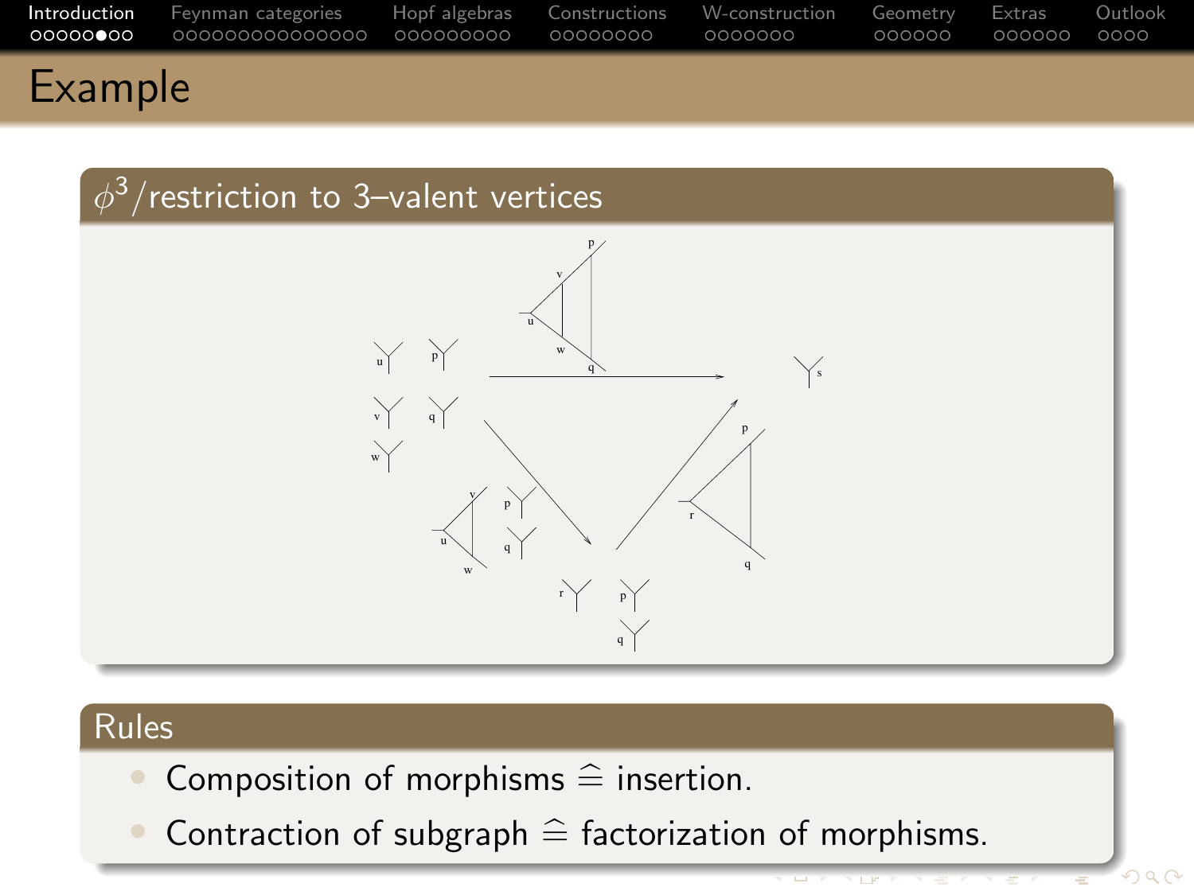# Example

## $\phi^3$/restriction to 3–valent vertices

## Rules

- Composition of morphisms $\widehat{=}$ insertion.
- Contraction of subgraph $\widehat{=}$ factorization of morphisms.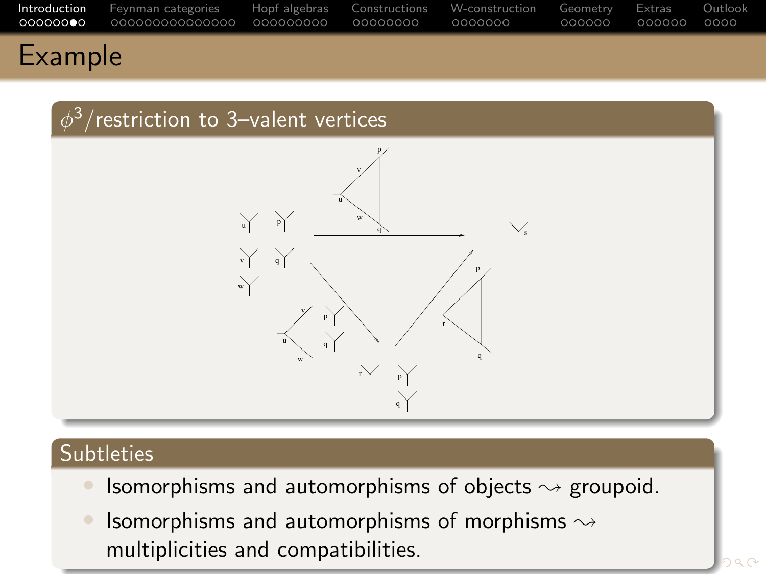# Example

## $\phi^3$/restriction to 3–valent vertices

## Subtleties

- Isomorphisms and automorphisms of objects $\rightsquigarrow$ groupoid.
- Isomorphisms and automorphisms of morphisms $\rightsquigarrow$ multiplicities and compatibilities.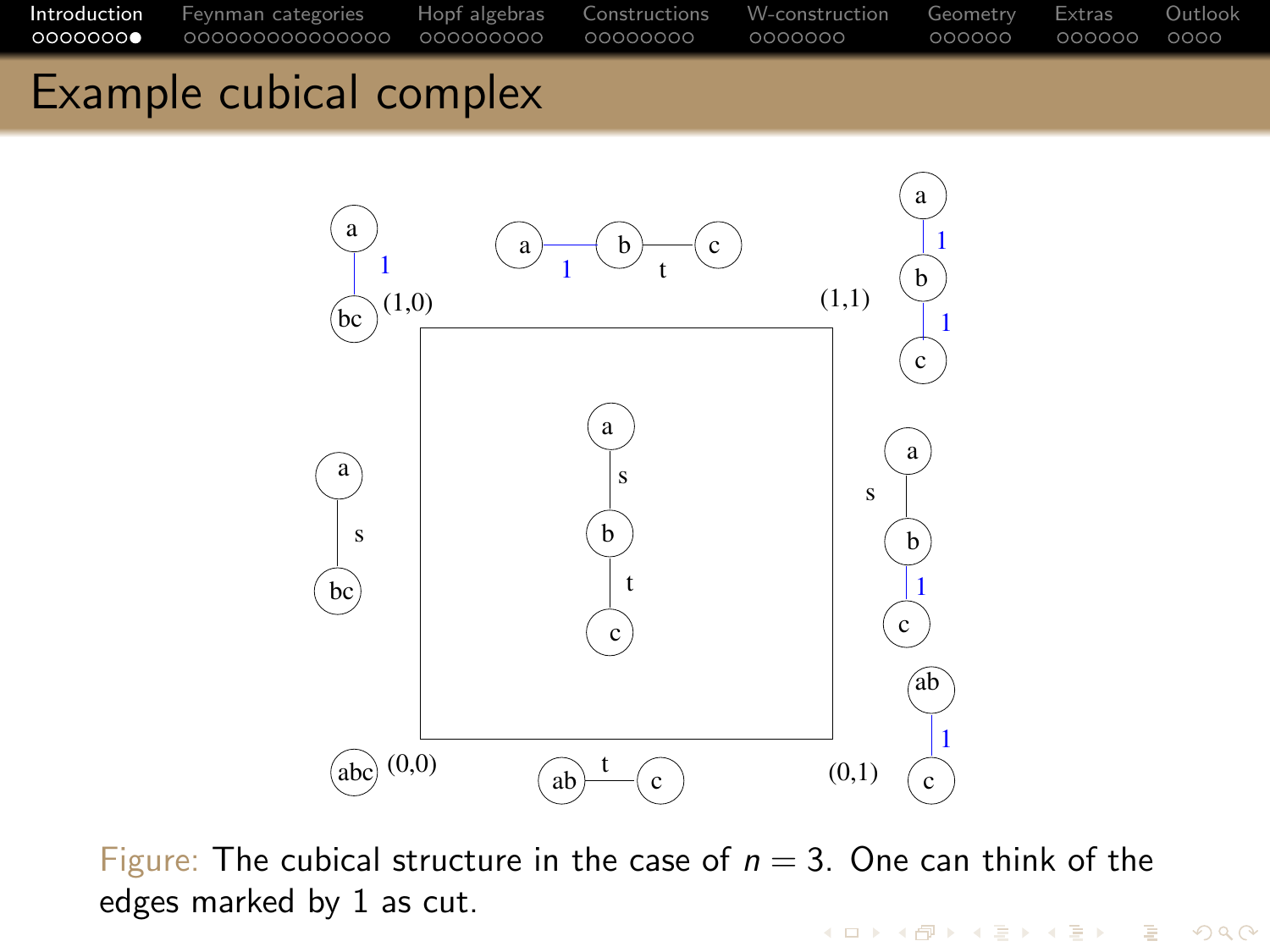# Example cubical complex

Figure: The cubical structure in the case of $n = 3$. One can think of the edges marked by 1 as cut.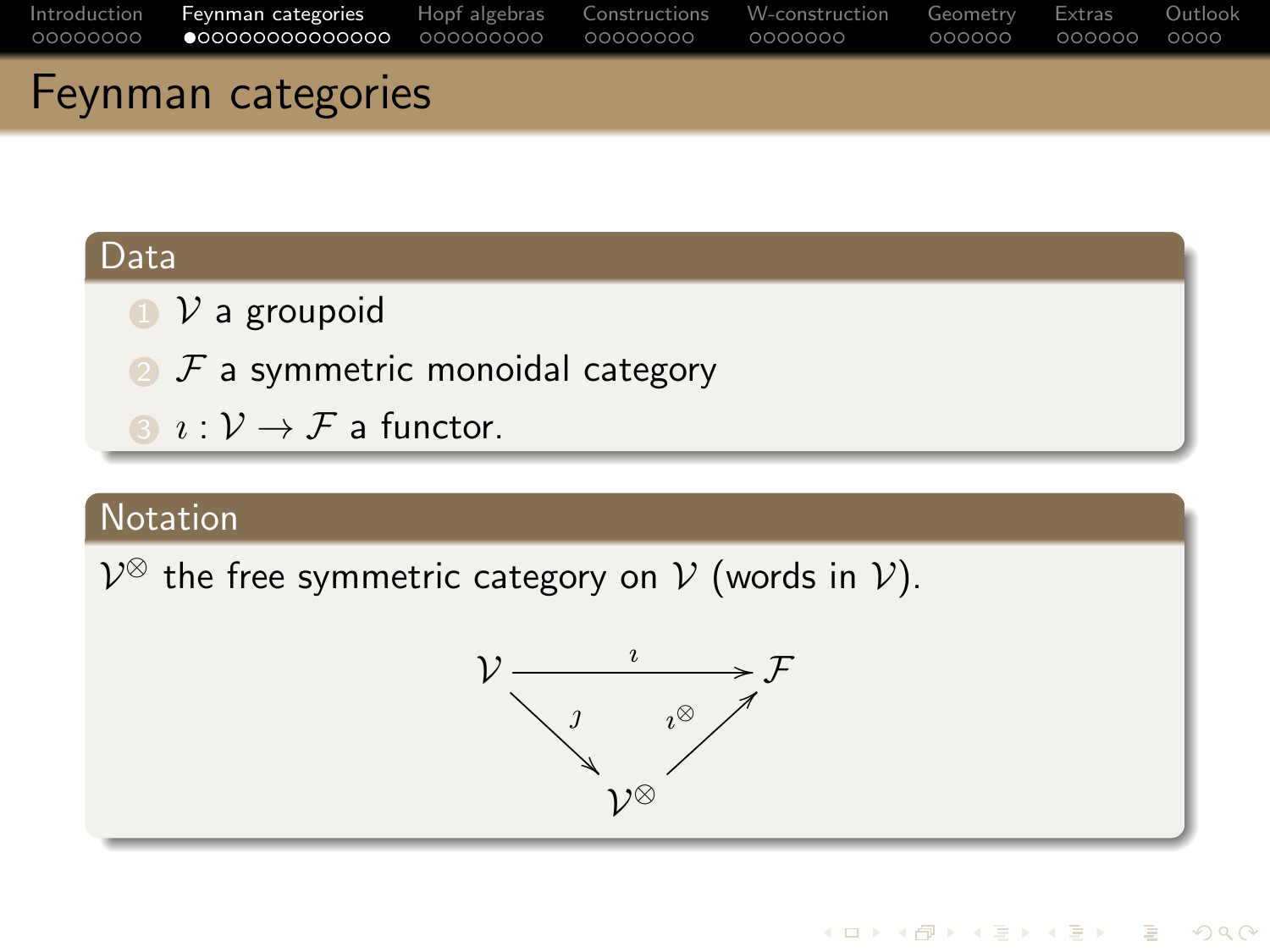# Feynman categories

## Data

1. $\mathcal{V}$ a groupoid
2. $\mathcal{F}$ a symmetric monoidal category
3. $\imath : \mathcal{V} \to \mathcal{F}$ a functor.

## Notation

$\mathcal{V}^{\otimes}$ the free symmetric category on $\mathcal{V}$ (words in $\mathcal{V}$).

$$
\begin{array}{ccc}
\mathcal{V} & \xrightarrow{\imath} & \mathcal{F} \\
& {\scriptstyle \jmath} \searrow \quad \nearrow {\scriptstyle \imath^{\otimes}} & \\
& \mathcal{V}^{\otimes} &
\end{array}
$$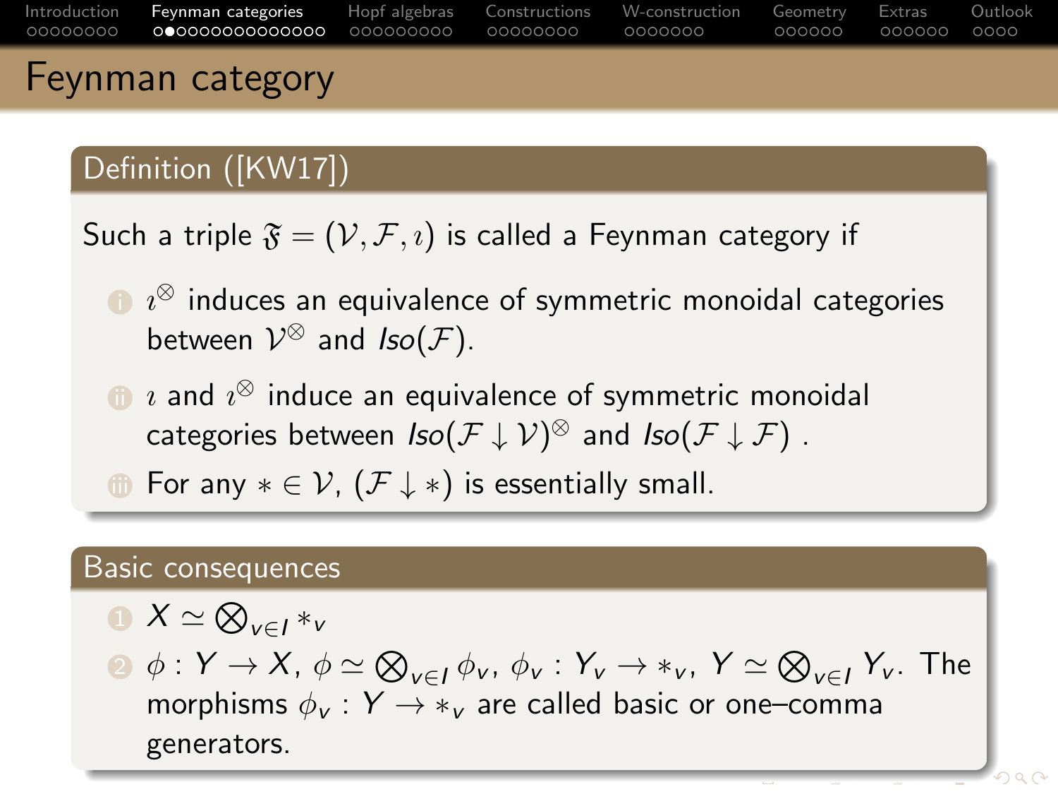# Feynman category

## Definition ([KW17])

Such a triple $\mathfrak{F} = (\mathcal{V}, \mathcal{F}, \imath)$ is called a Feynman category if

1. $\imath^{\otimes}$ induces an equivalence of symmetric monoidal categories between $\mathcal{V}^{\otimes}$ and $Iso(\mathcal{F})$.
2. $\imath$ and $\imath^{\otimes}$ induce an equivalence of symmetric monoidal categories between $Iso(\mathcal{F} \downarrow \mathcal{V})^{\otimes}$ and $Iso(\mathcal{F} \downarrow \mathcal{F})$ .
3. For any $* \in \mathcal{V}$, $(\mathcal{F} \downarrow *)$ is essentially small.

## Basic consequences

1. $X \simeq \bigotimes_{v \in I} *_v$
2. $\phi : Y \to X$, $\phi \simeq \bigotimes_{v \in I} \phi_v$, $\phi_v : Y_v \to *_v$, $Y \simeq \bigotimes_{v \in I} Y_v$. The morphisms $\phi_v : Y \to *_v$ are called basic or one–comma generators.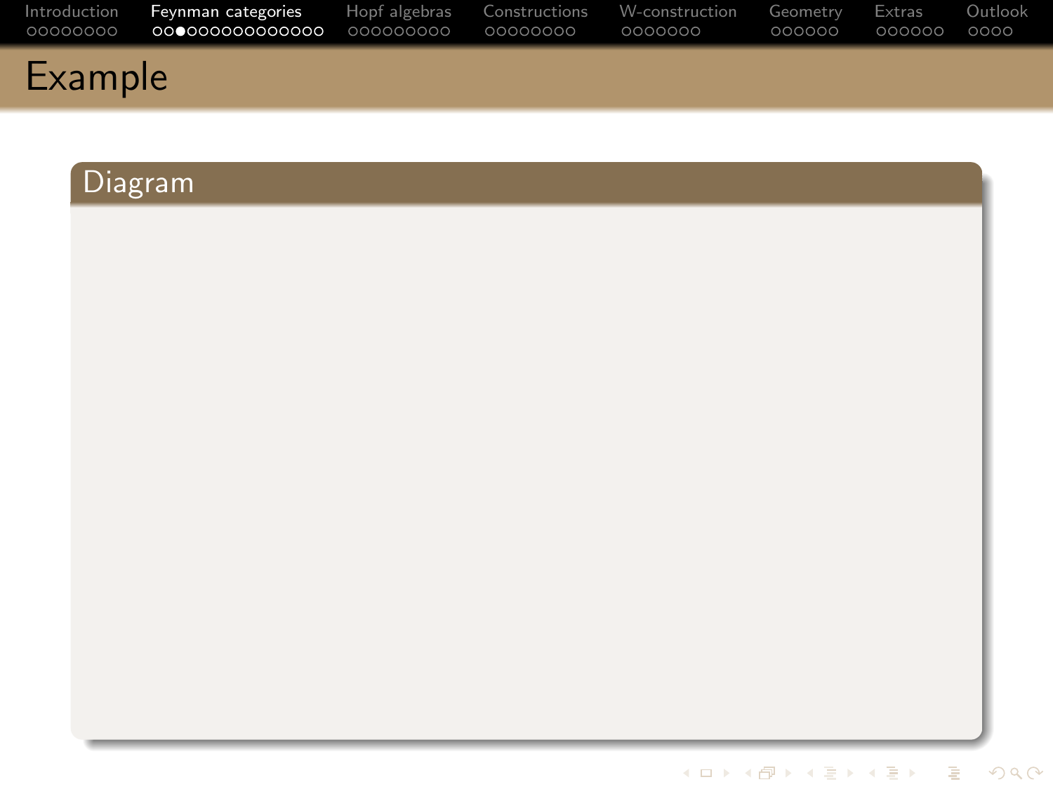# Example

## Diagram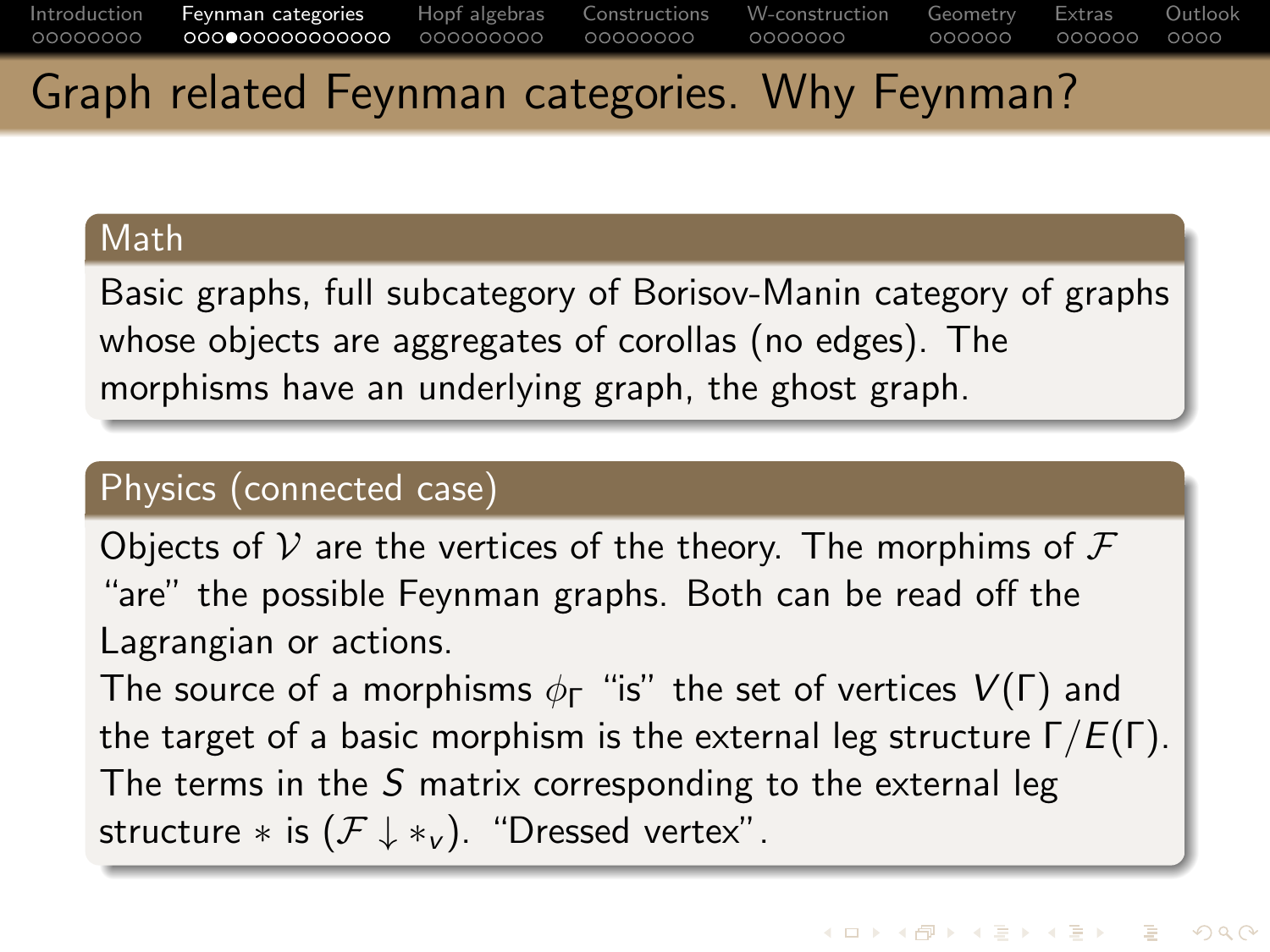# Graph related Feynman categories. Why Feynman?

### Math

Basic graphs, full subcategory of Borisov-Manin category of graphs whose objects are aggregates of corollas (no edges). The morphisms have an underlying graph, the ghost graph.

### Physics (connected case)

Objects of $\mathcal{V}$ are the vertices of the theory. The morphims of $\mathcal{F}$ "are" the possible Feynman graphs. Both can be read off the Lagrangian or actions.
The source of a morphisms $\phi_\Gamma$ "is" the set of vertices $V(\Gamma)$ and the target of a basic morphism is the external leg structure $\Gamma/E(\Gamma)$.
The terms in the $S$ matrix corresponding to the external leg structure $*$ is $(\mathcal{F} \downarrow *_v)$. "Dressed vertex".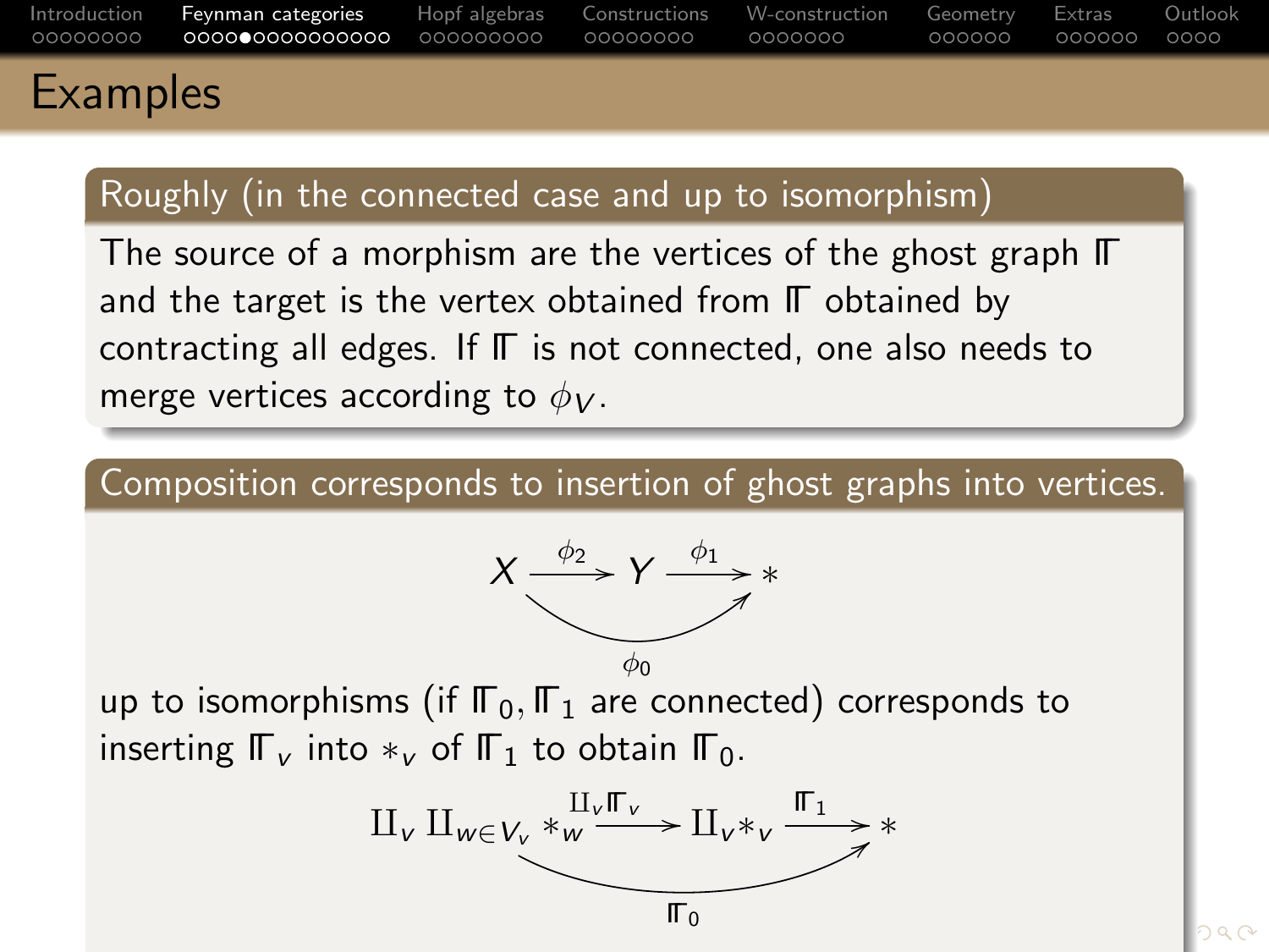# Examples

**Roughly (in the connected case and up to isomorphism)**

The source of a morphism are the vertices of the ghost graph $\mathbb{\Gamma}$ and the target is the vertex obtained from $\mathbb{\Gamma}$ obtained by contracting all edges. If $\mathbb{\Gamma}$ is not connected, one also needs to merge vertices according to $\phi_V$.

**Composition corresponds to insertion of ghost graphs into vertices.**

$$X \xrightarrow{\phi_2} Y \xrightarrow{\phi_1} *, \qquad \phi_0 : X \to *$$

up to isomorphisms (if $\mathbb{\Gamma}_0, \mathbb{\Gamma}_1$ are connected) corresponds to inserting $\mathbb{\Gamma}_v$ into $*_v$ of $\mathbb{\Gamma}_1$ to obtain $\mathbb{\Gamma}_0$.

$$\amalg_v \amalg_{w \in V_v} *_w \xrightarrow{\amalg_v \mathbb{\Gamma}_v} \amalg_v *_v \xrightarrow{\mathbb{\Gamma}_1} *, \qquad \mathbb{\Gamma}_0 : \amalg_v \amalg_{w \in V_v} *_w \to *$$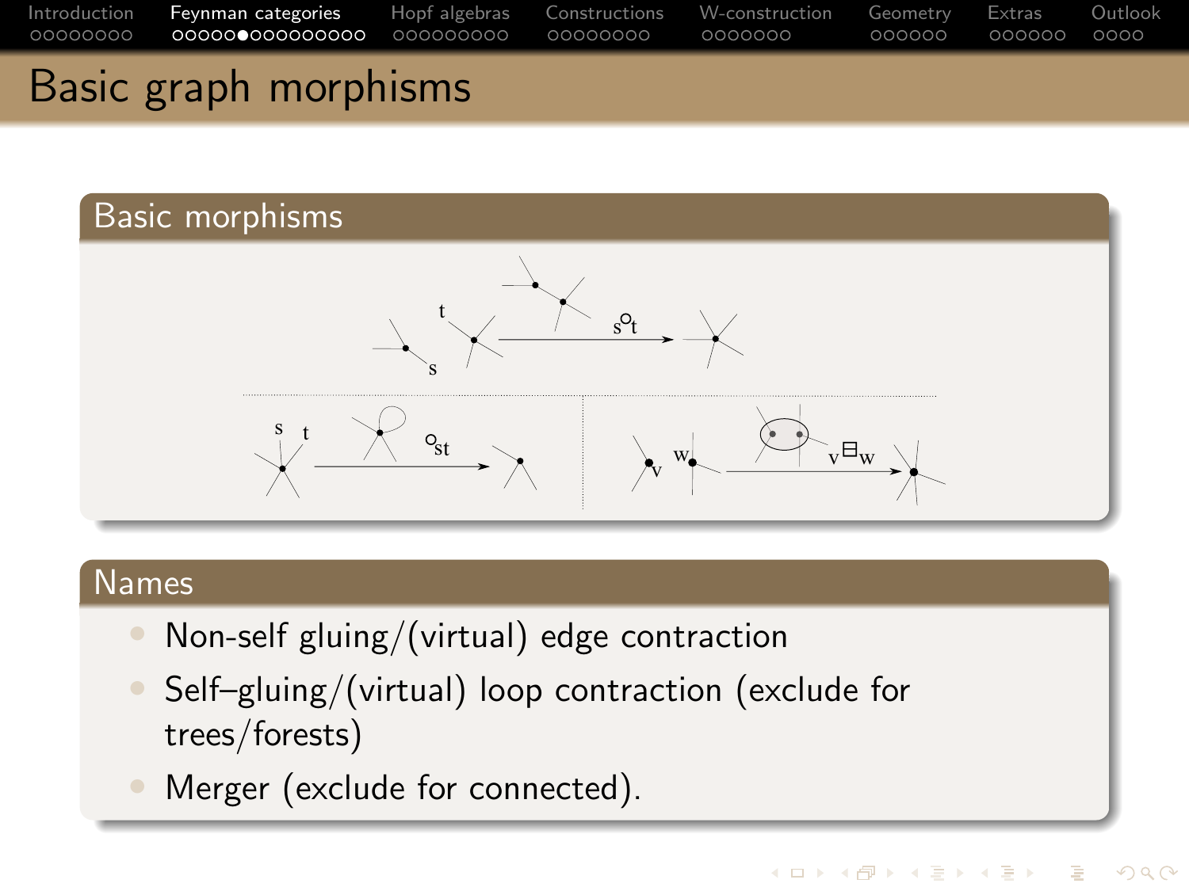# Basic graph morphisms

## Basic morphisms

## Names

- Non-self gluing/(virtual) edge contraction
- Self–gluing/(virtual) loop contraction (exclude for trees/forests)
- Merger (exclude for connected).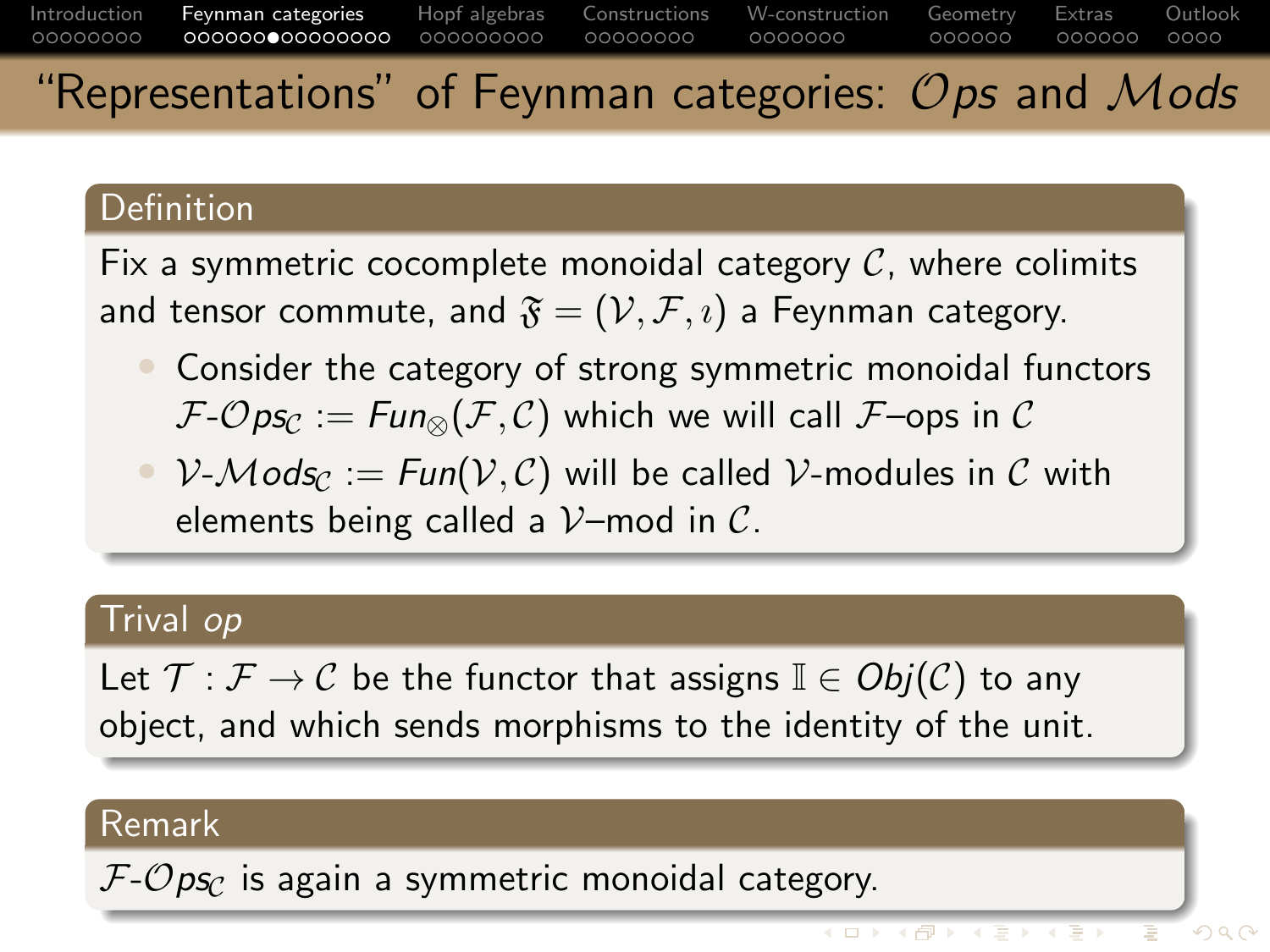# "Representations" of Feynman categories: $\mathcal{O}ps$ and $\mathcal{M}ods$

### Definition

Fix a symmetric cocomplete monoidal category $\mathcal{C}$, where colimits and tensor commute, and $\mathfrak{F} = (\mathcal{V}, \mathcal{F}, \imath)$ a Feynman category.

- Consider the category of strong symmetric monoidal functors $\mathcal{F}\text{-}\mathcal{O}ps_{\mathcal{C}} := Fun_{\otimes}(\mathcal{F}, \mathcal{C})$ which we will call $\mathcal{F}$–ops in $\mathcal{C}$
- $\mathcal{V}\text{-}\mathcal{M}ods_{\mathcal{C}} := Fun(\mathcal{V}, \mathcal{C})$ will be called $\mathcal{V}$-modules in $\mathcal{C}$ with elements being called a $\mathcal{V}$–mod in $\mathcal{C}$.

### Trival *op*

Let $\mathcal{T} : \mathcal{F} \to \mathcal{C}$ be the functor that assigns $\mathbb{I} \in Obj(\mathcal{C})$ to any object, and which sends morphisms to the identity of the unit.

### Remark

$\mathcal{F}\text{-}\mathcal{O}ps_{\mathcal{C}}$ is again a symmetric monoidal category.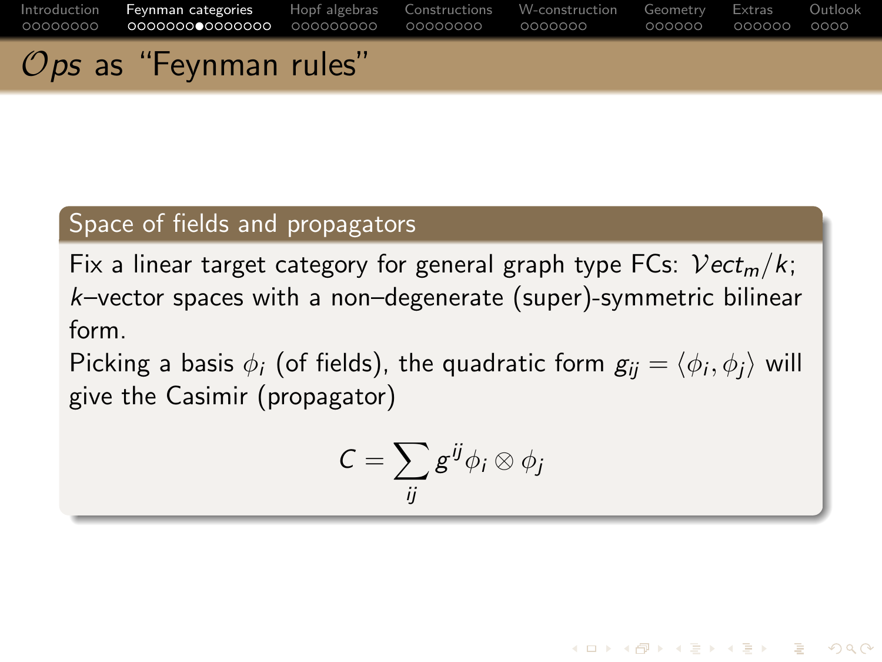# $\mathcal{O}ps$ as "Feynman rules"

### Space of fields and propagators

Fix a linear target category for general graph type FCs: $\mathcal{V}ect_m/k$; $k$–vector spaces with a non–degenerate (super)-symmetric bilinear form.

Picking a basis $\phi_i$ (of fields), the quadratic form $g_{ij} = \langle \phi_i, \phi_j \rangle$ will give the Casimir (propagator)

$$C = \sum_{ij} g^{ij} \phi_i \otimes \phi_j$$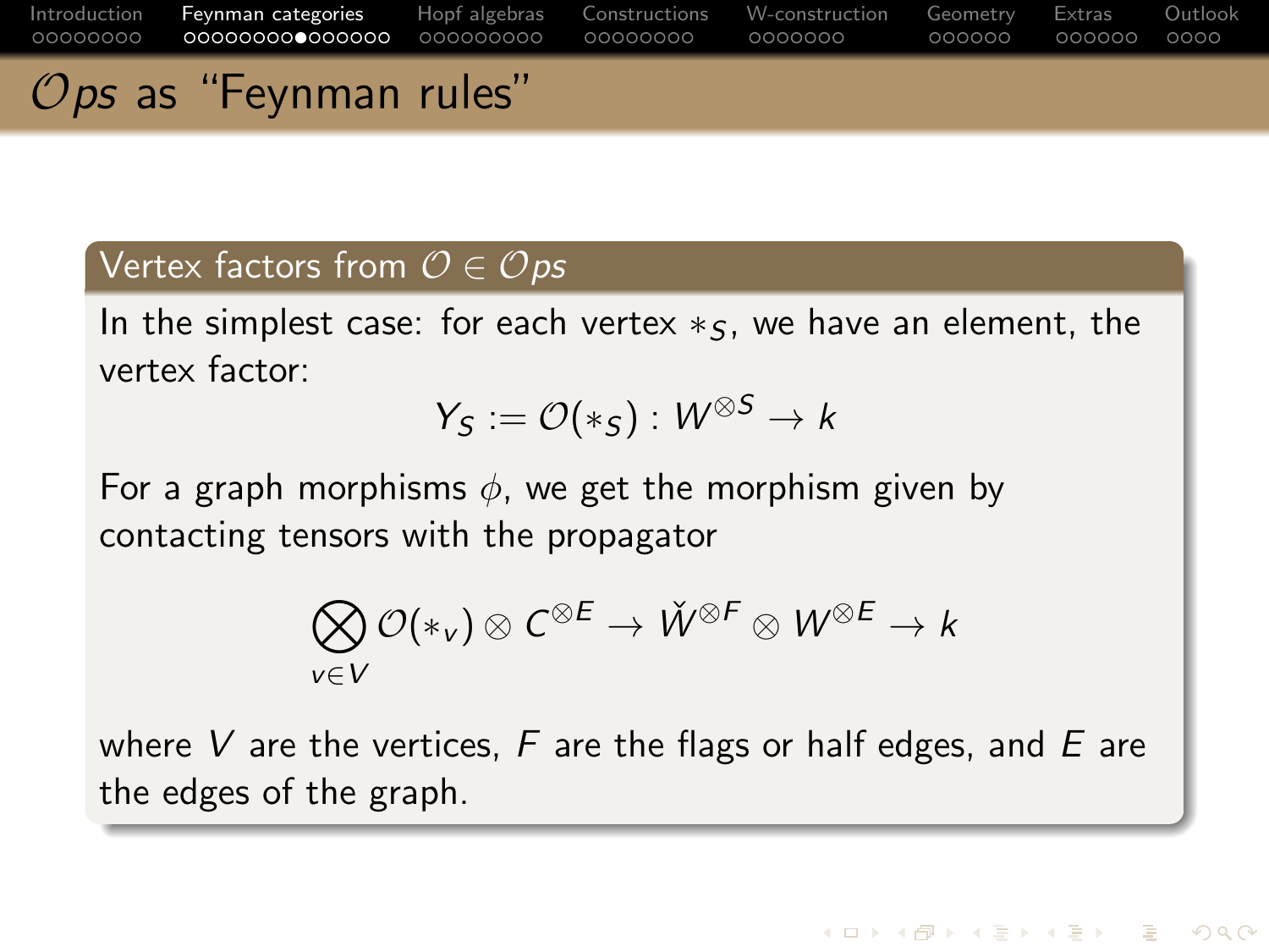# $\mathcal{O}ps$ as "Feynman rules"

## Vertex factors from $\mathcal{O} \in \mathcal{O}ps$

In the simplest case: for each vertex $*_S$, we have an element, the vertex factor:

$$Y_S := \mathcal{O}(*_S) : W^{\otimes S} \to k$$

For a graph morphisms $\phi$, we get the morphism given by contacting tensors with the propagator

$$\bigotimes_{v \in V} \mathcal{O}(*_v) \otimes C^{\otimes E} \to \check{W}^{\otimes F} \otimes W^{\otimes E} \to k$$

where $V$ are the vertices, $F$ are the flags or half edges, and $E$ are the edges of the graph.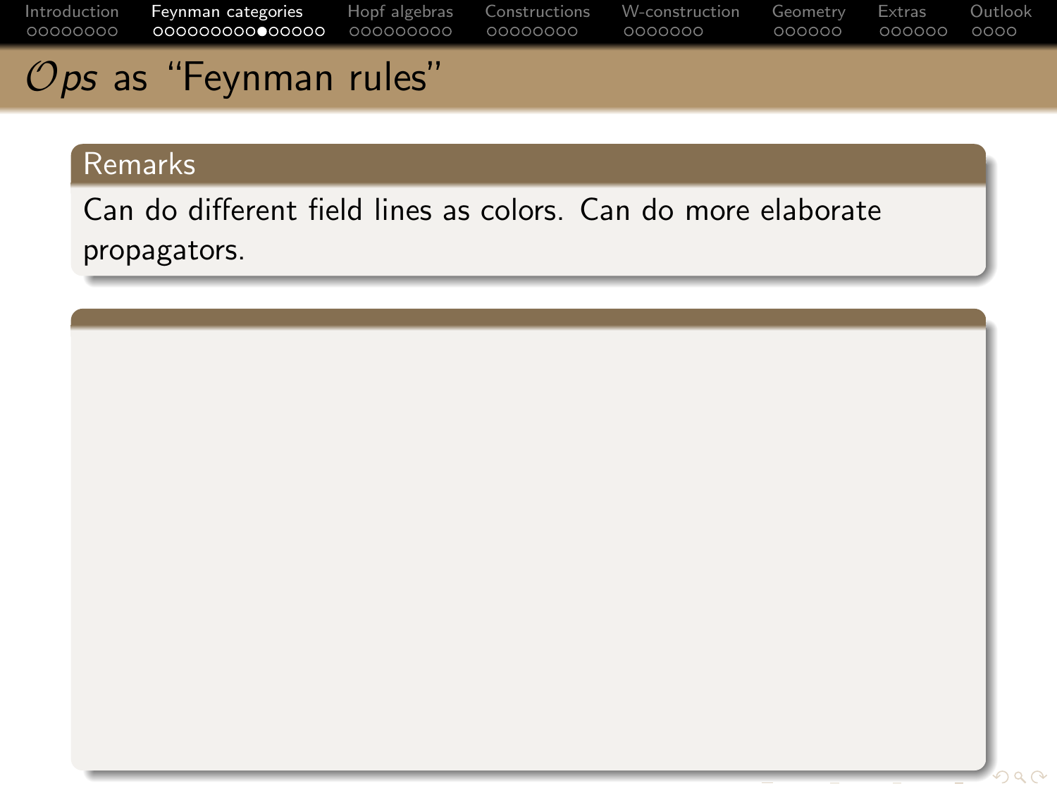# $\mathcal{O}ps$ as "Feynman rules"

## Remarks

Can do different field lines as colors. Can do more elaborate propagators.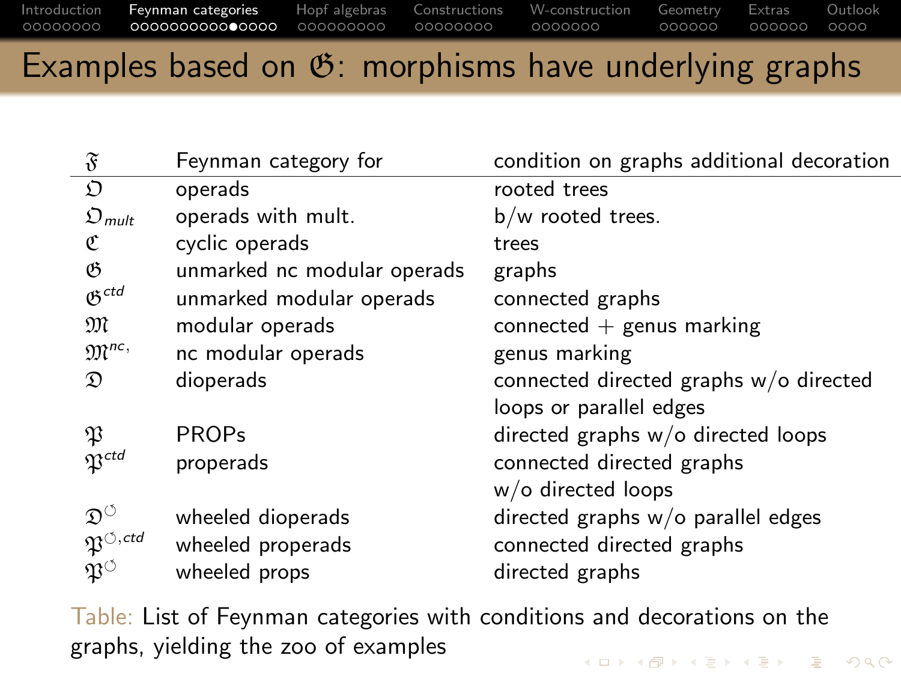# Examples based on $\mathfrak{G}$: morphisms have underlying graphs

| $\mathfrak{F}$ | Feynman category for | condition on graphs additional decoration |
|---|---|---|
| $\mathfrak{O}$ | operads | rooted trees |
| $\mathfrak{O}_{mult}$ | operads with mult. | b/w rooted trees. |
| $\mathfrak{C}$ | cyclic operads | trees |
| $\mathfrak{G}$ | unmarked nc modular operads | graphs |
| $\mathfrak{G}^{ctd}$ | unmarked modular operads | connected graphs |
| $\mathfrak{M}$ | modular operads | connected + genus marking |
| $\mathfrak{M}^{nc,}$ | nc modular operads | genus marking |
| $\mathfrak{D}$ | dioperads | connected directed graphs w/o directed loops or parallel edges |
| $\mathfrak{P}$ | PROPs | directed graphs w/o directed loops |
| $\mathfrak{P}^{ctd}$ | properads | connected directed graphs w/o directed loops |
| $\mathfrak{D}^{\circlearrowleft}$ | wheeled dioperads | directed graphs w/o parallel edges |
| $\mathfrak{P}^{\circlearrowleft,ctd}$ | wheeled properads | connected directed graphs |
| $\mathfrak{P}^{\circlearrowleft}$ | wheeled props | directed graphs |

Table: List of Feynman categories with conditions and decorations on the graphs, yielding the zoo of examples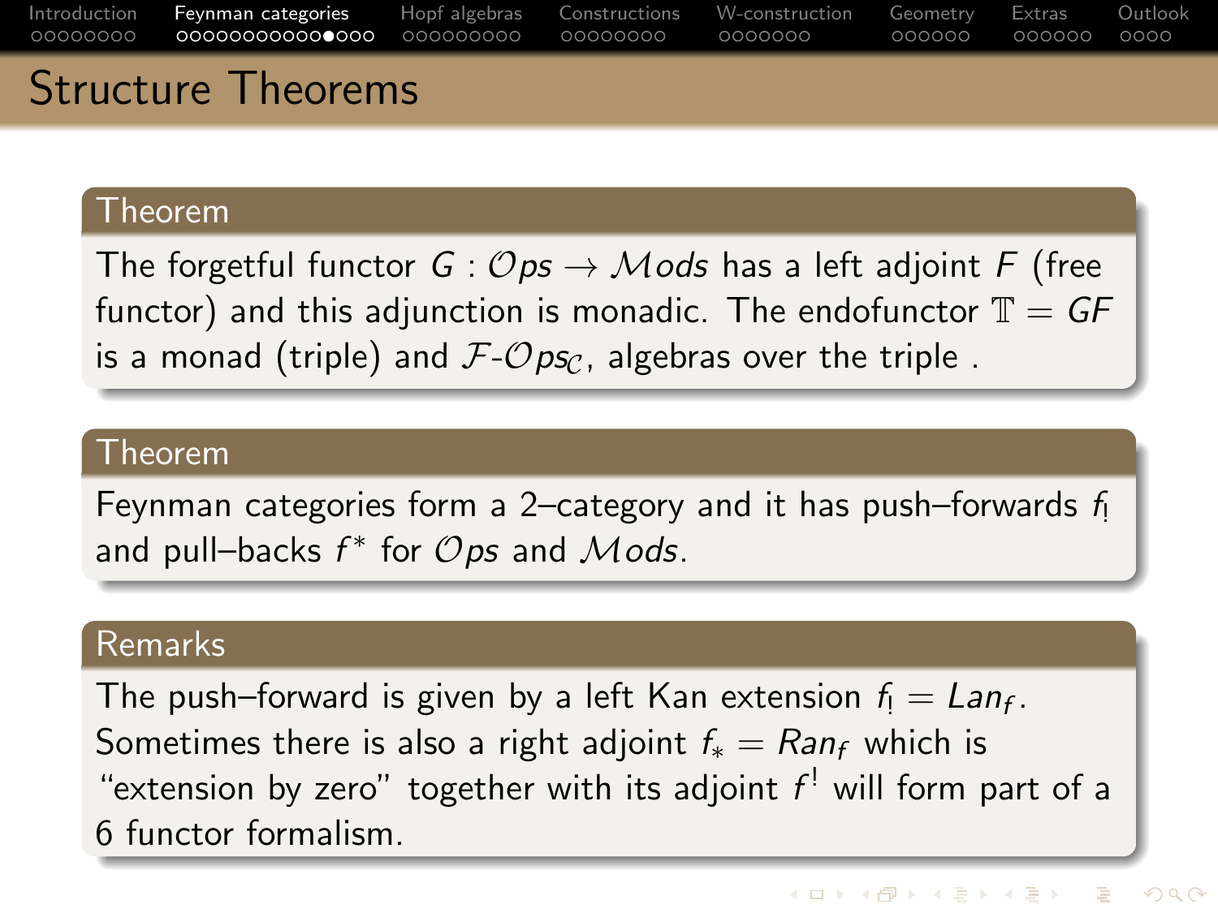# Structure Theorems

**Theorem**

The forgetful functor $G : \mathcal{O}ps \to \mathcal{M}ods$ has a left adjoint $F$ (free functor) and this adjunction is monadic. The endofunctor $\mathbb{T} = GF$ is a monad (triple) and $\mathcal{F}\text{-}\mathcal{O}ps_{\mathcal{C}}$, algebras over the triple .

**Theorem**

Feynman categories form a 2–category and it has push–forwards $f_!$ and pull–backs $f^*$ for $\mathcal{O}ps$ and $\mathcal{M}ods$.

**Remarks**

The push–forward is given by a left Kan extension $f_! = Lan_f$. Sometimes there is also a right adjoint $f_* = Ran_f$ which is "extension by zero" together with its adjoint $f^!$ will form part of a 6 functor formalism.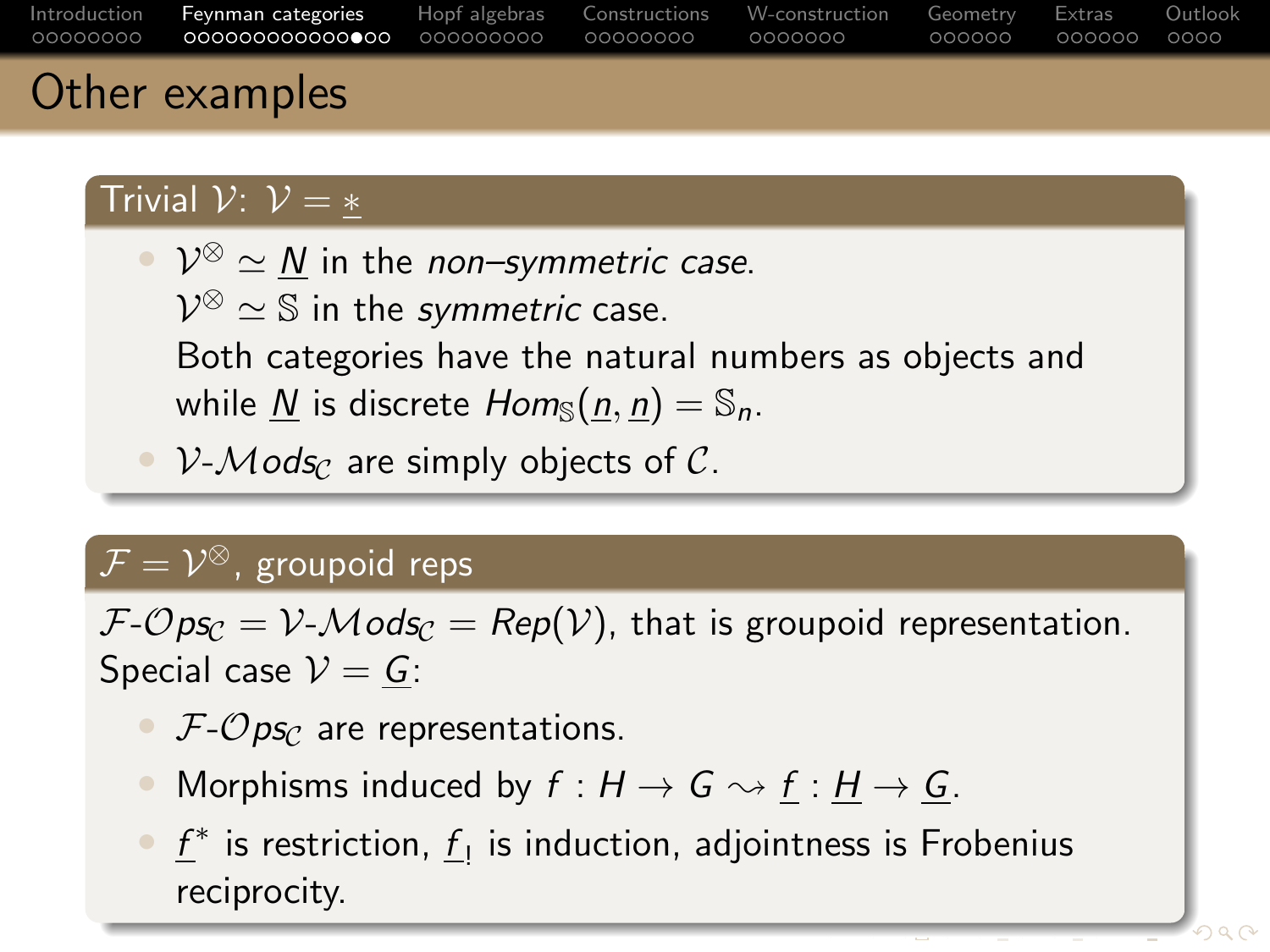# Other examples

## Trivial $\mathcal{V}$: $\mathcal{V} = \underline{*}$

- $\mathcal{V}^{\otimes} \simeq \underline{N}$ in the *non–symmetric case*.
  $\mathcal{V}^{\otimes} \simeq \mathbb{S}$ in the *symmetric* case.
  Both categories have the natural numbers as objects and while $\underline{N}$ is discrete $Hom_{\mathbb{S}}(\underline{n}, \underline{n}) = \mathbb{S}_n$.
- $\mathcal{V}$-$\mathcal{M}ods_{\mathcal{C}}$ are simply objects of $\mathcal{C}$.

## $\mathcal{F} = \mathcal{V}^{\otimes}$, groupoid reps

$\mathcal{F}$-$\mathcal{O}ps_{\mathcal{C}} = \mathcal{V}$-$\mathcal{M}ods_{\mathcal{C}} = Rep(\mathcal{V})$, that is groupoid representation.
Special case $\mathcal{V} = \underline{G}$:

- $\mathcal{F}$-$\mathcal{O}ps_{\mathcal{C}}$ are representations.
- Morphisms induced by $f : H \to G \rightsquigarrow \underline{f} : \underline{H} \to \underline{G}$.
- $\underline{f}^*$ is restriction, $\underline{f}_!$ is induction, adjointness is Frobenius reciprocity.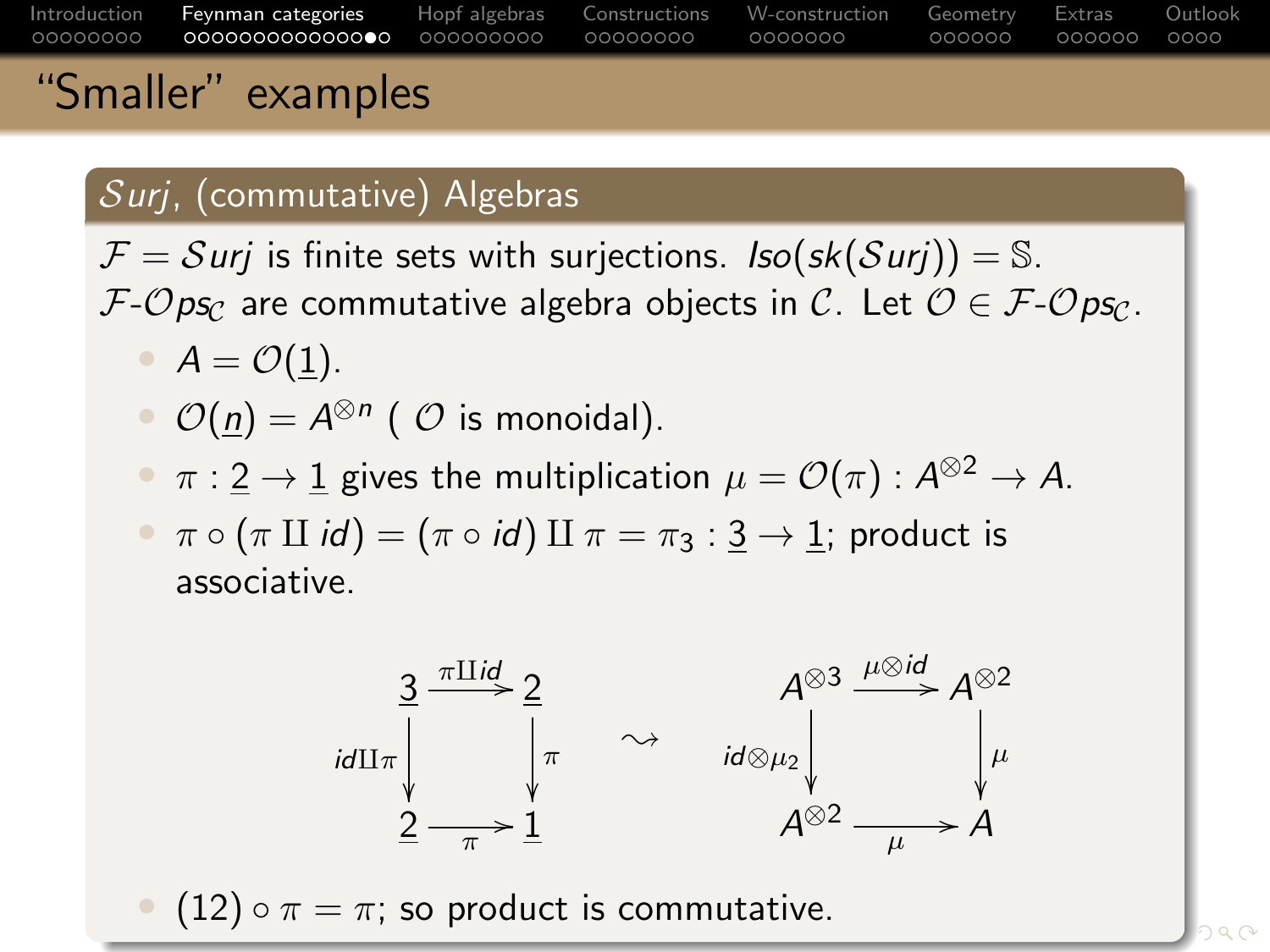# "Smaller" examples

## $\mathcal{S}urj$, (commutative) Algebras

$\mathcal{F} = \mathcal{S}urj$ is finite sets with surjections. $Iso(sk(\mathcal{S}urj)) = \mathbb{S}$.
$\mathcal{F}$-$\mathcal{O}ps_{\mathcal{C}}$ are commutative algebra objects in $\mathcal{C}$. Let $\mathcal{O} \in \mathcal{F}$-$\mathcal{O}ps_{\mathcal{C}}$.

- $A = \mathcal{O}(\underline{1})$.
- $\mathcal{O}(\underline{n}) = A^{\otimes n}$ ( $\mathcal{O}$ is monoidal).
- $\pi : \underline{2} \to \underline{1}$ gives the multiplication $\mu = \mathcal{O}(\pi) : A^{\otimes 2} \to A$.
- $\pi \circ (\pi \amalg id) = (\pi \circ id) \amalg \pi = \pi_3 : \underline{3} \to \underline{1}$; product is associative.

$$
\begin{array}{ccc}
\underline{3} & \xrightarrow{\pi \amalg id} & \underline{2} \\
{\scriptstyle id \amalg \pi}\downarrow & & \downarrow{\scriptstyle \pi} \\
\underline{2} & \xrightarrow[\pi]{} & \underline{1}
\end{array}
\quad \rightsquigarrow \quad
\begin{array}{ccc}
A^{\otimes 3} & \xrightarrow{\mu \otimes id} & A^{\otimes 2} \\
{\scriptstyle id \otimes \mu_2}\downarrow & & \downarrow{\scriptstyle \mu} \\
A^{\otimes 2} & \xrightarrow[\mu]{} & A
\end{array}
$$

- $(12) \circ \pi = \pi$; so product is commutative.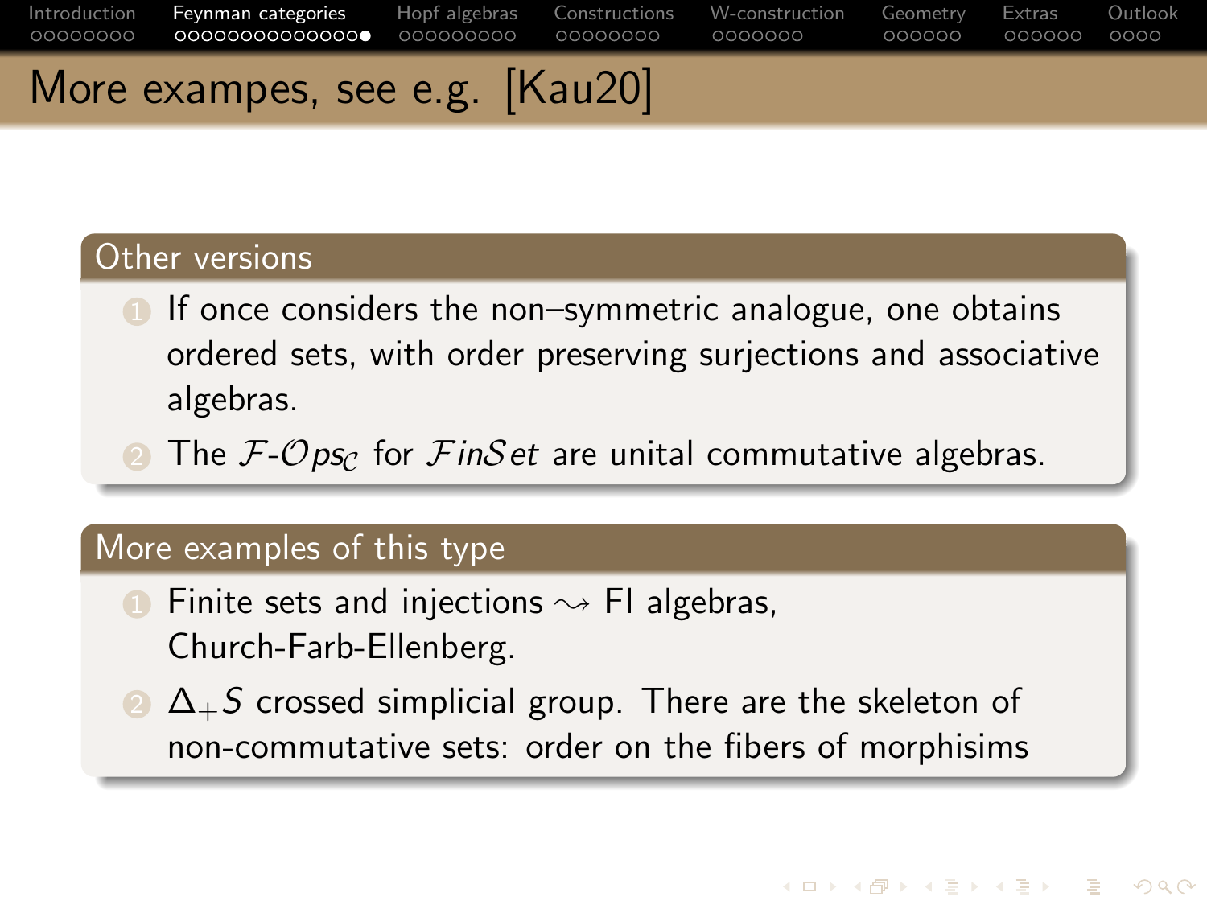# More exampes, see e.g. [Kau20]

## Other versions

1. If once considers the non–symmetric analogue, one obtains ordered sets, with order preserving surjections and associative algebras.
2. The $\mathcal{F}$-$\mathcal{O}ps_{\mathcal{C}}$ for $\mathcal{F}in\mathcal{S}et$ are unital commutative algebras.

## More examples of this type

1. Finite sets and injections $\rightsquigarrow$ FI algebras, Church-Farb-Ellenberg.
2. $\Delta_+ S$ crossed simplicial group. There are the skeleton of non-commutative sets: order on the fibers of morphisims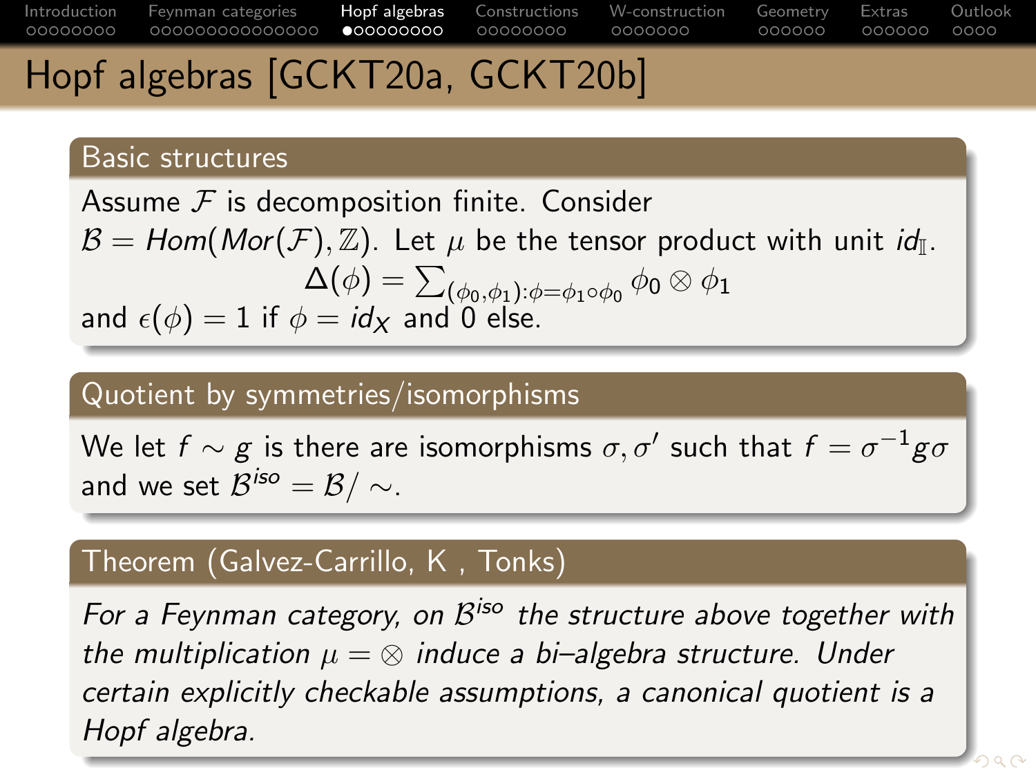# Hopf algebras [GCKT20a, GCKT20b]

## Basic structures

Assume $\mathcal{F}$ is decomposition finite. Consider $\mathcal{B} = Hom(Mor(\mathcal{F}), \mathbb{Z})$. Let $\mu$ be the tensor product with unit $id_{\mathbb{I}}$.

$$\Delta(\phi) = \sum_{(\phi_0,\phi_1):\phi=\phi_1\circ\phi_0} \phi_0 \otimes \phi_1$$

and $\epsilon(\phi) = 1$ if $\phi = id_X$ and 0 else.

## Quotient by symmetries/isomorphisms

We let $f \sim g$ is there are isomorphisms $\sigma, \sigma'$ such that $f = \sigma^{-1} g \sigma$ and we set $\mathcal{B}^{iso} = \mathcal{B}/\sim$.

## Theorem (Galvez-Carrillo, K , Tonks)

*For a Feynman category, on $\mathcal{B}^{iso}$ the structure above together with the multiplication $\mu = \otimes$ induce a bi–algebra structure. Under certain explicitly checkable assumptions, a canonical quotient is a Hopf algebra.*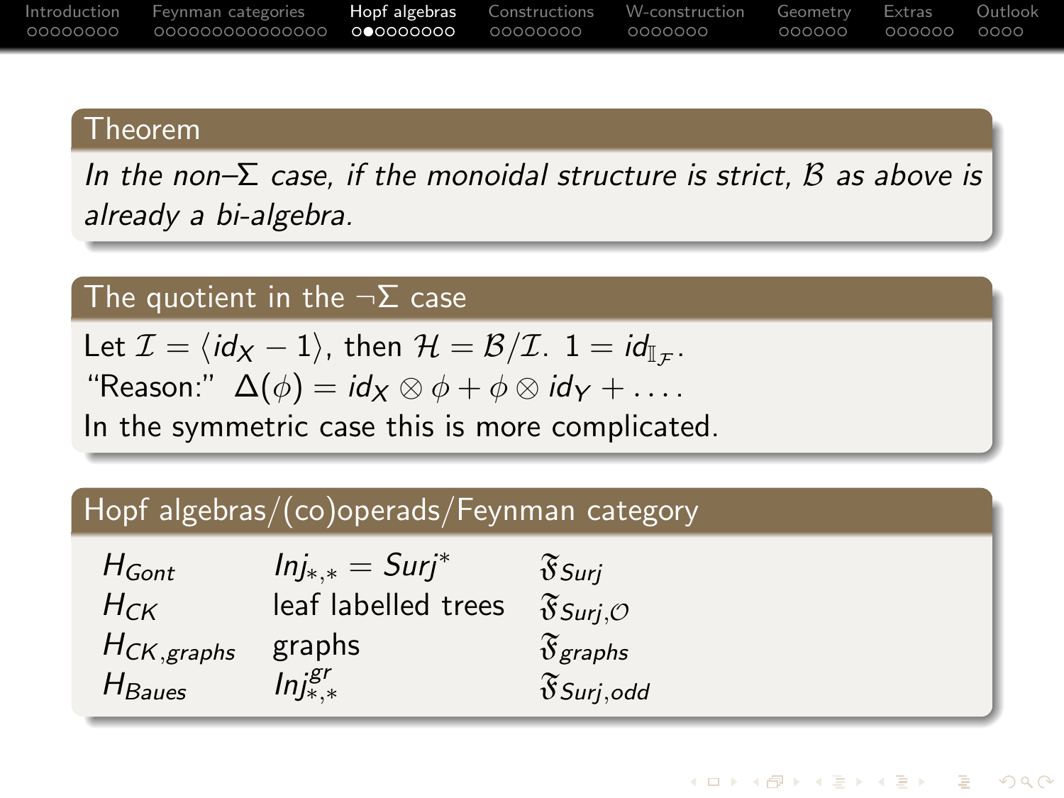### Theorem

*In the non–Σ case, if the monoidal structure is strict, $\mathcal{B}$ as above is already a bi-algebra.*

### The quotient in the ¬Σ case

Let $\mathcal{I} = \langle id_X - 1 \rangle$, then $\mathcal{H} = \mathcal{B}/\mathcal{I}$. $1 = id_{\mathbb{I}_{\mathcal{F}}}$.

"Reason:" $\Delta(\phi) = id_X \otimes \phi + \phi \otimes id_Y + \dots$.

In the symmetric case this is more complicated.

### Hopf algebras/(co)operads/Feynman category

| | | |
|---|---|---|
| $H_{Gont}$ | $Inj_{*,*} = Surj^*$ | $\mathfrak{F}_{Surj}$ |
| $H_{CK}$ | leaf labelled trees | $\mathfrak{F}_{Surj,\mathcal{O}}$ |
| $H_{CK,graphs}$ | graphs | $\mathfrak{F}_{graphs}$ |
| $H_{Baues}$ | $Inj^{gr}_{*,*}$ | $\mathfrak{F}_{Surj,odd}$ |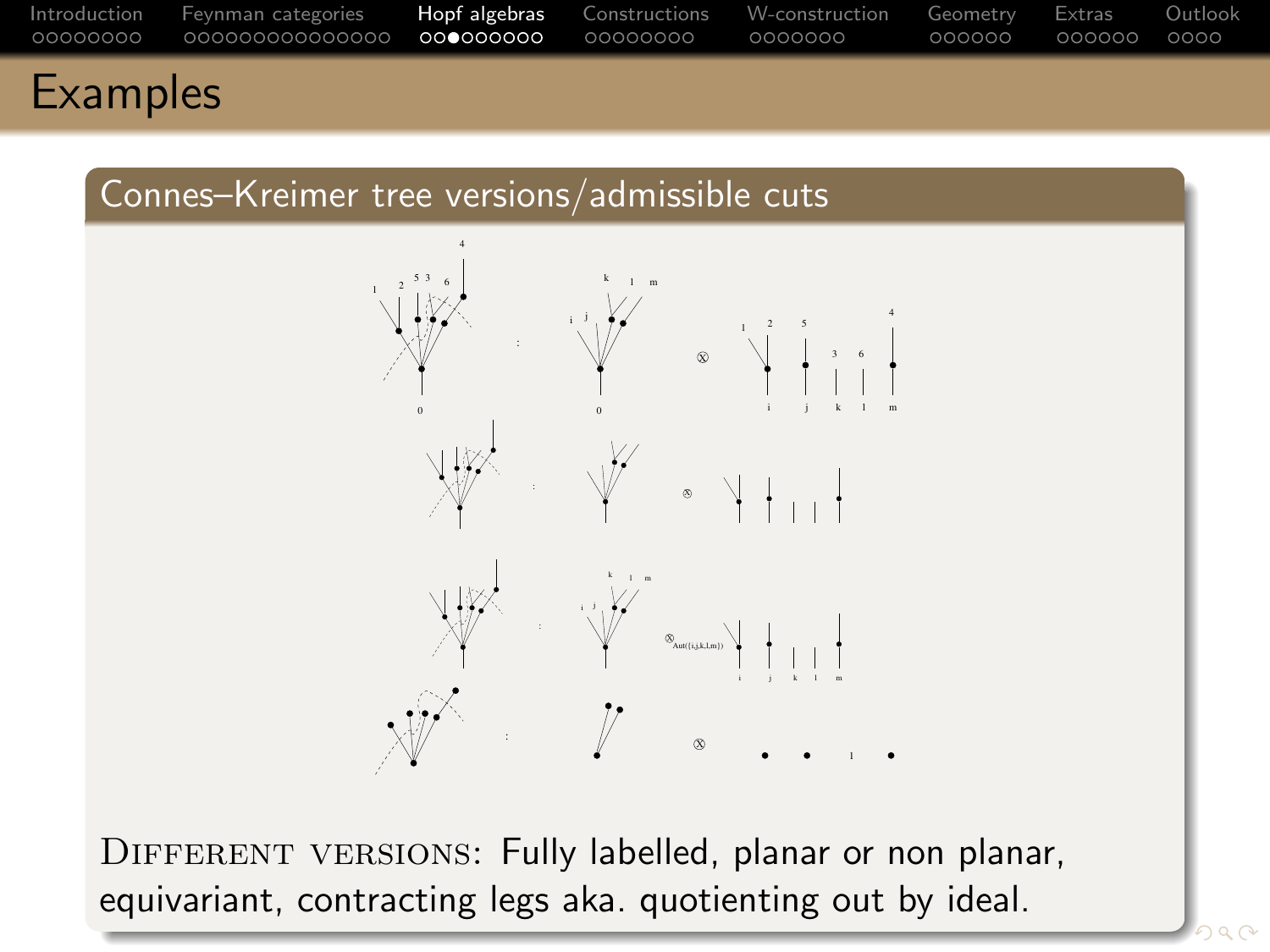# Examples

## Connes–Kreimer tree versions/admissible cuts

DIFFERENT VERSIONS: Fully labelled, planar or non planar, equivariant, contracting legs aka. quotienting out by ideal.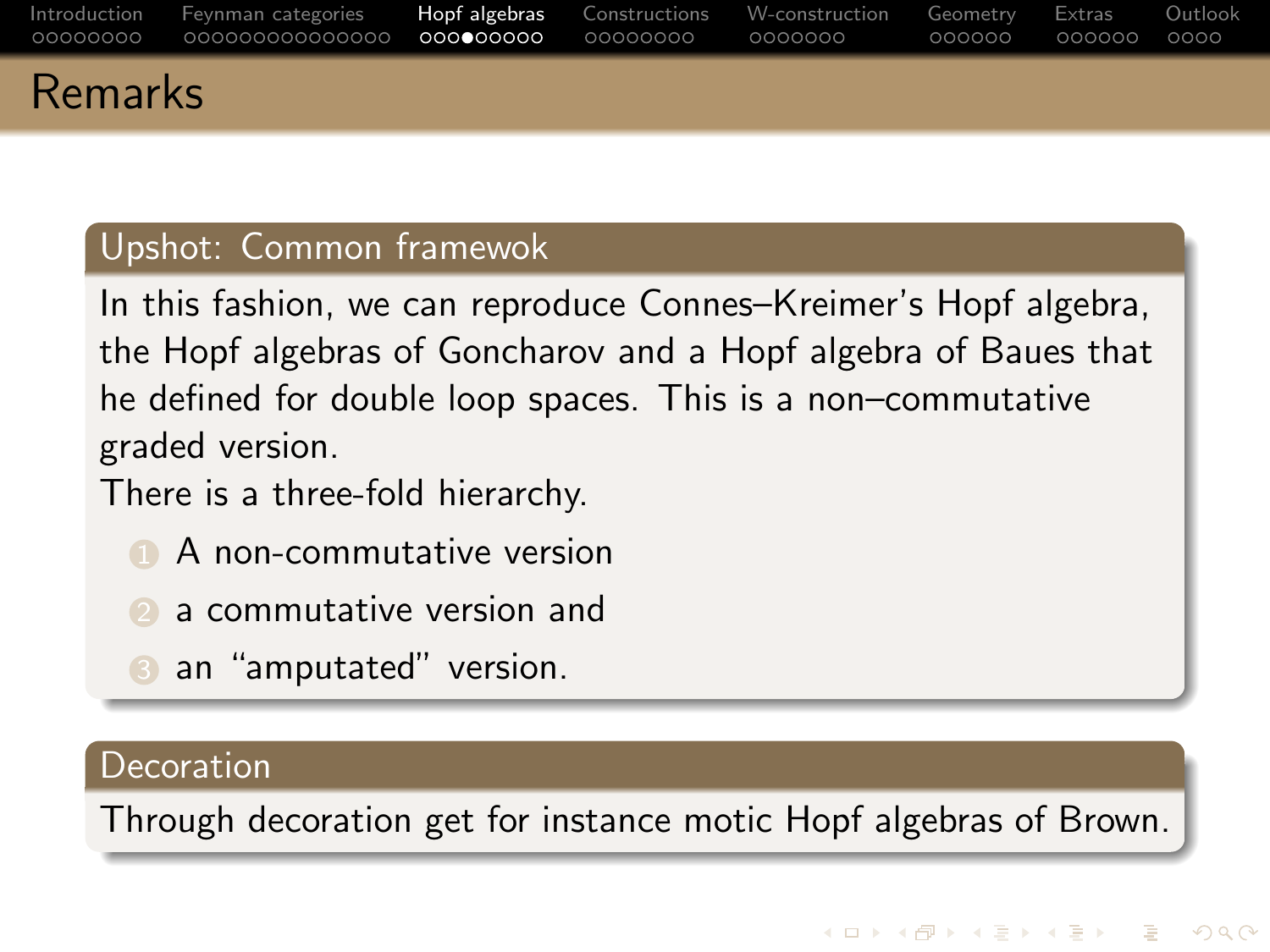## Remarks

**Upshot: Common framewok**

In this fashion, we can reproduce Connes–Kreimer's Hopf algebra, the Hopf algebras of Goncharov and a Hopf algebra of Baues that he defined for double loop spaces. This is a non–commutative graded version.

There is a three-fold hierarchy.

1. A non-commutative version
2. a commutative version and
3. an "amputated" version.

**Decoration**

Through decoration get for instance motic Hopf algebras of Brown.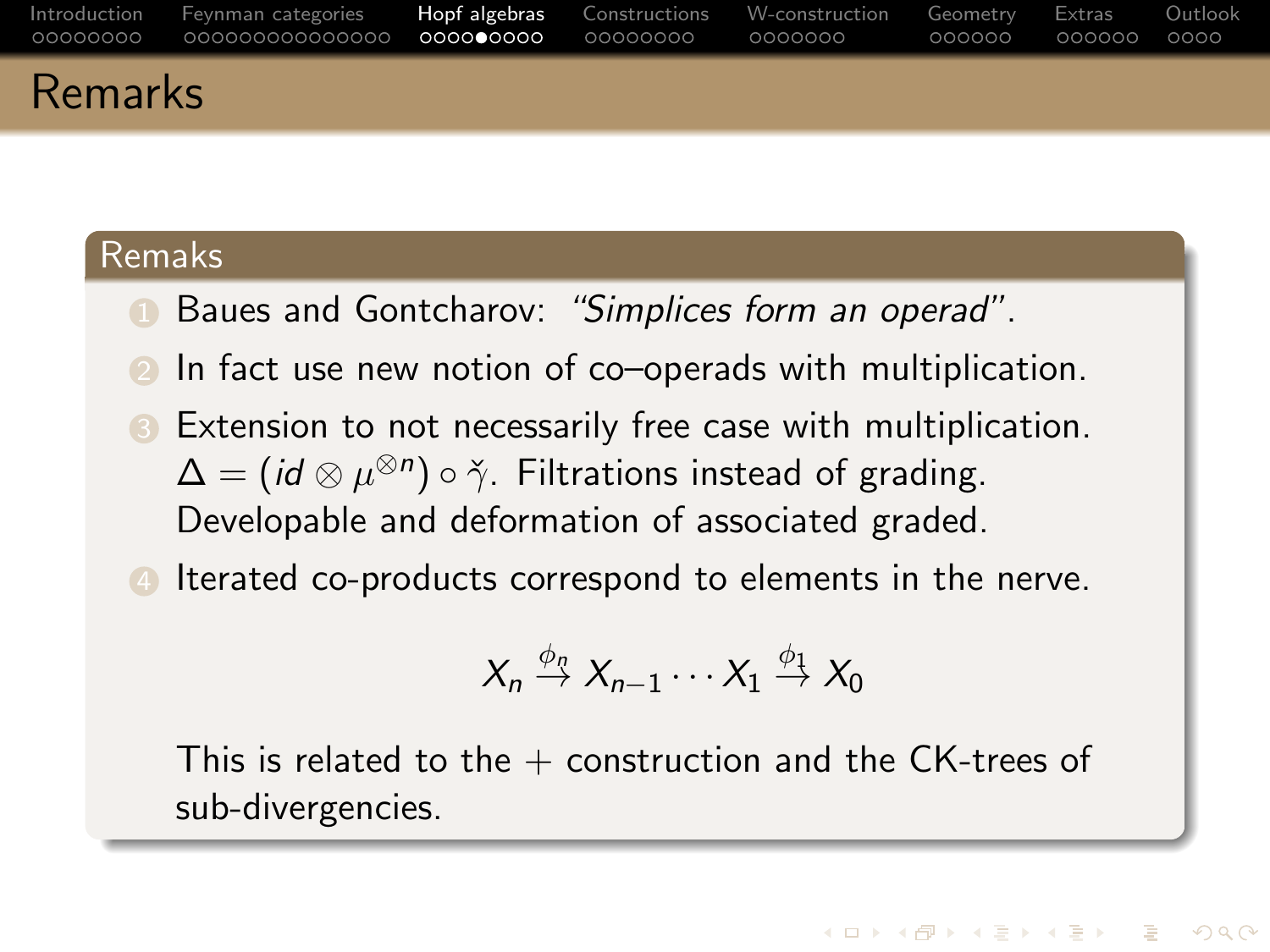# Remarks

## Remaks

1. Baues and Gontcharov: *"Simplices form an operad"*.
2. In fact use new notion of co–operads with multiplication.
3. Extension to not necessarily free case with multiplication. $\Delta = (id \otimes \mu^{\otimes n}) \circ \check{\gamma}$. Filtrations instead of grading. Developable and deformation of associated graded.
4. Iterated co-products correspond to elements in the nerve.

$$X_n \stackrel{\phi_n}{\to} X_{n-1} \cdots X_1 \stackrel{\phi_1}{\to} X_0$$

This is related to the $+$ construction and the CK-trees of sub-divergencies.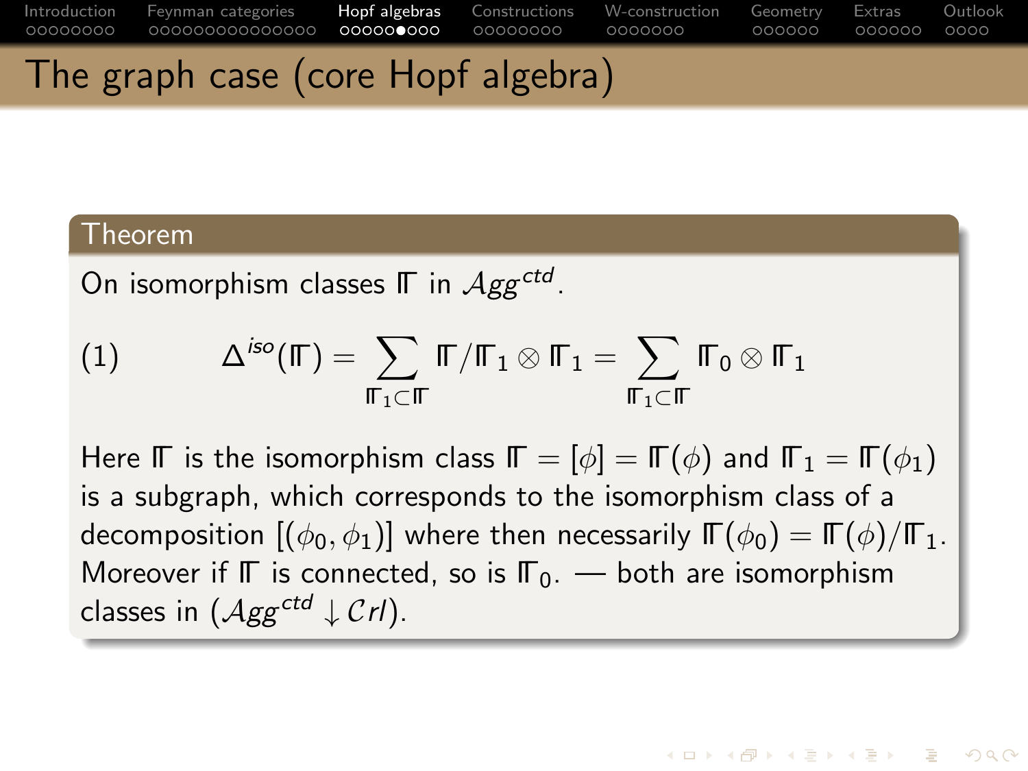# The graph case (core Hopf algebra)

**Theorem**

On isomorphism classes $\mathbb{\Gamma}$ in $\mathcal{A}gg^{ctd}$.

$$\Delta^{iso}(\mathbb{\Gamma}) = \sum_{\mathbb{\Gamma}_1 \subset \mathbb{\Gamma}} \mathbb{\Gamma}/\mathbb{\Gamma}_1 \otimes \mathbb{\Gamma}_1 = \sum_{\mathbb{\Gamma}_1 \subset \mathbb{\Gamma}} \mathbb{\Gamma}_0 \otimes \mathbb{\Gamma}_1 \tag{1}$$

Here $\mathbb{\Gamma}$ is the isomorphism class $\mathbb{\Gamma} = [\phi] = \mathbb{\Gamma}(\phi)$ and $\mathbb{\Gamma}_1 = \mathbb{\Gamma}(\phi_1)$ is a subgraph, which corresponds to the isomorphism class of a decomposition $[(\phi_0, \phi_1)]$ where then necessarily $\mathbb{\Gamma}(\phi_0) = \mathbb{\Gamma}(\phi)/\mathbb{\Gamma}_1$. Moreover if $\mathbb{\Gamma}$ is connected, so is $\mathbb{\Gamma}_0$. — both are isomorphism classes in $(\mathcal{A}gg^{ctd} \downarrow \mathcal{C}rl)$.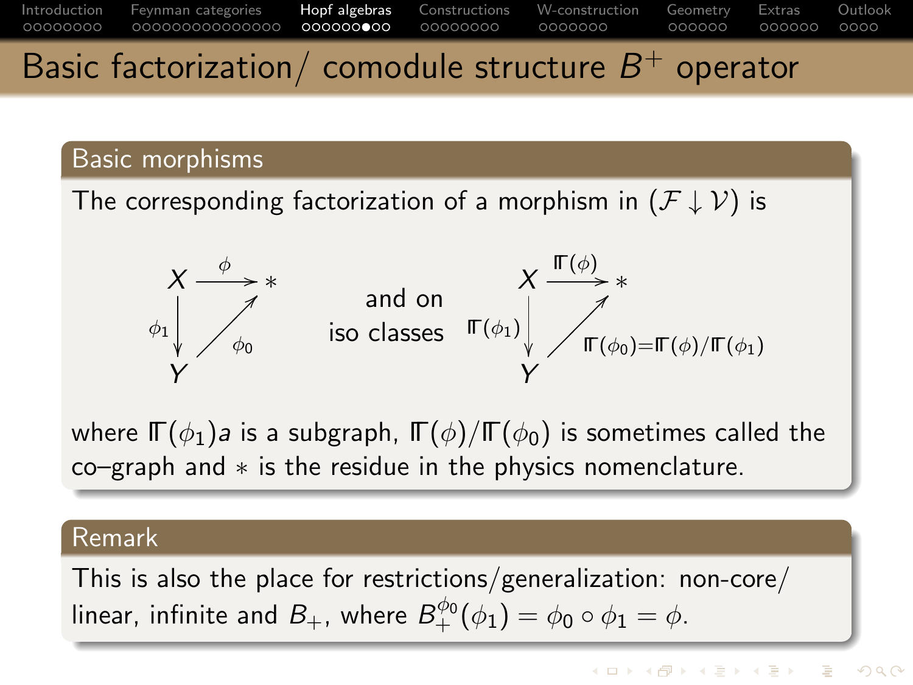# Basic factorization/ comodule structure $B^+$ operator

## Basic morphisms

The corresponding factorization of a morphism in $(\mathcal{F} \downarrow \mathcal{V})$ is

$$\begin{array}{ccc} X & \xrightarrow{\phi} & * \\ {\scriptstyle \phi_1}\downarrow & \nearrow {\scriptstyle \phi_0} & \\ Y & & \end{array} \qquad \text{and on iso classes} \qquad \begin{array}{ccc} X & \xrightarrow{\Gamma(\phi)} & * \\ {\scriptstyle \Gamma(\phi_1)}\downarrow & \nearrow {\scriptstyle \Gamma(\phi_0)=\Gamma(\phi)/\Gamma(\phi_1)} & \\ Y & & \end{array}$$

where $\Gamma(\phi_1)a$ is a subgraph, $\Gamma(\phi)/\Gamma(\phi_0)$ is sometimes called the co–graph and $*$ is the residue in the physics nomenclature.

## Remark

This is also the place for restrictions/generalization: non-core/ linear, infinite and $B_+$, where $B_+^{\phi_0}(\phi_1) = \phi_0 \circ \phi_1 = \phi$.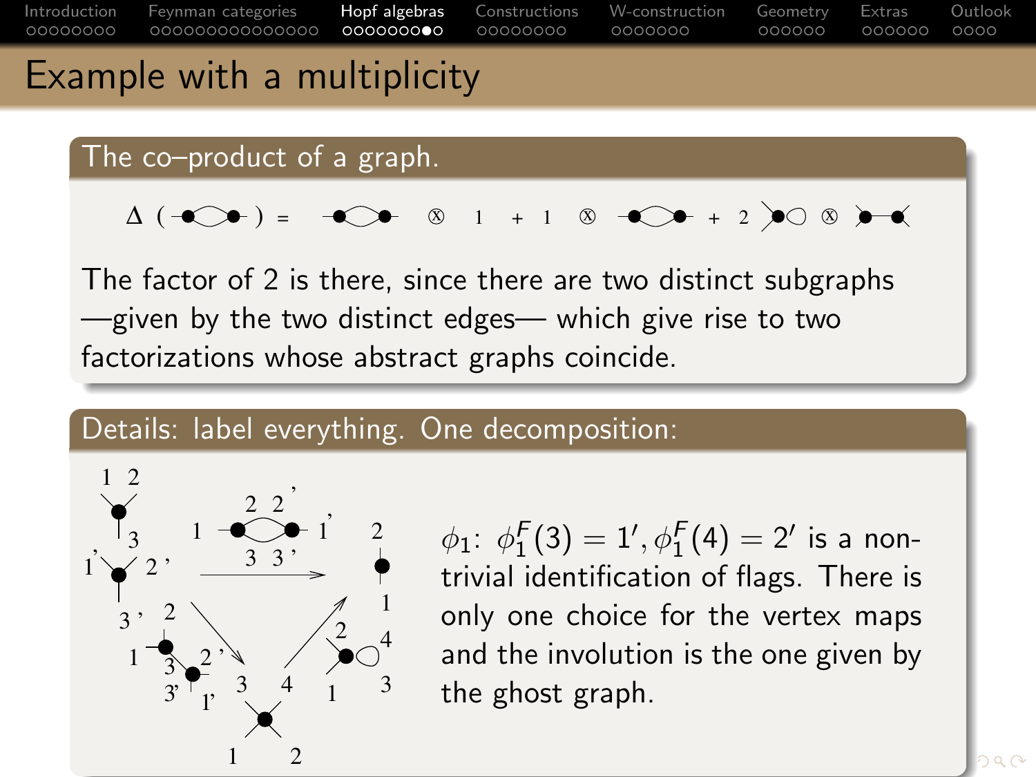# Example with a multiplicity

## The co–product of a graph.

$$\Delta(\text{graph}) = \text{graph} \otimes 1 + 1 \otimes \text{graph} + 2\, \text{graph} \otimes \text{graph}$$

The factor of 2 is there, since there are two distinct subgraphs —given by the two distinct edges— which give rise to two factorizations whose abstract graphs coincide.

## Details: label everything. One decomposition:

$\phi_1$: $\phi_1^F(3) = 1', \phi_1^F(4) = 2'$ is a non-trivial identification of flags. There is only one choice for the vertex maps and the involution is the one given by the ghost graph.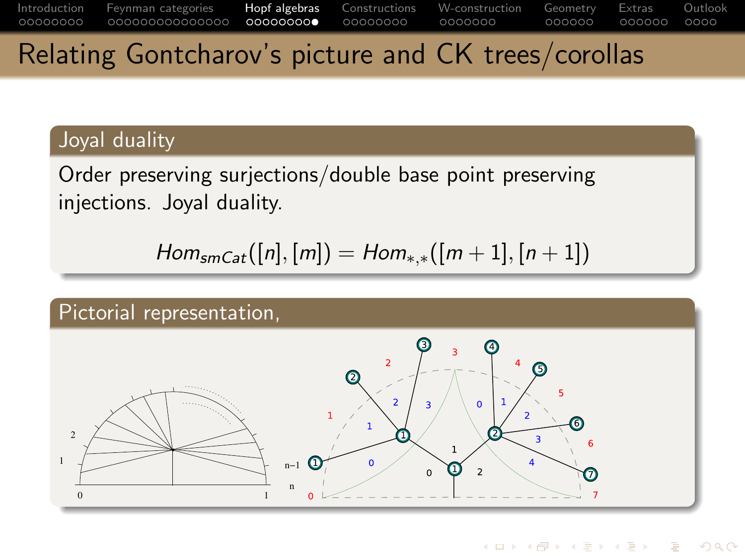# Relating Gontcharov's picture and CK trees/corollas

## Joyal duality

Order preserving surjections/double base point preserving injections. Joyal duality.

$$Hom_{smCat}([n],[m]) = Hom_{*,*}([m+1],[n+1])$$

## Pictorial representation,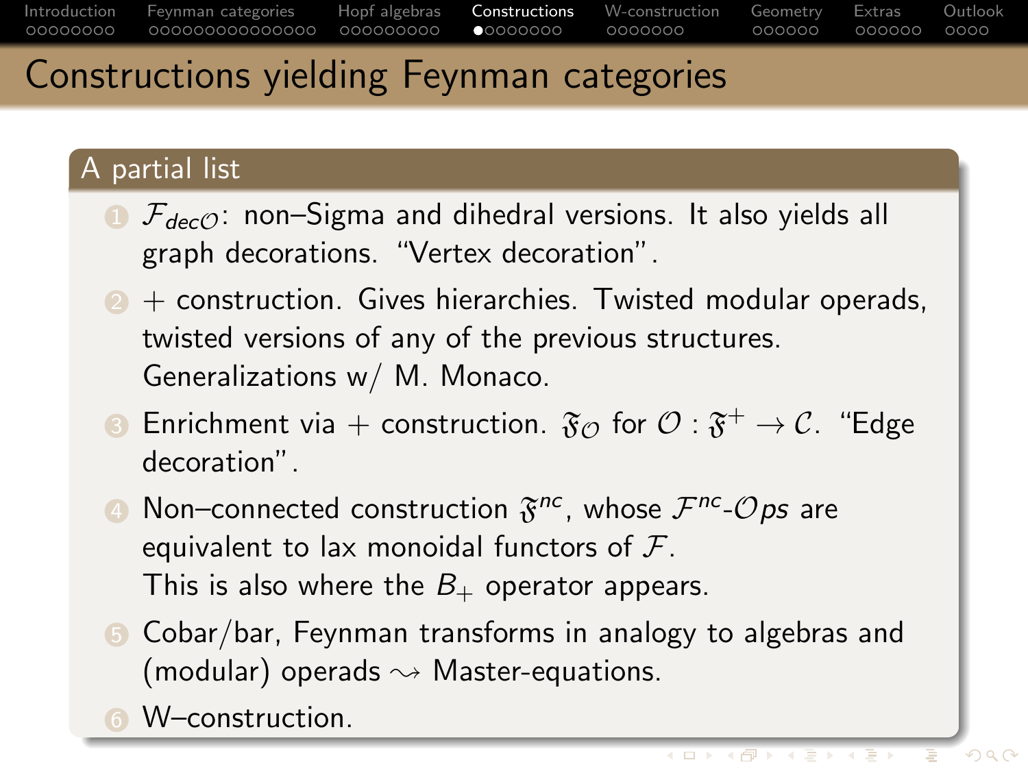# Constructions yielding Feynman categories

## A partial list

1. $\mathcal{F}_{dec\mathcal{O}}$: non–Sigma and dihedral versions. It also yields all graph decorations. "Vertex decoration".
2. $+$ construction. Gives hierarchies. Twisted modular operads, twisted versions of any of the previous structures. Generalizations w/ M. Monaco.
3. Enrichment via $+$ construction. $\mathfrak{F}_{\mathcal{O}}$ for $\mathcal{O} : \mathfrak{F}^{+} \to \mathcal{C}$. "Edge decoration".
4. Non–connected construction $\mathfrak{F}^{nc}$, whose $\mathcal{F}^{nc}$-$\mathcal{O}ps$ are equivalent to lax monoidal functors of $\mathcal{F}$.
   This is also where the $B_{+}$ operator appears.
5. Cobar/bar, Feynman transforms in analogy to algebras and (modular) operads $\rightsquigarrow$ Master-equations.
6. W–construction.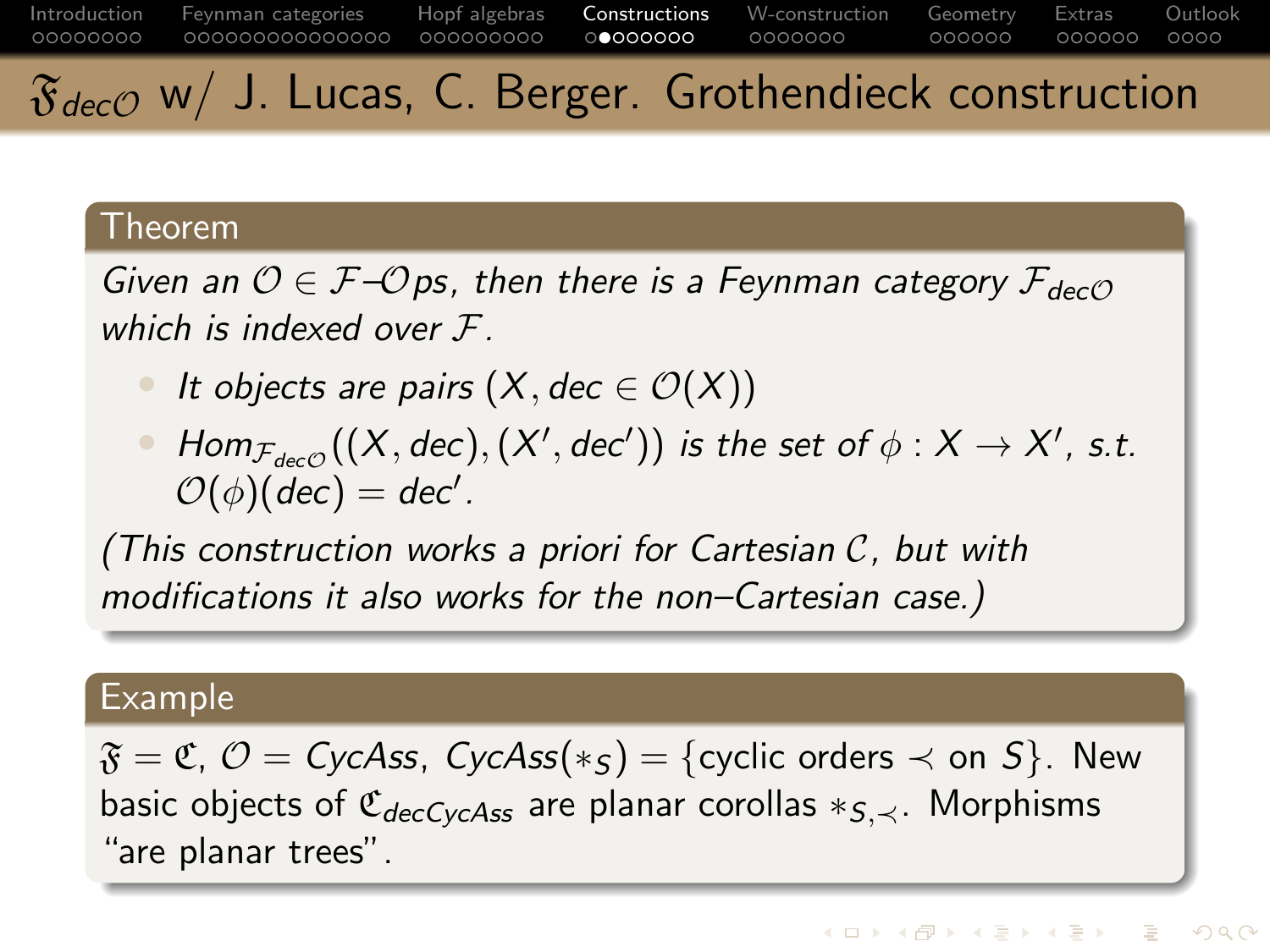# $\mathfrak{F}_{dec\mathcal{O}}$ w/ J. Lucas, C. Berger. Grothendieck construction

**Theorem**

*Given an $\mathcal{O} \in \mathcal{F}$–$\mathcal{O}ps$, then there is a Feynman category $\mathcal{F}_{dec\mathcal{O}}$ which is indexed over $\mathcal{F}$.*

- *It objects are pairs $(X, dec \in \mathcal{O}(X))$*
- *$Hom_{\mathcal{F}_{dec\mathcal{O}}}((X, dec), (X', dec'))$ is the set of $\phi : X \to X'$, s.t. $\mathcal{O}(\phi)(dec) = dec'$.*

*(This construction works a priori for Cartesian $\mathcal{C}$, but with modifications it also works for the non–Cartesian case.)*

**Example**

$\mathfrak{F} = \mathfrak{C}$, $\mathcal{O} = CycAss$, $CycAss(*_S) = \{\text{cyclic orders} \prec \text{ on } S\}$. New basic objects of $\mathfrak{C}_{decCycAss}$ are planar corollas $*_{S,\prec}$. Morphisms "are planar trees".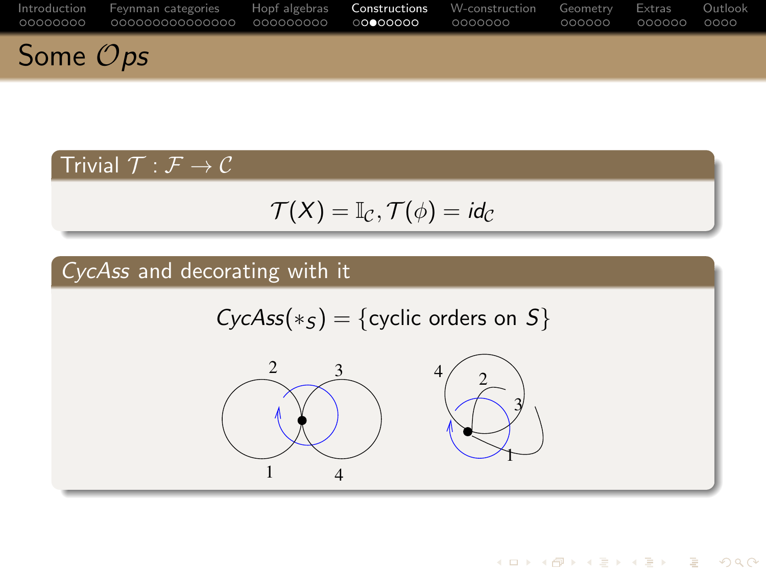# Some $\mathcal{O}ps$

## Trivial $\mathcal{T}:\mathcal{F}\to\mathcal{C}$

$$\mathcal{T}(X)=\mathbb{I}_{\mathcal{C}},\mathcal{T}(\phi)=id_{\mathcal{C}}$$

## *CycAss* and decorating with it

$$CycAss(*_S)=\{\text{cyclic orders on } S\}$$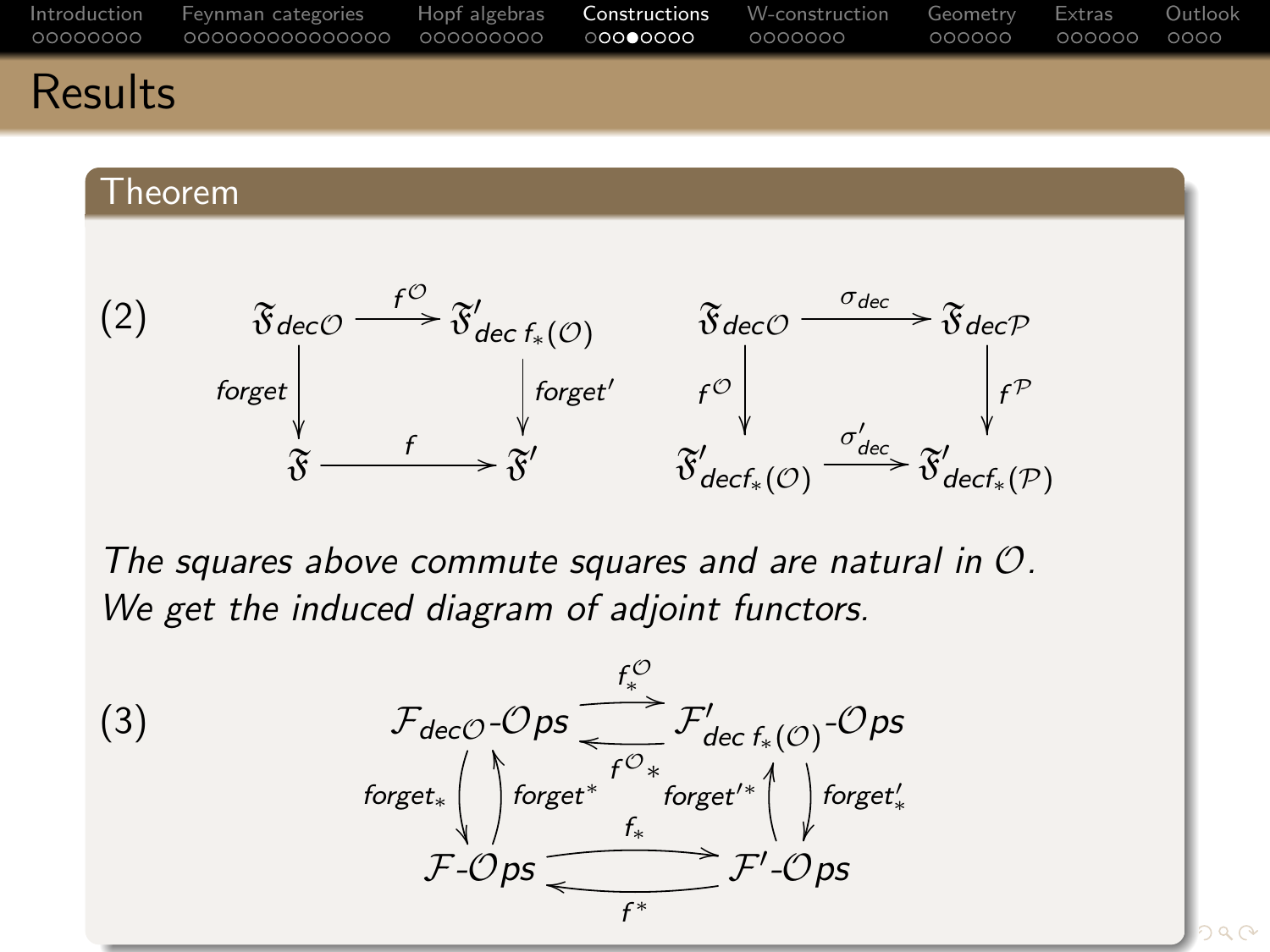# Results

**Theorem**

(2)

$$\begin{array}{ccc} \mathfrak{F}_{dec\mathcal{O}} & \xrightarrow{f^{\mathcal{O}}} & \mathfrak{F}'_{dec\ f_*(\mathcal{O})} \\ \downarrow{\scriptstyle forget} & & \downarrow{\scriptstyle forget'} \\ \mathfrak{F} & \xrightarrow{f} & \mathfrak{F}' \end{array} \qquad \begin{array}{ccc} \mathfrak{F}_{dec\mathcal{O}} & \xrightarrow{\sigma_{dec}} & \mathfrak{F}_{dec\mathcal{P}} \\ \downarrow{\scriptstyle f^{\mathcal{O}}} & & \downarrow{\scriptstyle f^{\mathcal{P}}} \\ \mathfrak{F}'_{decf_*(\mathcal{O})} & \xrightarrow{\sigma'_{dec}} & \mathfrak{F}'_{decf_*(\mathcal{P})} \end{array}$$

*The squares above commute squares and are natural in $\mathcal{O}$. We get the induced diagram of adjoint functors.*

(3)

$$\begin{array}{ccc} \mathcal{F}_{dec\mathcal{O}}\text{-}\mathcal{O}ps & \underset{f^{\mathcal{O}}{}_*}{\overset{f^{\mathcal{O}}_*}{\rightleftarrows}} & \mathcal{F}'_{dec\ f_*(\mathcal{O})}\text{-}\mathcal{O}ps \\ {\scriptstyle forget_*}\downarrow\uparrow{\scriptstyle forget^*} & & {\scriptstyle forget'^*}\uparrow\downarrow{\scriptstyle forget'_*} \\ \mathcal{F}\text{-}\mathcal{O}ps & \underset{f^*}{\overset{f_*}{\rightleftarrows}} & \mathcal{F}'\text{-}\mathcal{O}ps \end{array}$$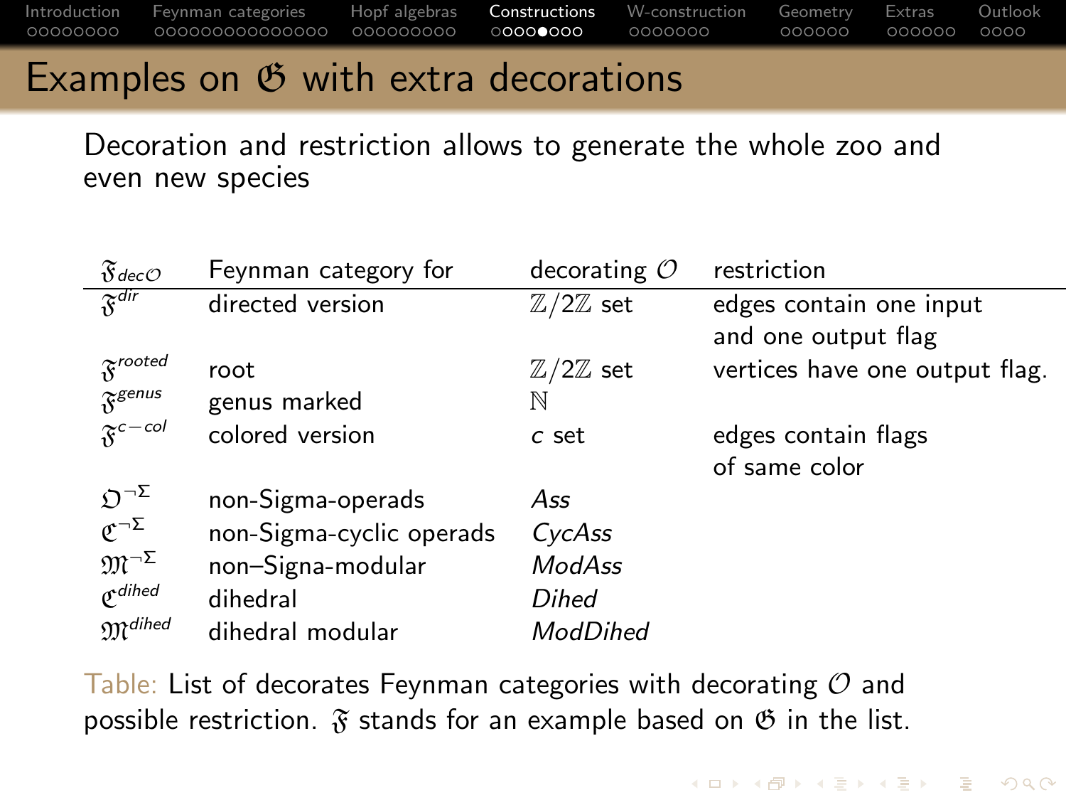# Examples on $\mathfrak{G}$ with extra decorations

Decoration and restriction allows to generate the whole zoo and even new species

| $\mathfrak{F}_{dec\mathcal{O}}$ | Feynman category for | decorating $\mathcal{O}$ | restriction |
|---|---|---|---|
| $\mathfrak{F}^{dir}$ | directed version | $\mathbb{Z}/2\mathbb{Z}$ set | edges contain one input and one output flag |
| $\mathfrak{F}^{rooted}$ | root | $\mathbb{Z}/2\mathbb{Z}$ set | vertices have one output flag. |
| $\mathfrak{F}^{genus}$ | genus marked | $\mathbb{N}$ | |
| $\mathfrak{F}^{c-col}$ | colored version | $c$ set | edges contain flags of same color |
| $\mathfrak{O}^{\neg\Sigma}$ | non-Sigma-operads | *Ass* | |
| $\mathfrak{C}^{\neg\Sigma}$ | non-Sigma-cyclic operads | *CycAss* | |
| $\mathfrak{M}^{\neg\Sigma}$ | non–Signa-modular | *ModAss* | |
| $\mathfrak{C}^{dihed}$ | dihedral | *Dihed* | |
| $\mathfrak{M}^{dihed}$ | dihedral modular | *ModDihed* | |

Table: List of decorates Feynman categories with decorating $\mathcal{O}$ and possible restriction. $\mathfrak{F}$ stands for an example based on $\mathfrak{G}$ in the list.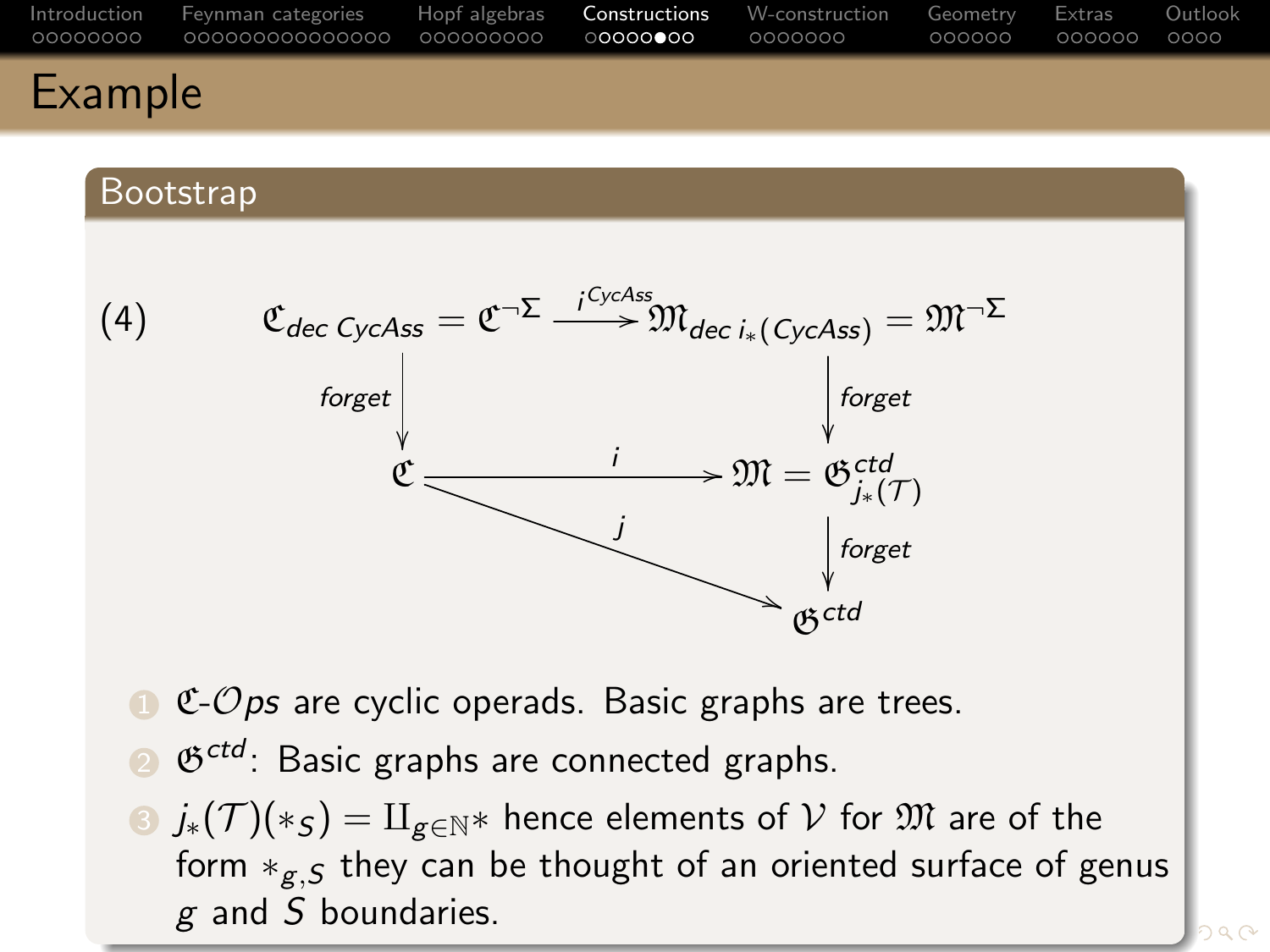## Example

### Bootstrap

$$
(4) \qquad \begin{array}{ccc}
\mathfrak{C}_{dec\ CycAss} = \mathfrak{C}^{\neg\Sigma} & \xrightarrow{i^{CycAss}} & \mathfrak{M}_{dec\ i_*(CycAss)} = \mathfrak{M}^{\neg\Sigma} \\
\downarrow \text{forget} & & \downarrow \text{forget} \\
\mathfrak{C} & \xrightarrow{i} & \mathfrak{M} = \mathfrak{G}^{ctd}_{j_*(\mathcal{T})} \\
& \searrow^{j} & \downarrow \text{forget} \\
& & \mathfrak{G}^{ctd}
\end{array}
$$

1. $\mathfrak{C}$-$\mathcal{O}ps$ are cyclic operads. Basic graphs are trees.
2. $\mathfrak{G}^{ctd}$: Basic graphs are connected graphs.
3. $j_*(\mathcal{T})(*_S) = \amalg_{g \in \mathbb{N}} *$ hence elements of $\mathcal{V}$ for $\mathfrak{M}$ are of the form $*_{g,S}$ they can be thought of an oriented surface of genus $g$ and $S$ boundaries.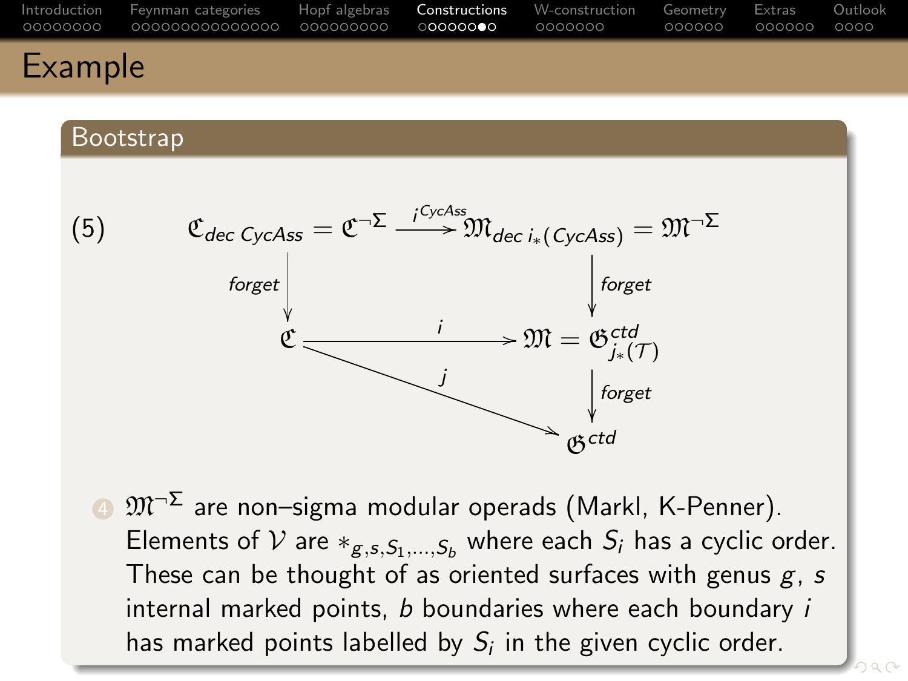# Example

## Bootstrap

(5)

$$
\begin{array}{ccc}
\mathfrak{C}_{dec\ CycAss} = \mathfrak{C}^{\neg\Sigma} & \xrightarrow{i^{CycAss}} & \mathfrak{M}_{dec\ i_*(CycAss)} = \mathfrak{M}^{\neg\Sigma} \\
\downarrow \text{forget} & & \downarrow \text{forget} \\
\mathfrak{C} & \xrightarrow{i} & \mathfrak{M} = \mathfrak{G}^{ctd}_{j_*(\mathcal{T})} \\
& \searrow^{j} & \downarrow \text{forget} \\
& & \mathfrak{G}^{ctd}
\end{array}
$$

4. $\mathfrak{M}^{\neg\Sigma}$ are non–sigma modular operads (Markl, K-Penner). Elements of $\mathcal{V}$ are $*_{g,s,S_1,\dots,S_b}$ where each $S_i$ has a cyclic order. These can be thought of as oriented surfaces with genus $g$, $s$ internal marked points, $b$ boundaries where each boundary $i$ has marked points labelled by $S_i$ in the given cyclic order.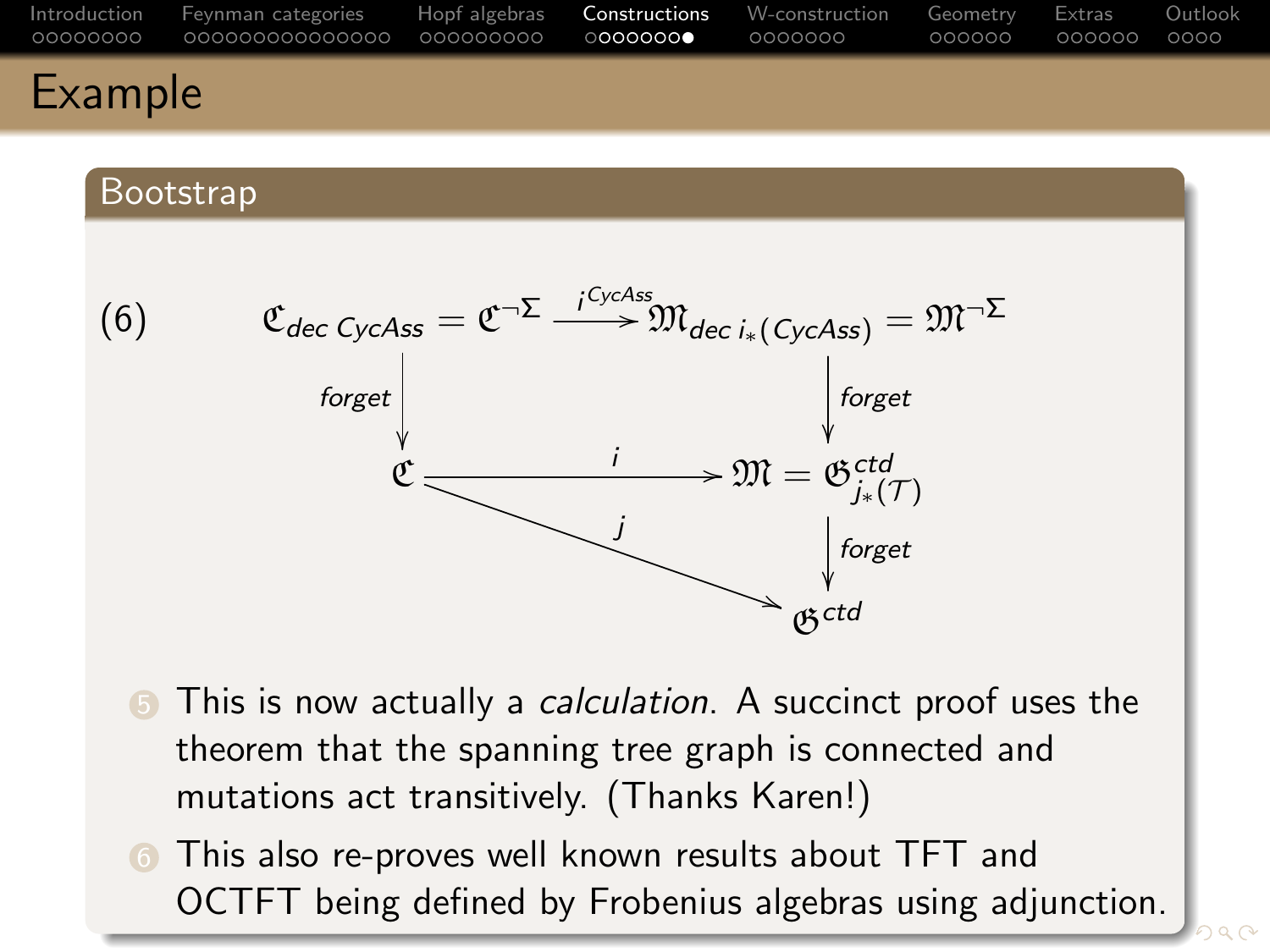# Example

## Bootstrap

$$
\begin{array}{ccc}
\mathfrak{C}_{dec\ CycAss} = \mathfrak{C}^{\neg\Sigma} & \xrightarrow{i^{CycAss}} & \mathfrak{M}_{dec\ i_*(CycAss)} = \mathfrak{M}^{\neg\Sigma} \\
\downarrow \scriptstyle{forget} & & \downarrow \scriptstyle{forget} \\
\mathfrak{C} & \xrightarrow{i} & \mathfrak{M} = \mathfrak{G}^{ctd}_{j_*(\mathcal{T})} \\
& \searrow^{j} & \downarrow \scriptstyle{forget} \\
& & \mathfrak{G}^{ctd}
\end{array} \tag{6}
$$

5. This is now actually a *calculation*. A succinct proof uses the theorem that the spanning tree graph is connected and mutations act transitively. (Thanks Karen!)
6. This also re-proves well known results about TFT and OCTFT being defined by Frobenius algebras using adjunction.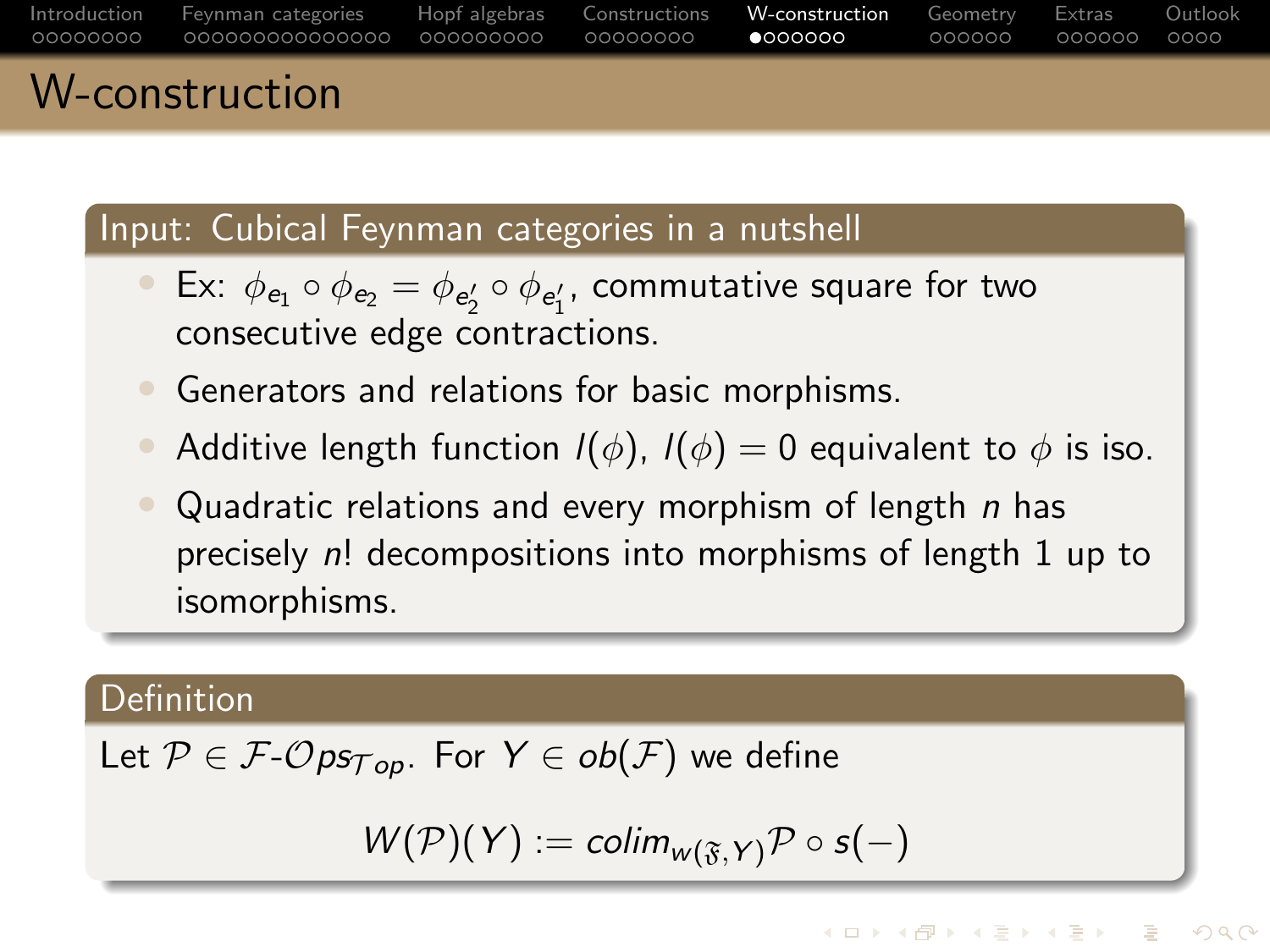# W-construction

## Input: Cubical Feynman categories in a nutshell

- Ex: $\phi_{e_1} \circ \phi_{e_2} = \phi_{e_2'} \circ \phi_{e_1'}$, commutative square for two consecutive edge contractions.
- Generators and relations for basic morphisms.
- Additive length function $l(\phi)$, $l(\phi) = 0$ equivalent to $\phi$ is iso.
- Quadratic relations and every morphism of length $n$ has precisely $n!$ decompositions into morphisms of length 1 up to isomorphisms.

## Definition

Let $\mathcal{P} \in \mathcal{F}\text{-}\mathcal{O}ps_{\mathcal{T}op}$. For $Y \in ob(\mathcal{F})$ we define

$$W(\mathcal{P})(Y) := colim_{w(\mathfrak{F},Y)} \mathcal{P} \circ s(-)$$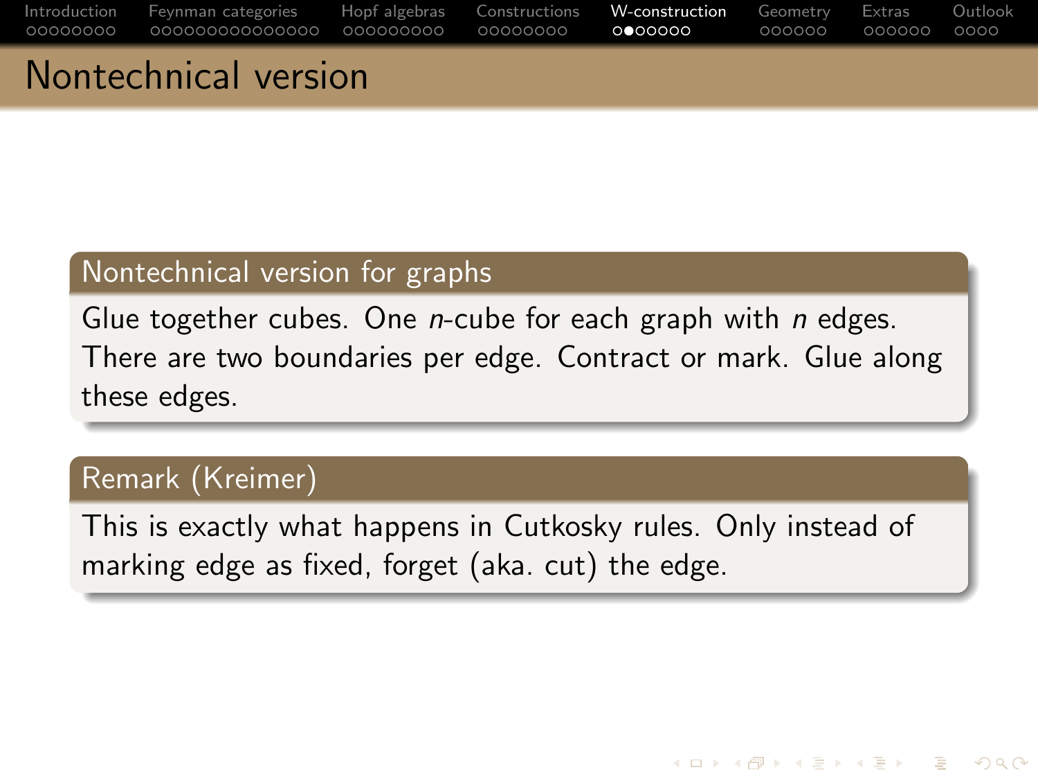# Nontechnical version

### Nontechnical version for graphs

Glue together cubes. One $n$-cube for each graph with $n$ edges. There are two boundaries per edge. Contract or mark. Glue along these edges.

### Remark (Kreimer)

This is exactly what happens in Cutkosky rules. Only instead of marking edge as fixed, forget (aka. cut) the edge.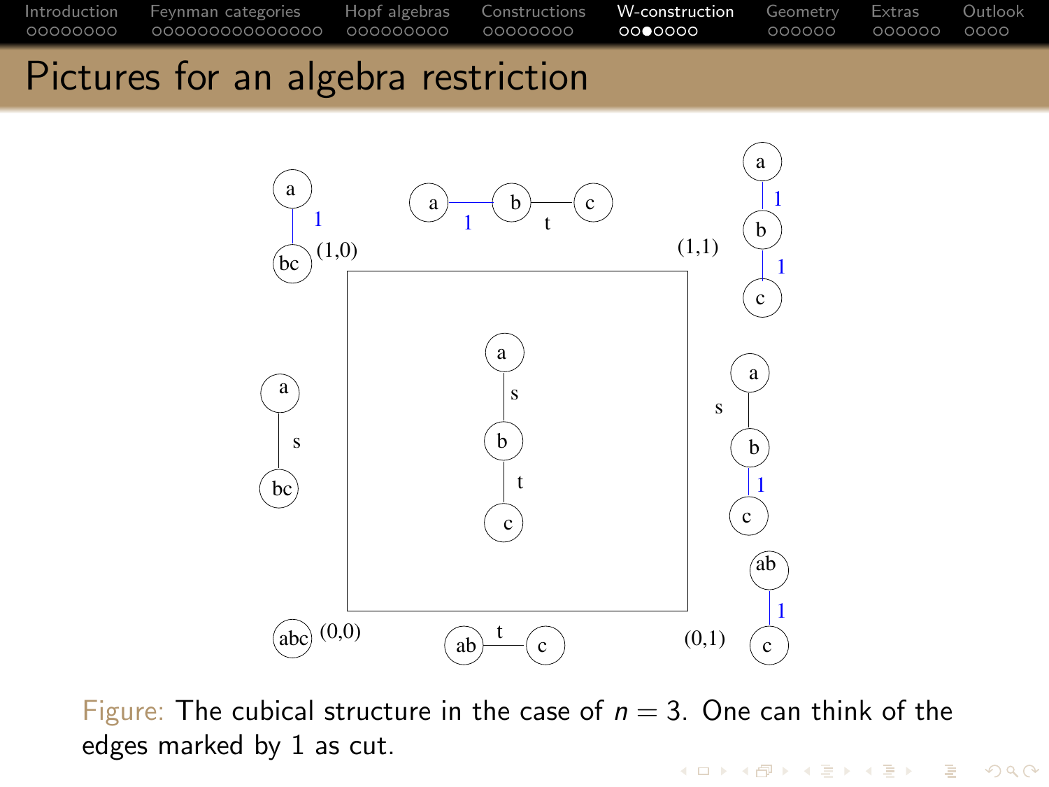# Pictures for an algebra restriction

Figure: The cubical structure in the case of $n = 3$. One can think of the edges marked by 1 as cut.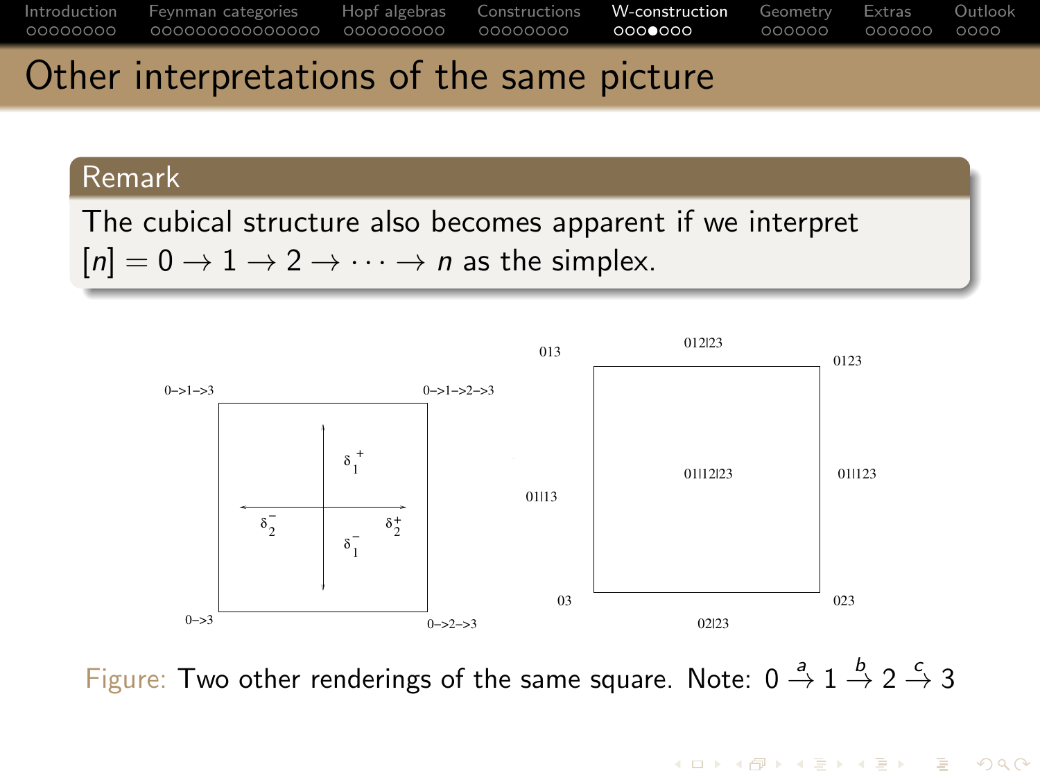# Other interpretations of the same picture

**Remark**

The cubical structure also becomes apparent if we interpret $[n] = 0 \to 1 \to 2 \to \cdots \to n$ as the simplex.

0–>1–>3　0–>1–>2–>3　0–>3　0–>2–>3　$\delta_1^+$　$\delta_1^-$　$\delta_2^-$　$\delta_2^+$

013　012|23　0123　01|13　01|12|23　01|123　03　02|23　023

Figure: Two other renderings of the same square. Note: $0 \xrightarrow{a} 1 \xrightarrow{b} 2 \xrightarrow{c} 3$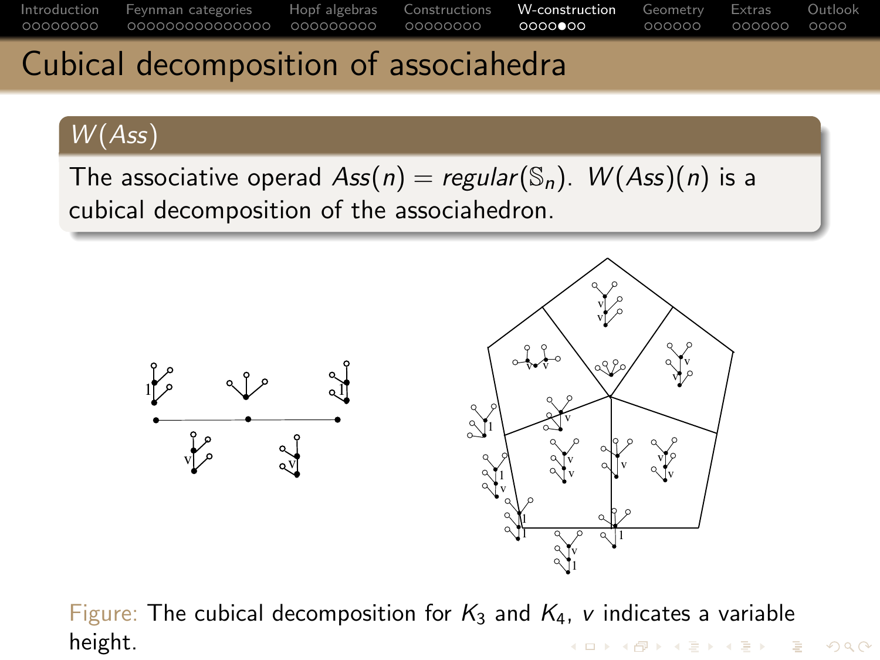# Cubical decomposition of associahedra

## $W(Ass)$

The associative operad $Ass(n) = regular(\mathbb{S}_n)$. $W(Ass)(n)$ is a cubical decomposition of the associahedron.

Figure: The cubical decomposition for $K_3$ and $K_4$, $v$ indicates a variable height.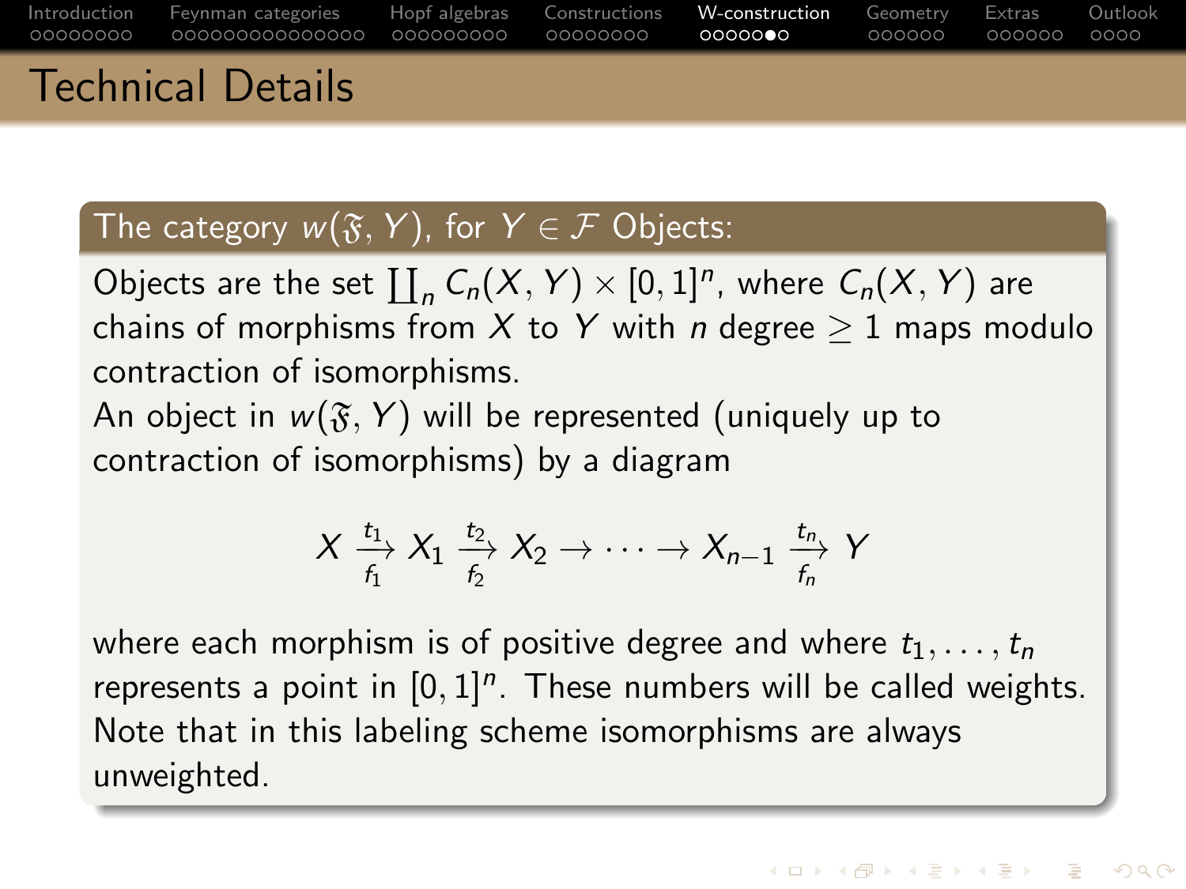## Technical Details

**The category $w(\mathfrak{F}, Y)$, for $Y \in \mathcal{F}$ Objects:**

Objects are the set $\coprod_n C_n(X, Y) \times [0,1]^n$, where $C_n(X, Y)$ are chains of morphisms from $X$ to $Y$ with $n$ degree $\geq 1$ maps modulo contraction of isomorphisms.
An object in $w(\mathfrak{F}, Y)$ will be represented (uniquely up to contraction of isomorphisms) by a diagram

$$X \xrightarrow[f_1]{t_1} X_1 \xrightarrow[f_2]{t_2} X_2 \to \cdots \to X_{n-1} \xrightarrow[f_n]{t_n} Y$$

where each morphism is of positive degree and where $t_1, \ldots, t_n$ represents a point in $[0,1]^n$. These numbers will be called weights. Note that in this labeling scheme isomorphisms are always unweighted.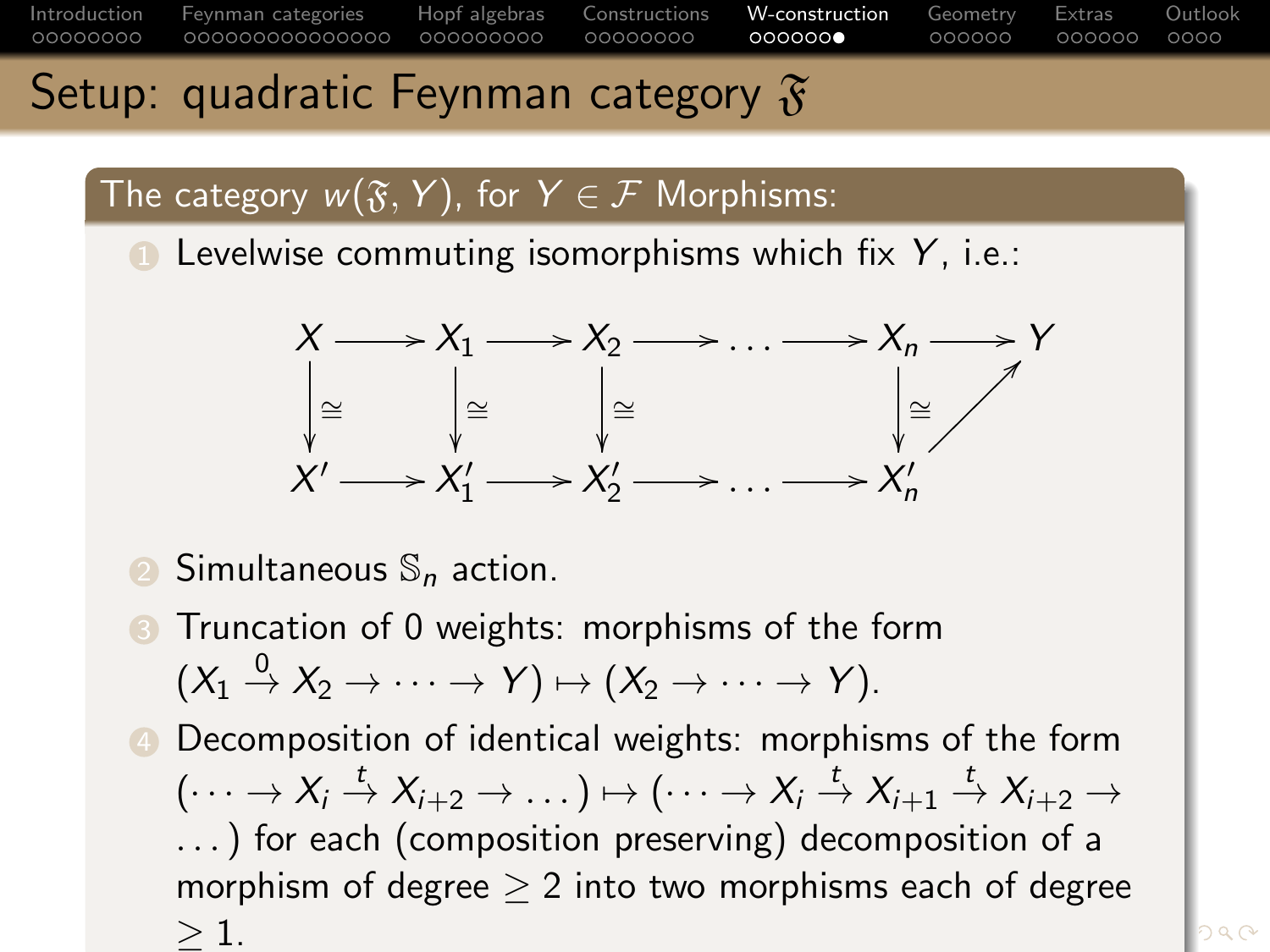# Setup: quadratic Feynman category $\mathfrak{F}$

## The category $w(\mathfrak{F}, Y)$, for $Y \in \mathcal{F}$ Morphisms:

1. Levelwise commuting isomorphisms which fix $Y$, i.e.:

$$
\begin{array}{ccccccccccc}
X & \longrightarrow & X_1 & \longrightarrow & X_2 & \longrightarrow & \dots & \longrightarrow & X_n & \longrightarrow & Y \\
\downarrow \cong & & \downarrow \cong & & \downarrow \cong & & & & \downarrow \cong & \nearrow & \\
X' & \longrightarrow & X_1' & \longrightarrow & X_2' & \longrightarrow & \dots & \longrightarrow & X_n' & &
\end{array}
$$

2. Simultaneous $\mathbb{S}_n$ action.
3. Truncation of 0 weights: morphisms of the form $(X_1 \xrightarrow{0} X_2 \to \dots \to Y) \mapsto (X_2 \to \dots \to Y)$.
4. Decomposition of identical weights: morphisms of the form $(\dots \to X_i \xrightarrow{t} X_{i+2} \to \dots) \mapsto (\dots \to X_i \xrightarrow{t} X_{i+1} \xrightarrow{t} X_{i+2} \to \dots)$ for each (composition preserving) decomposition of a morphism of degree $\geq 2$ into two morphisms each of degree $\geq 1$.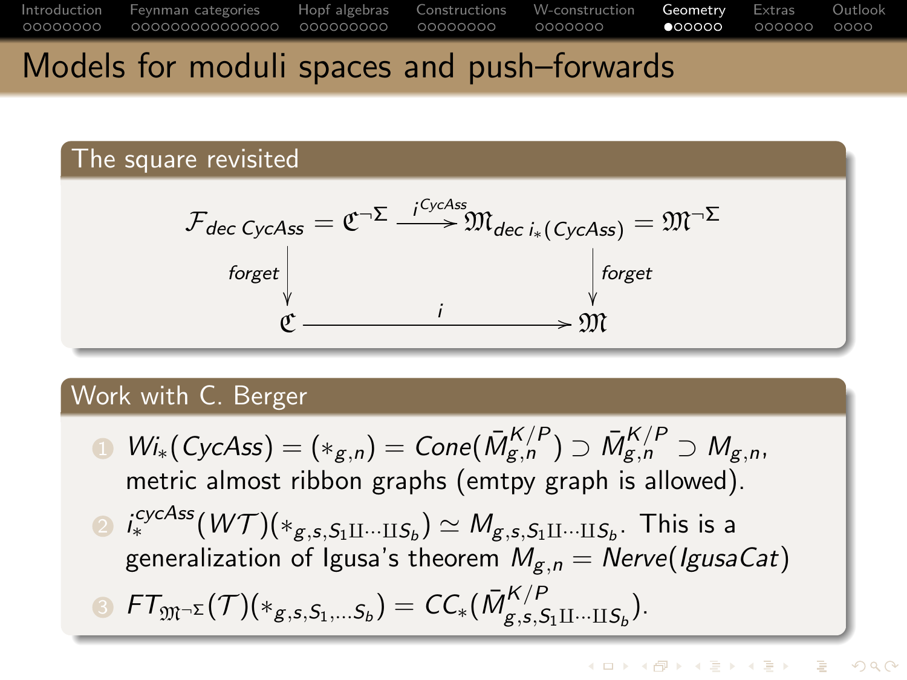# Models for moduli spaces and push–forwards

## The square revisited

$$
\begin{array}{ccc}
\mathcal{F}_{dec\ CycAss} = \mathfrak{C}^{\neg\Sigma} & \xrightarrow{i^{CycAss}} & \mathfrak{M}_{dec\ i_*(CycAss)} = \mathfrak{M}^{\neg\Sigma} \\
\downarrow{\scriptstyle forget} & & \downarrow{\scriptstyle forget} \\
\mathfrak{C} & \xrightarrow{i} & \mathfrak{M}
\end{array}
$$

## Work with C. Berger

1. $Wi_*(CycAss) = (*_{g,n}) = Cone(\bar{M}^{K/P}_{g,n}) \supset \bar{M}^{K/P}_{g,n} \supset M_{g,n}$, metric almost ribbon graphs (emtpy graph is allowed).
2. $i_*^{cycAss}(W\mathcal{T})(*_{g,s,S_1 \amalg \cdots \amalg S_b}) \simeq M_{g,s,S_1 \amalg \cdots \amalg S_b}$. This is a generalization of Igusa's theorem $M_{g,n} = Nerve(IgusaCat)$
3. $FT_{\mathfrak{M}^{\neg\Sigma}}(\mathcal{T})(*_{g,s,S_1,\dots S_b}) = CC_*(\bar{M}^{K/P}_{g,s,S_1 \amalg \cdots \amalg S_b})$.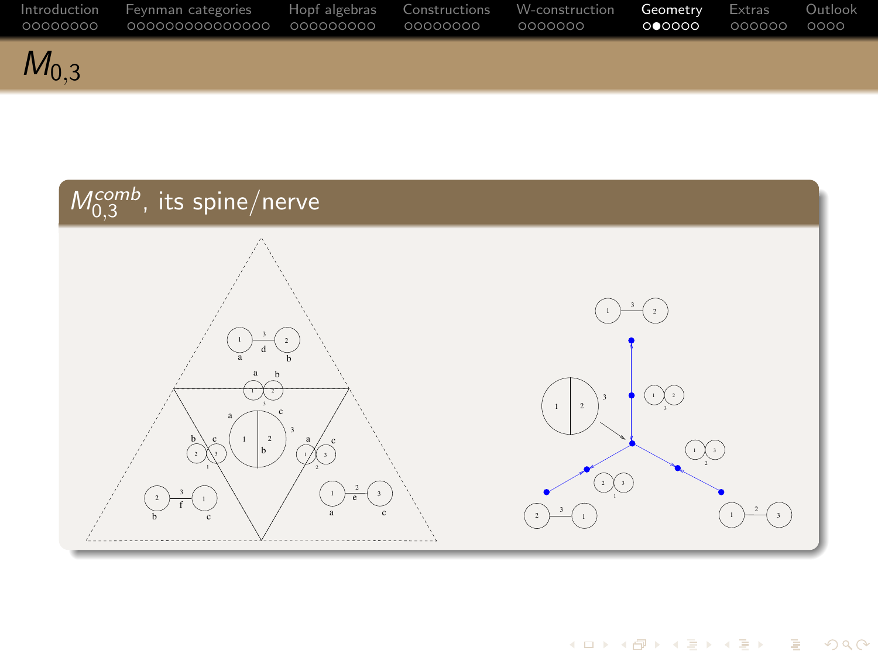# $M_{0,3}$

## $M^{comb}_{0,3}$, its spine/nerve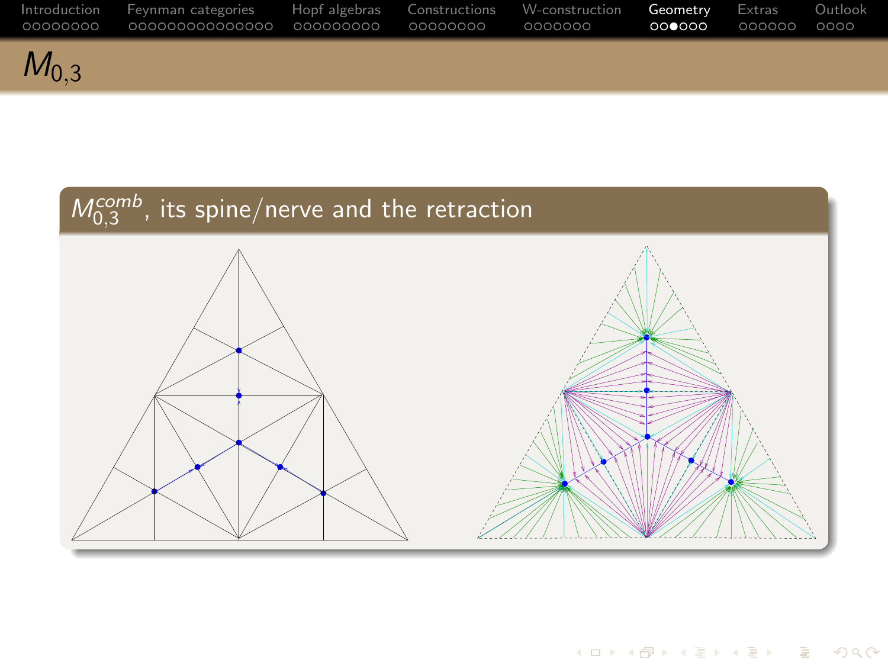# $M_{0,3}$

## $M_{0,3}^{comb}$, its spine/nerve and the retraction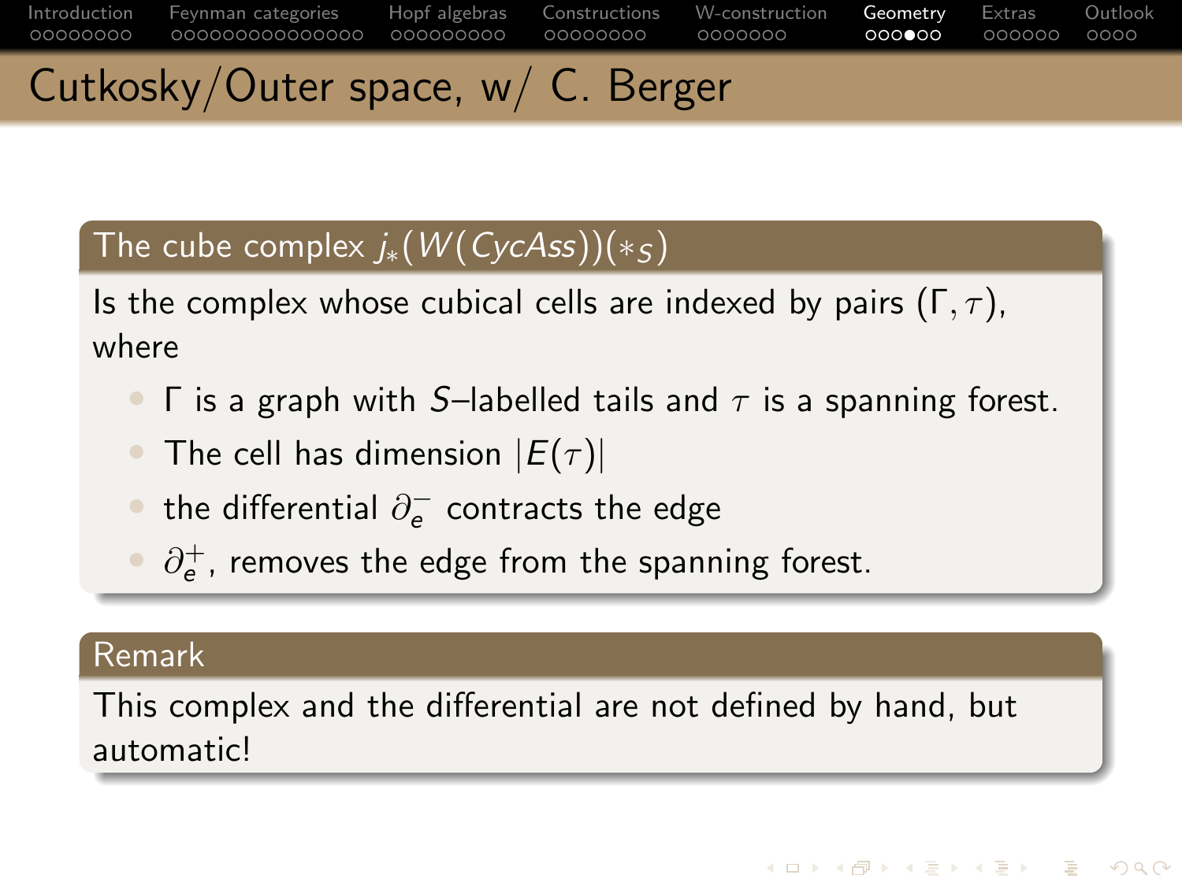# Cutkosky/Outer space, w/ C. Berger

## The cube complex $j_*(W(CycAss))(*_S)$

Is the complex whose cubical cells are indexed by pairs $(\Gamma, \tau)$, where

- $\Gamma$ is a graph with $S$–labelled tails and $\tau$ is a spanning forest.
- The cell has dimension $|E(\tau)|$
- the differential $\partial_e^-$ contracts the edge
- $\partial_e^+$, removes the edge from the spanning forest.

## Remark

This complex and the differential are not defined by hand, but automatic!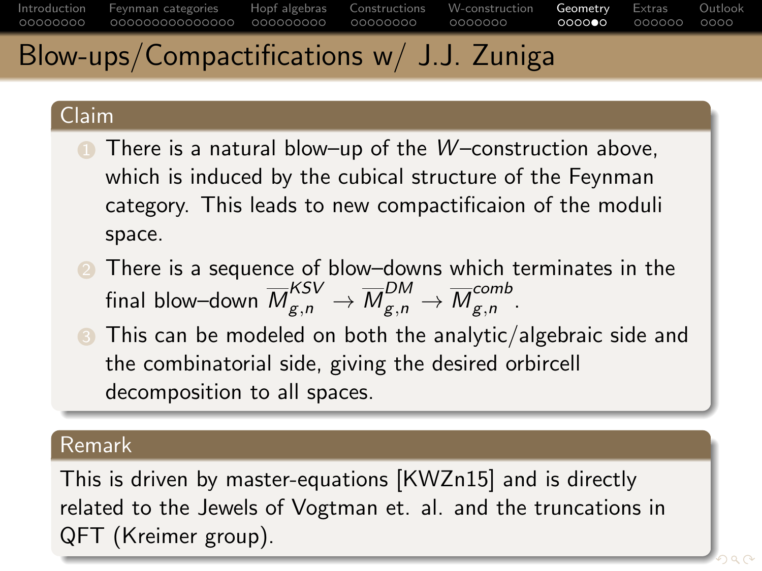# Blow-ups/Compactifications w/ J.J. Zuniga

## Claim

1. There is a natural blow–up of the $W$–construction above, which is induced by the cubical structure of the Feynman category. This leads to new compactificaion of the moduli space.
2. There is a sequence of blow–downs which terminates in the final blow–down $\overline{M}_{g,n}^{KSV} \to \overline{M}_{g,n}^{DM} \to \overline{M}_{g,n}^{comb}$.
3. This can be modeled on both the analytic/algebraic side and the combinatorial side, giving the desired orbircell decomposition to all spaces.

## Remark

This is driven by master-equations [KWZn15] and is directly related to the Jewels of Vogtman et. al. and the truncations in QFT (Kreimer group).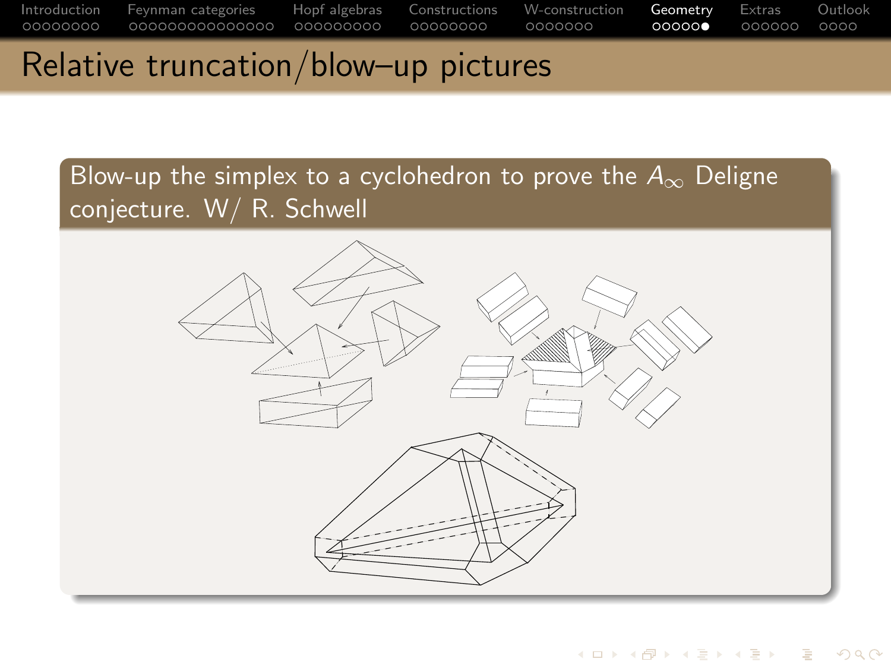# Relative truncation/blow–up pictures

**Blow-up the simplex to a cyclohedron to prove the $A_\infty$ Deligne conjecture. W/ R. Schwell**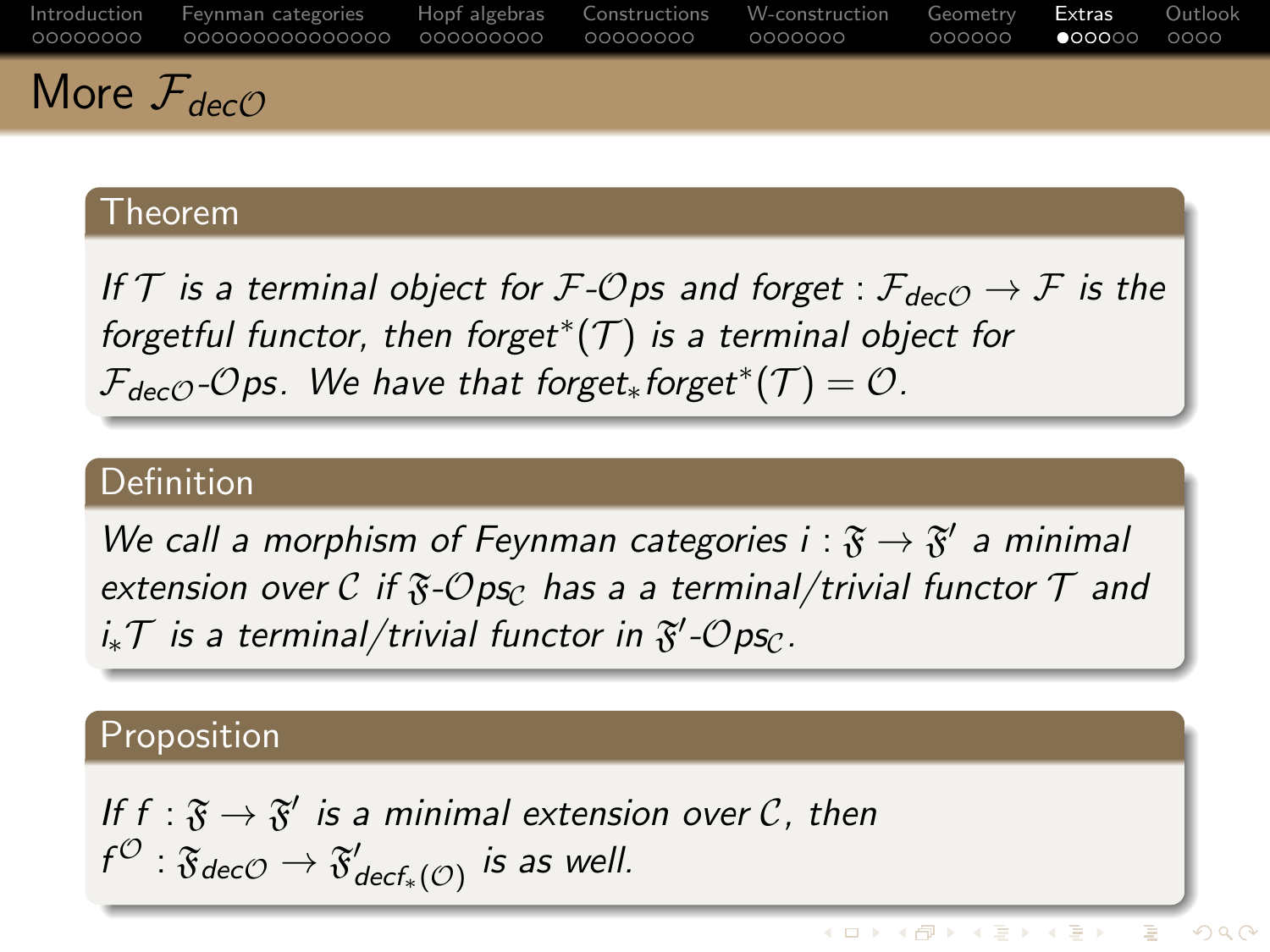## More $\mathcal{F}_{dec\mathcal{O}}$

**Theorem**

*If $\mathcal{T}$ is a terminal object for $\mathcal{F}$-$\mathcal{O}ps$ and forget : $\mathcal{F}_{dec\mathcal{O}} \to \mathcal{F}$ is the forgetful functor, then forget$^*(\mathcal{T})$ is a terminal object for $\mathcal{F}_{dec\mathcal{O}}$-$\mathcal{O}ps$. We have that forget$_*$forget$^*(\mathcal{T}) = \mathcal{O}$.*

**Definition**

*We call a morphism of Feynman categories $i : \mathfrak{F} \to \mathfrak{F}'$ a minimal extension over $\mathcal{C}$ if $\mathfrak{F}$-$\mathcal{O}ps_{\mathcal{C}}$ has a a terminal/trivial functor $\mathcal{T}$ and $i_*\mathcal{T}$ is a terminal/trivial functor in $\mathfrak{F}'$-$\mathcal{O}ps_{\mathcal{C}}$.*

**Proposition**

*If $f : \mathfrak{F} \to \mathfrak{F}'$ is a minimal extension over $\mathcal{C}$, then $f^{\mathcal{O}} : \mathfrak{F}_{dec\mathcal{O}} \to \mathfrak{F}'_{decf_*(\mathcal{O})}$ is as well.*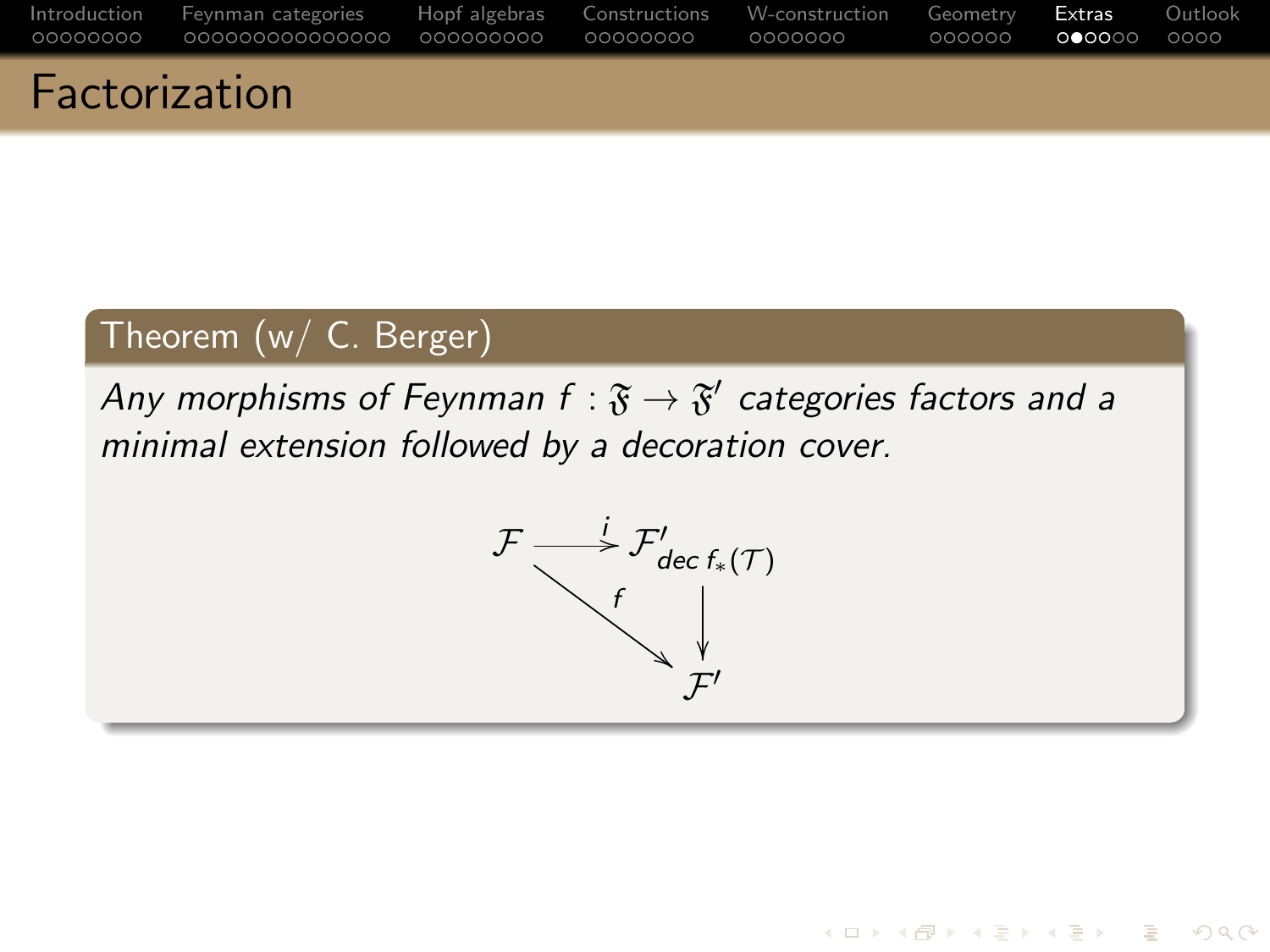# Factorization

**Theorem (w/ C. Berger)**

*Any morphisms of Feynman $f : \mathfrak{F} \to \mathfrak{F}'$ categories factors and a minimal extension followed by a decoration cover.*

$$\begin{array}{ccc}
\mathcal{F} & \xrightarrow{i} & \mathcal{F}'_{dec\, f_*(\mathcal{T})} \\
& \searrow^{f} & \downarrow \\
& & \mathcal{F}'
\end{array}$$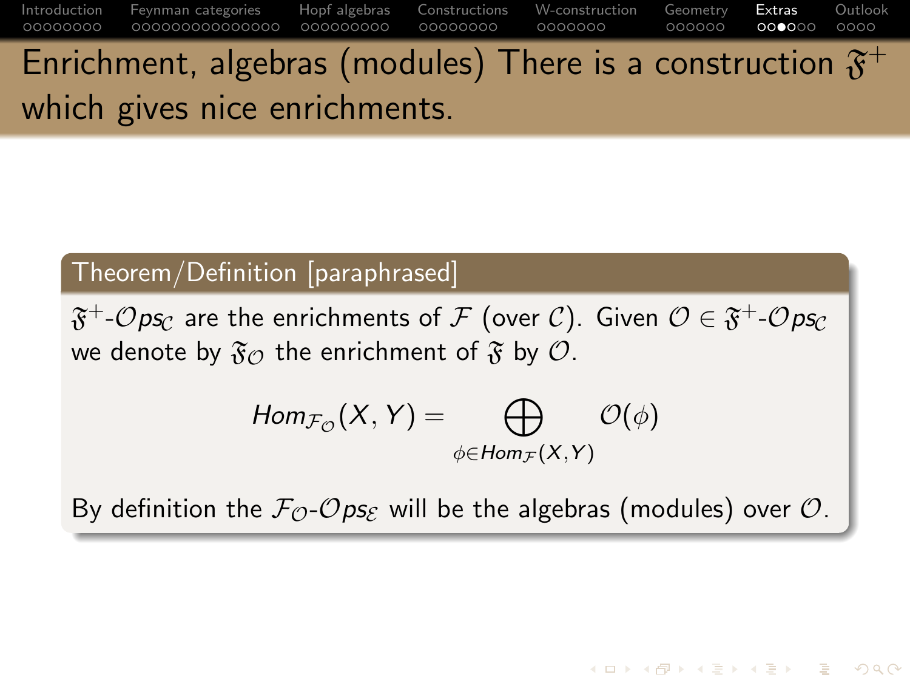## Enrichment, algebras (modules) There is a construction $\mathfrak{F}^+$ which gives nice enrichments.

**Theorem/Definition [paraphrased]**

$\mathfrak{F}^+$-$\mathcal{O}ps_{\mathcal{C}}$ are the enrichments of $\mathcal{F}$ (over $\mathcal{C}$). Given $\mathcal{O} \in \mathfrak{F}^+$-$\mathcal{O}ps_{\mathcal{C}}$ we denote by $\mathfrak{F}_{\mathcal{O}}$ the enrichment of $\mathfrak{F}$ by $\mathcal{O}$.

$$Hom_{\mathcal{F}_{\mathcal{O}}}(X, Y) = \bigoplus_{\phi \in Hom_{\mathcal{F}}(X,Y)} \mathcal{O}(\phi)$$

By definition the $\mathcal{F}_{\mathcal{O}}$-$\mathcal{O}ps_{\mathcal{E}}$ will be the algebras (modules) over $\mathcal{O}$.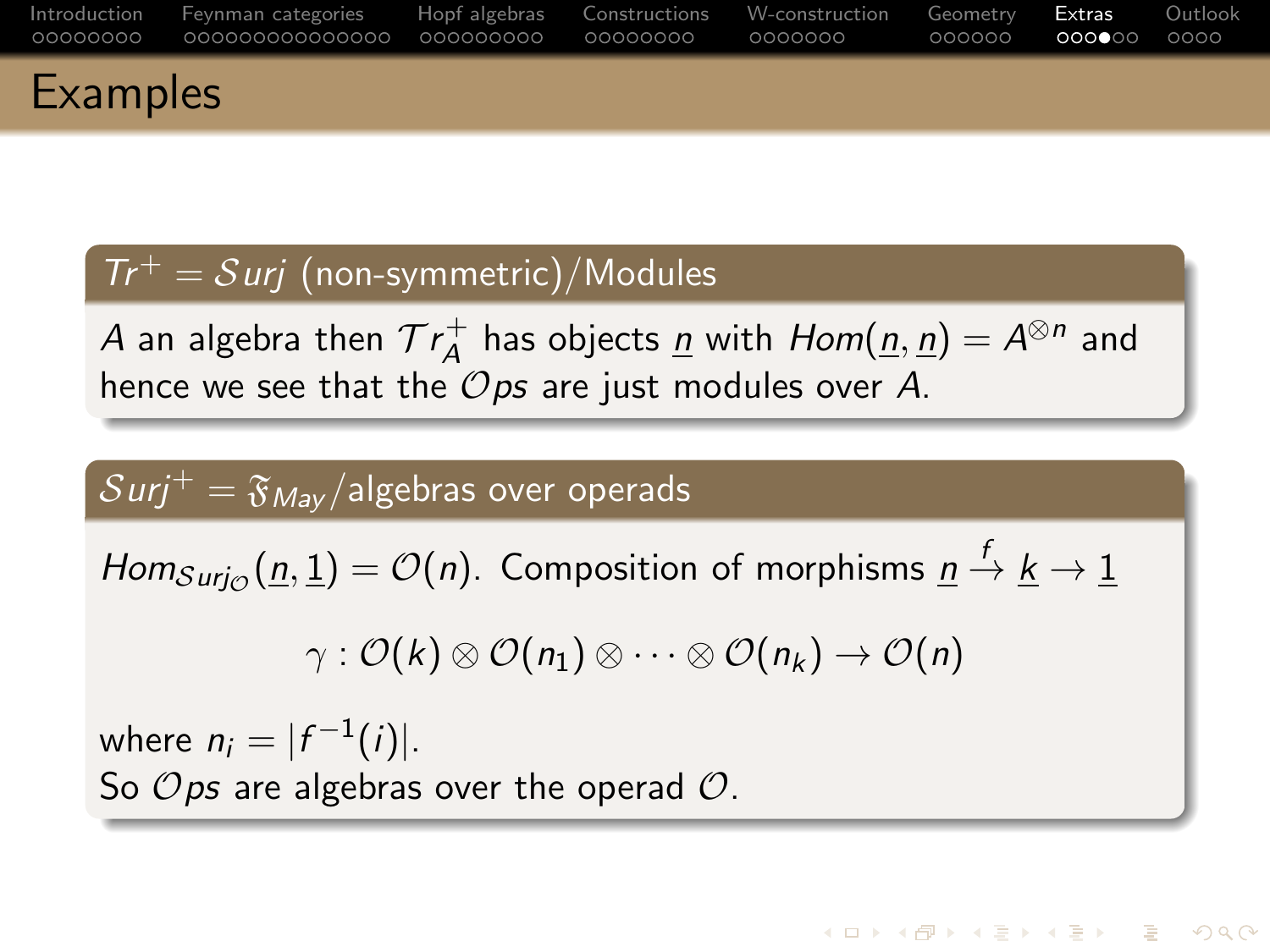# Examples

## $Tr^+ = \mathcal{S}urj$ (non-symmetric)/Modules

$A$ an algebra then $\mathcal{T}r_A^+$ has objects $\underline{n}$ with $Hom(\underline{n}, \underline{n}) = A^{\otimes n}$ and hence we see that the $\mathcal{O}ps$ are just modules over $A$.

## $\mathcal{S}urj^+ = \mathfrak{F}_{May}$/algebras over operads

$Hom_{\mathcal{S}urj_{\mathcal{O}}}(\underline{n}, \underline{1}) = \mathcal{O}(n)$. Composition of morphisms $\underline{n} \xrightarrow{f} \underline{k} \to \underline{1}$

$$\gamma : \mathcal{O}(k) \otimes \mathcal{O}(n_1) \otimes \cdots \otimes \mathcal{O}(n_k) \to \mathcal{O}(n)$$

where $n_i = |f^{-1}(i)|$.
So $\mathcal{O}ps$ are algebras over the operad $\mathcal{O}$.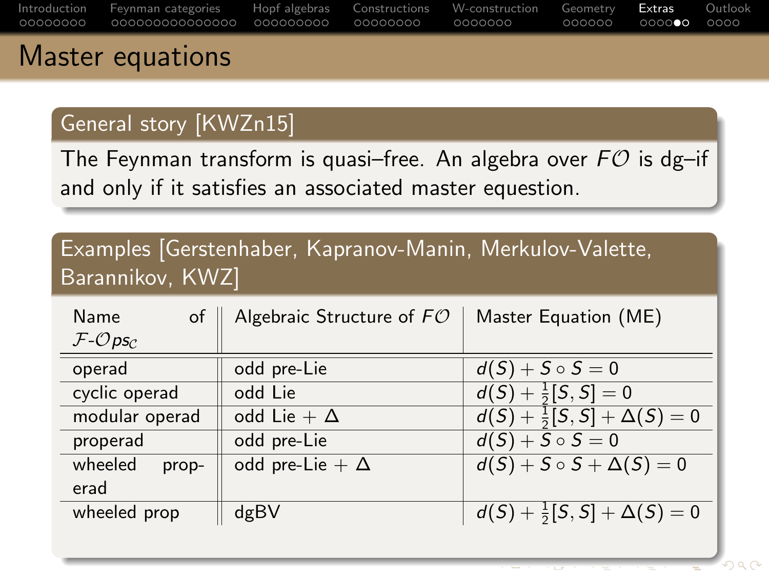# Master equations

## General story [KWZn15]

The Feynman transform is quasi–free. An algebra over $F\mathcal{O}$ is dg–if and only if it satisfies an associated master equestion.

## Examples [Gerstenhaber, Kapranov-Manin, Merkulov-Valette, Barannikov, KWZ]

| Name of $\mathcal{F}$-$\mathcal{O}ps_{\mathcal{C}}$ | Algebraic Structure of $F\mathcal{O}$ | Master Equation (ME) |
|---|---|---|
| operad | odd pre-Lie | $d(S) + S \circ S = 0$ |
| cyclic operad | odd Lie | $d(S) + \frac{1}{2}[S, S] = 0$ |
| modular operad | odd Lie + $\Delta$ | $d(S) + \frac{1}{2}[S, S] + \Delta(S) = 0$ |
| properad | odd pre-Lie | $d(S) + S \circ S = 0$ |
| wheeled properad | odd pre-Lie + $\Delta$ | $d(S) + S \circ S + \Delta(S) = 0$ |
| wheeled prop | dgBV | $d(S) + \frac{1}{2}[S, S] + \Delta(S) = 0$ |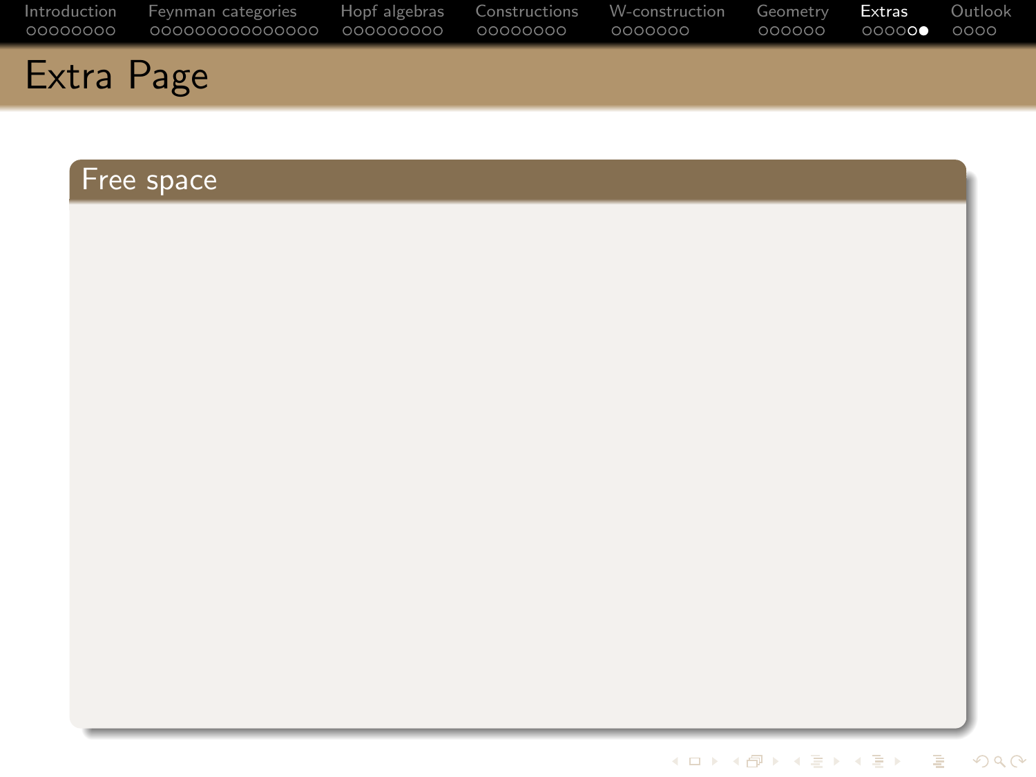# Extra Page

## Free space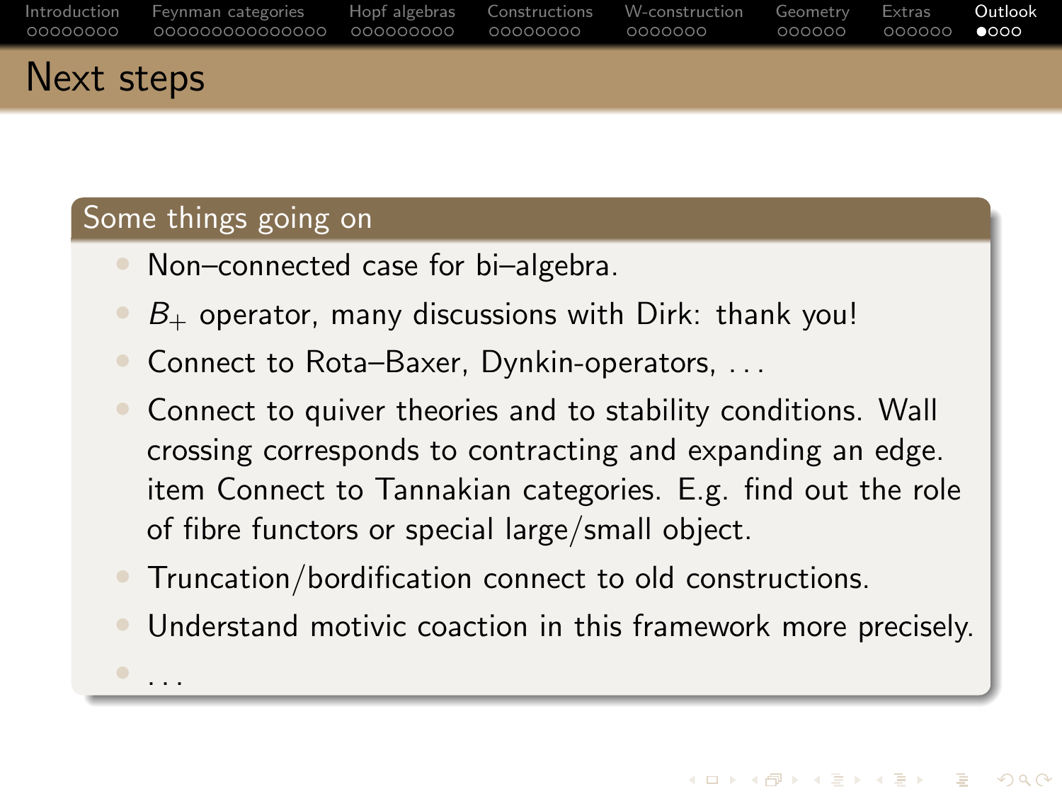# Next steps

### Some things going on

- Non–connected case for bi–algebra.
- $B_+$ operator, many discussions with Dirk: thank you!
- Connect to Rota–Baxer, Dynkin-operators, . . .
- Connect to quiver theories and to stability conditions. Wall crossing corresponds to contracting and expanding an edge. item Connect to Tannakian categories. E.g. find out the role of fibre functors or special large/small object.
- Truncation/bordification connect to old constructions.
- Understand motivic coaction in this framework more precisely.
- . . .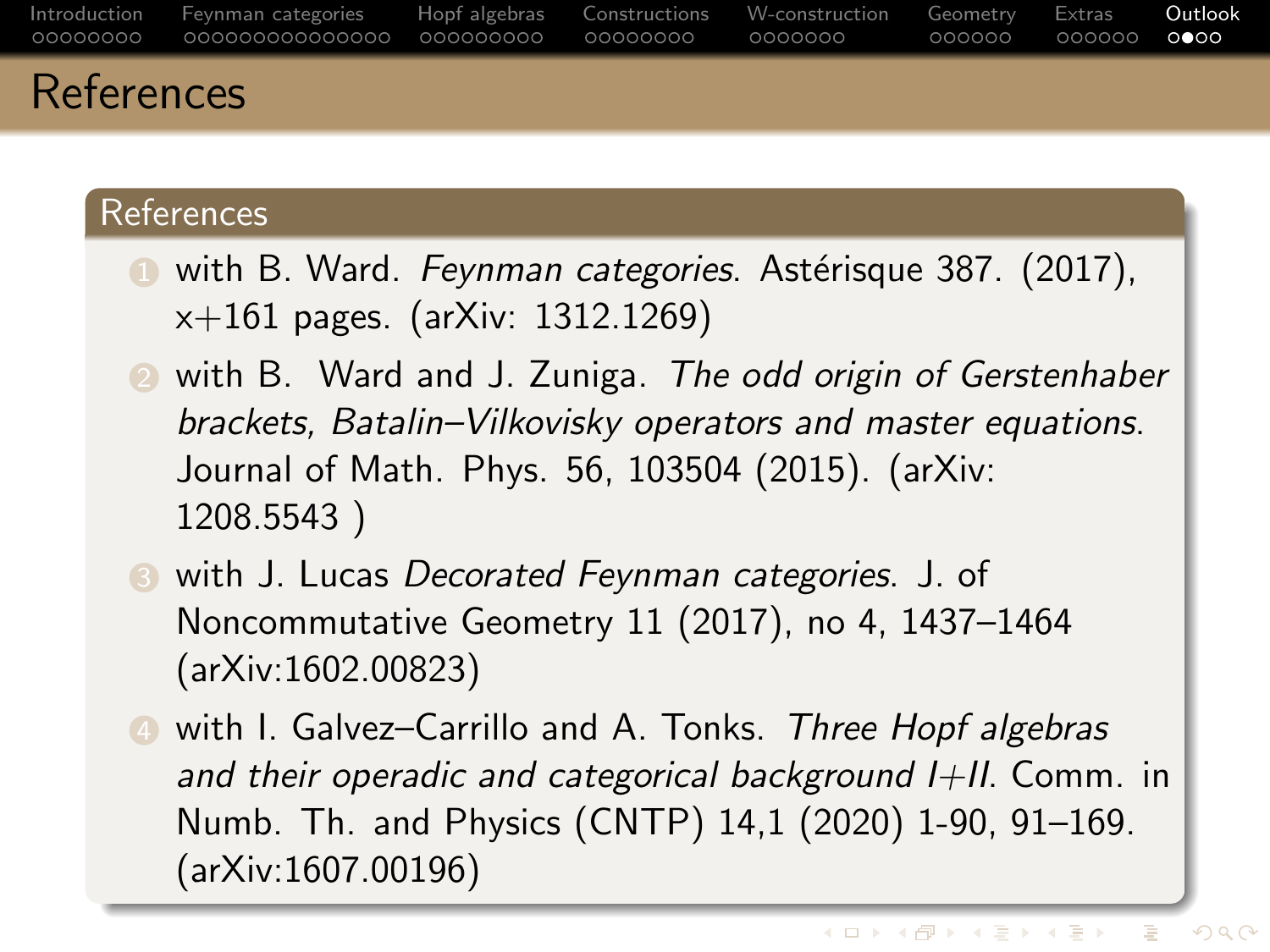# References

## References

1. with B. Ward. *Feynman categories*. Astérisque 387. (2017), x+161 pages. (arXiv: 1312.1269)
2. with B. Ward and J. Zuniga. *The odd origin of Gerstenhaber brackets, Batalin–Vilkovisky operators and master equations*. Journal of Math. Phys. 56, 103504 (2015). (arXiv: 1208.5543 )
3. with J. Lucas *Decorated Feynman categories*. J. of Noncommutative Geometry 11 (2017), no 4, 1437–1464 (arXiv:1602.00823)
4. with I. Galvez–Carrillo and A. Tonks. *Three Hopf algebras and their operadic and categorical background I+II*. Comm. in Numb. Th. and Physics (CNTP) 14,1 (2020) 1-90, 91–169. (arXiv:1607.00196)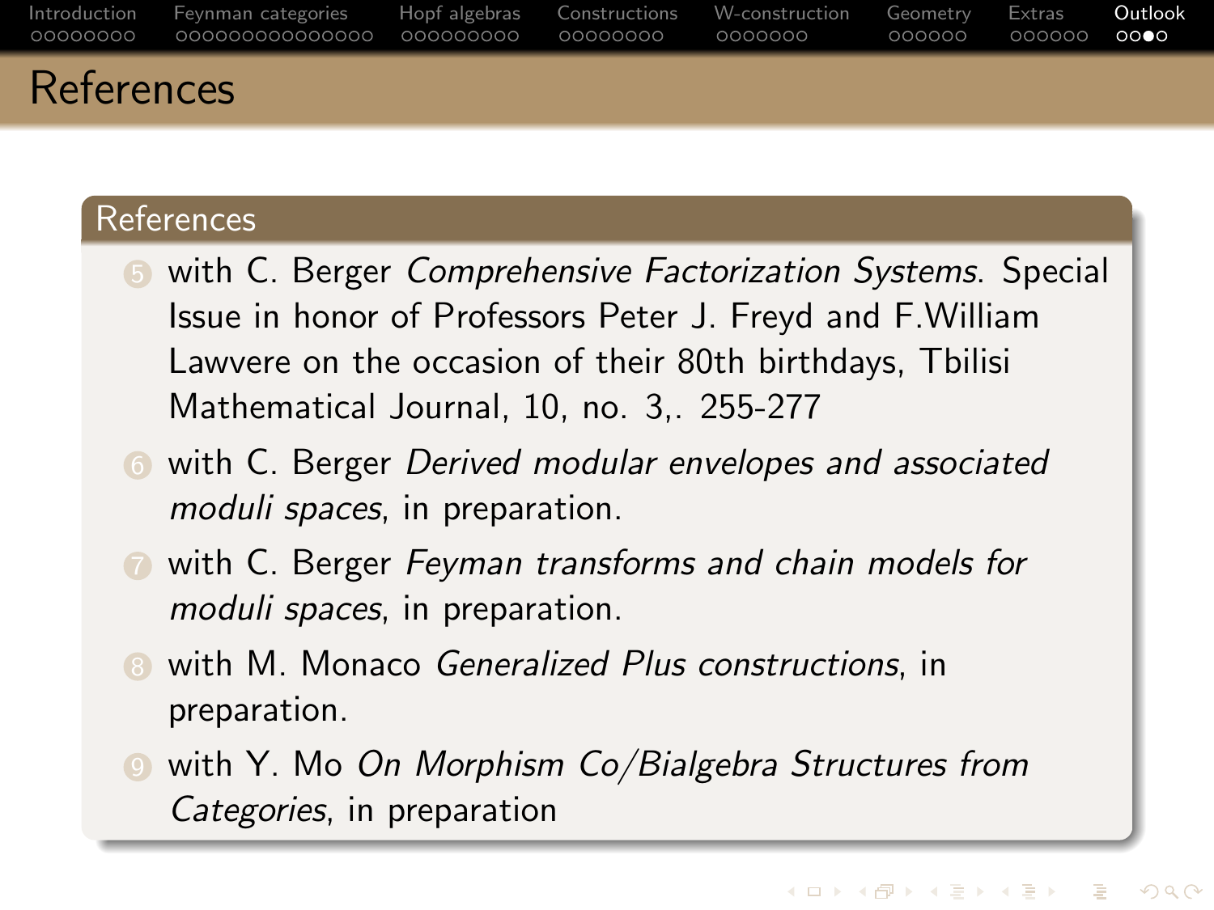# References

## References

5. with C. Berger *Comprehensive Factorization Systems*. Special Issue in honor of Professors Peter J. Freyd and F.William Lawvere on the occasion of their 80th birthdays, Tbilisi Mathematical Journal, 10, no. 3,. 255-277
6. with C. Berger *Derived modular envelopes and associated moduli spaces*, in preparation.
7. with C. Berger *Feyman transforms and chain models for moduli spaces*, in preparation.
8. with M. Monaco *Generalized Plus constructions*, in preparation.
9. with Y. Mo *On Morphism Co/Bialgebra Structures from Categories*, in preparation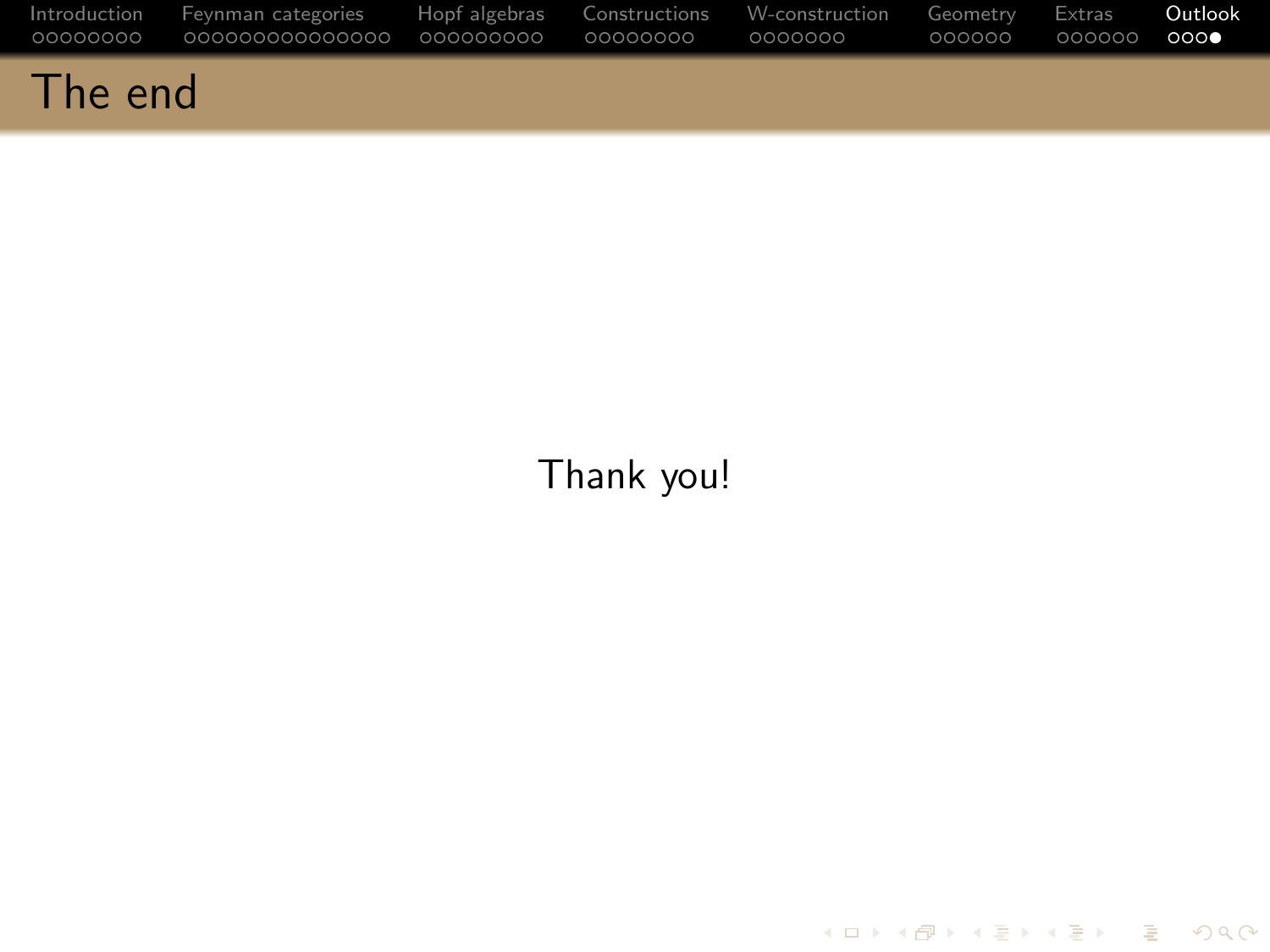# The end

Thank you!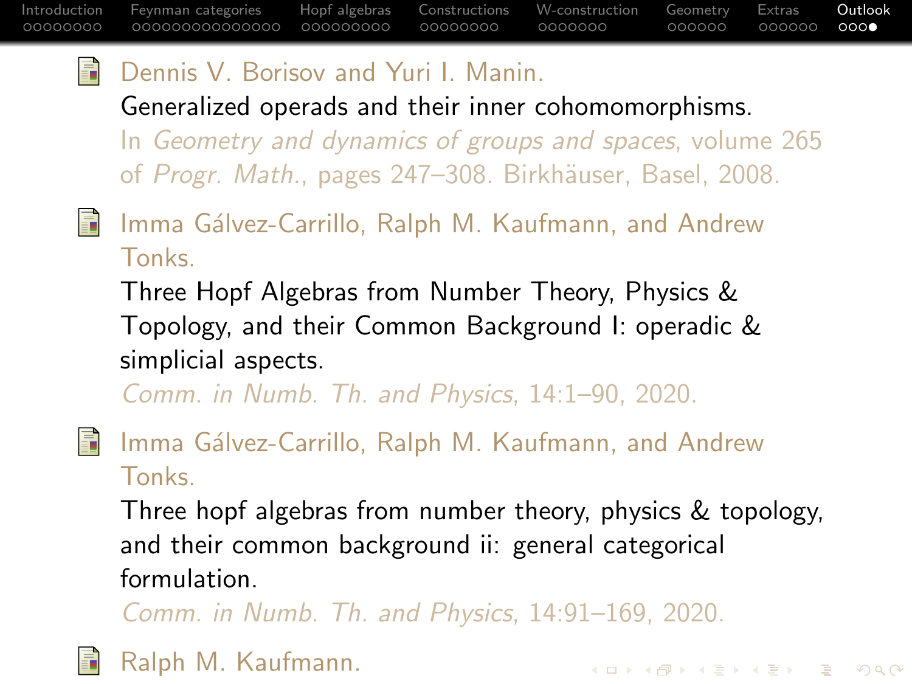- Dennis V. Borisov and Yuri I. Manin.
  Generalized operads and their inner cohomomorphisms.
  In *Geometry and dynamics of groups and spaces*, volume 265 of *Progr. Math.*, pages 247–308. Birkhäuser, Basel, 2008.

- Imma Gálvez-Carrillo, Ralph M. Kaufmann, and Andrew Tonks.
  Three Hopf Algebras from Number Theory, Physics & Topology, and their Common Background I: operadic & simplicial aspects.
  *Comm. in Numb. Th. and Physics*, 14:1–90, 2020.

- Imma Gálvez-Carrillo, Ralph M. Kaufmann, and Andrew Tonks.
  Three hopf algebras from number theory, physics & topology, and their common background ii: general categorical formulation.
  *Comm. in Numb. Th. and Physics*, 14:91–169, 2020.

- Ralph M. Kaufmann.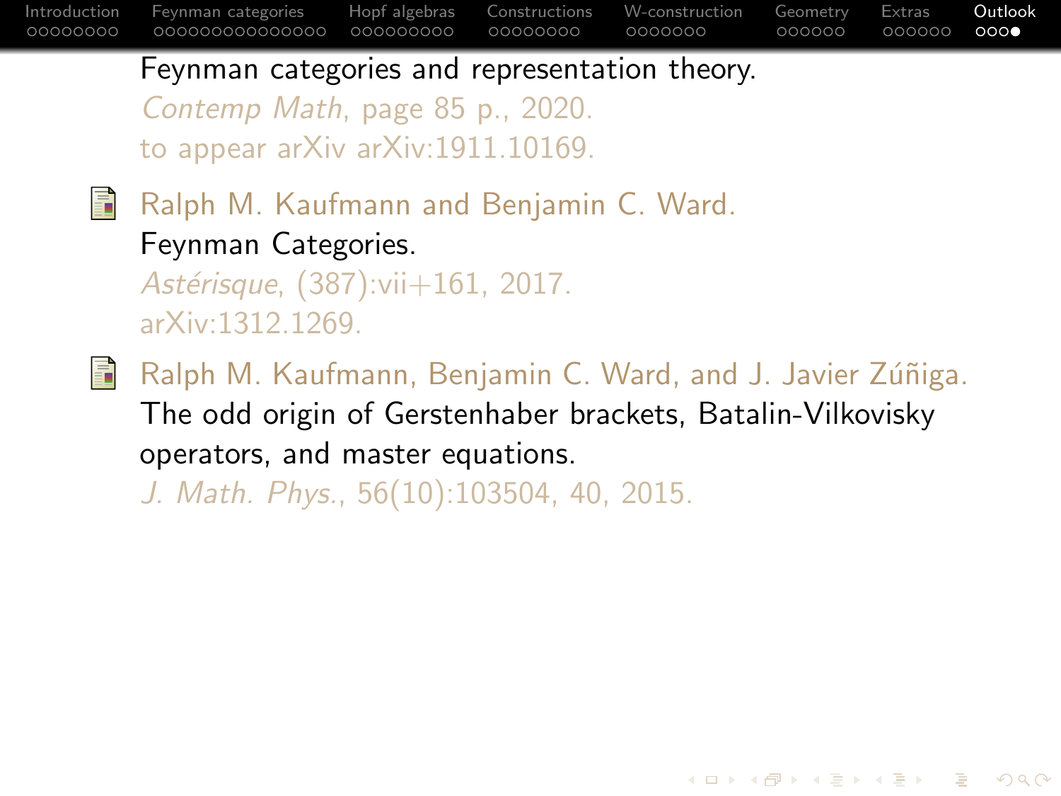Feynman categories and representation theory.
*Contemp Math*, page 85 p., 2020.
to appear arXiv arXiv:1911.10169.

- Ralph M. Kaufmann and Benjamin C. Ward.
  Feynman Categories.
  *Astérisque*, (387):vii+161, 2017.
  arXiv:1312.1269.

- Ralph M. Kaufmann, Benjamin C. Ward, and J. Javier Zúñiga.
  The odd origin of Gerstenhaber brackets, Batalin-Vilkovisky operators, and master equations.
  *J. Math. Phys.*, 56(10):103504, 40, 2015.